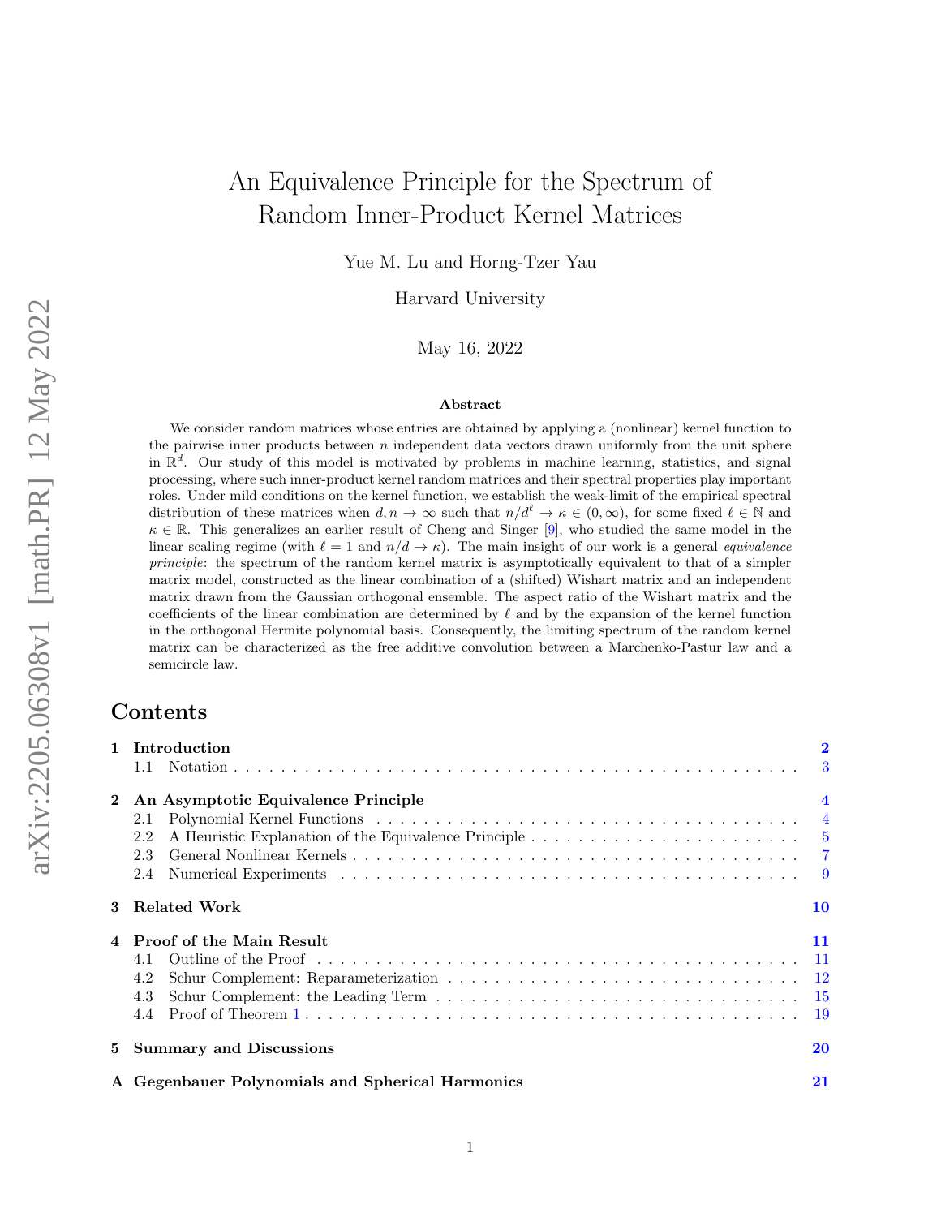# An Equivalence Principle for the Spectrum of Random Inner-Product Kernel Matrices

Yue M. Lu and Horng-Tzer Yau

Harvard University

May 16, 2022

### Abstract

We consider random matrices whose entries are obtained by applying a (nonlinear) kernel function to the pairwise inner products between $n$ independent data vectors drawn uniformly from the unit sphere in $\mathbb{R}^d$. Our study of this model is motivated by problems in machine learning, statistics, and signal processing, where such inner-product kernel random matrices and their spectral properties play important roles. Under mild conditions on the kernel function, we establish the weak-limit of the empirical spectral distribution of these matrices when $d, n \to \infty$ such that $n/d^\ell \to \kappa \in (0, \infty)$, for some fixed $\ell \in \mathbb{N}$ and $\kappa \in \mathbb{R}$. This generalizes an earlier result of Cheng and Singer [9], who studied the same model in the linear scaling regime (with $\ell = 1$ and $n/d \to \kappa$). The main insight of our work is a general *equivalence principle*: the spectrum of the random kernel matrix is asymptotically equivalent to that of a simpler matrix model, constructed as the linear combination of a (shifted) Wishart matrix and an independent matrix drawn from the Gaussian orthogonal ensemble. The aspect ratio of the Wishart matrix and the coefficients of the linear combination are determined by $\ell$ and by the expansion of the kernel function in the orthogonal Hermite polynomial basis. Consequently, the limiting spectrum of the random kernel matrix can be characterized as the free additive convolution between a Marchenko-Pastur law and a semicircle law.

## Contents

**1 Introduction** — 2
- 1.1 Notation — 3

**2 An Asymptotic Equivalence Principle** — 4
- 2.1 Polynomial Kernel Functions — 4
- 2.2 A Heuristic Explanation of the Equivalence Principle — 5
- 2.3 General Nonlinear Kernels — 7
- 2.4 Numerical Experiments — 9

**3 Related Work** — 10

**4 Proof of the Main Result** — 11
- 4.1 Outline of the Proof — 11
- 4.2 Schur Complement: Reparameterization — 12
- 4.3 Schur Complement: the Leading Term — 15
- 4.4 Proof of Theorem 1 — 19

**5 Summary and Discussions** — 20

**A Gegenbauer Polynomials and Spherical Harmonics** — 21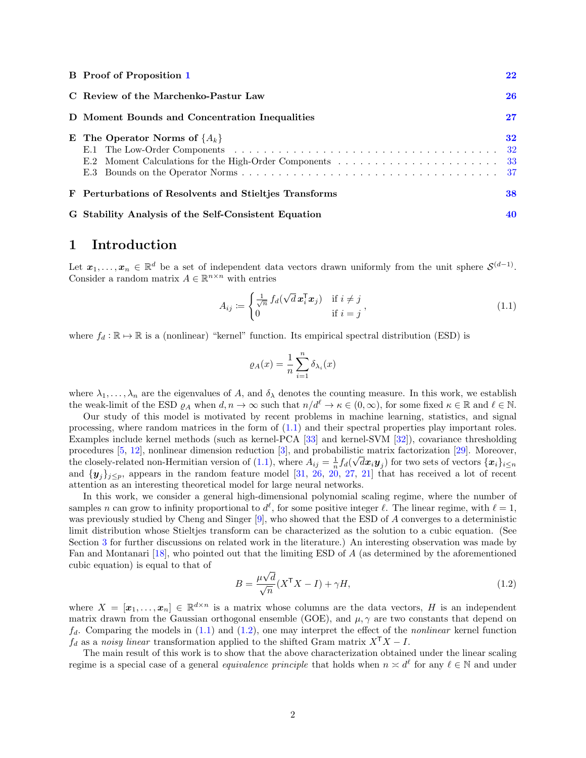| | | |
|---|---|---|
| **B** | **Proof of Proposition 1** | **22** |
| **C** | **Review of the Marchenko-Pastur Law** | **26** |
| **D** | **Moment Bounds and Concentration Inequalities** | **27** |
| **E** | **The Operator Norms of $\{A_k\}$** | **32** |
| | E.1 The Low-Order Components | 32 |
| | E.2 Moment Calculations for the High-Order Components | 33 |
| | E.3 Bounds on the Operator Norms | 37 |
| **F** | **Perturbations of Resolvents and Stieltjes Transforms** | **38** |
| **G** | **Stability Analysis of the Self-Consistent Equation** | **40** |

# 1 Introduction

Let $\boldsymbol{x}_1, \ldots, \boldsymbol{x}_n \in \mathbb{R}^d$ be a set of independent data vectors drawn uniformly from the unit sphere $\mathcal{S}^{(d-1)}$. Consider a random matrix $A \in \mathbb{R}^{n \times n}$ with entries

$$A_{ij} := \begin{cases} \frac{1}{\sqrt{n}} f_d(\sqrt{d}\, \boldsymbol{x}_i^\mathsf{T} \boldsymbol{x}_j) & \text{if } i \neq j \\ 0 & \text{if } i = j \end{cases}, \tag{1.1}$$

where $f_d : \mathbb{R} \mapsto \mathbb{R}$ is a (nonlinear) "kernel" function. Its empirical spectral distribution (ESD) is

$$\varrho_A(x) = \frac{1}{n} \sum_{i=1}^{n} \delta_{\lambda_i}(x)$$

where $\lambda_1, \ldots, \lambda_n$ are the eigenvalues of $A$, and $\delta_\lambda$ denotes the counting measure. In this work, we establish the weak-limit of the ESD $\varrho_A$ when $d, n \to \infty$ such that $n/d^\ell \to \kappa \in (0, \infty)$, for some fixed $\kappa \in \mathbb{R}$ and $\ell \in \mathbb{N}$.

Our study of this model is motivated by recent problems in machine learning, statistics, and signal processing, where random matrices in the form of (1.1) and their spectral properties play important roles. Examples include kernel methods (such as kernel-PCA [33] and kernel-SVM [32]), covariance thresholding procedures [5, 12], nonlinear dimension reduction [3], and probabilistic matrix factorization [29]. Moreover, the closely-related non-Hermitian version of (1.1), where $A_{ij} = \frac{1}{n} f_d(\sqrt{d} \boldsymbol{x}_i \boldsymbol{y}_j)$ for two sets of vectors $\{\boldsymbol{x}_i\}_{i \le n}$ and $\{\boldsymbol{y}_j\}_{j \le p}$, appears in the random feature model [31, 26, 20, 27, 21] that has received a lot of recent attention as an interesting theoretical model for large neural networks.

In this work, we consider a general high-dimensional polynomial scaling regime, where the number of samples $n$ can grow to infinity proportional to $d^\ell$, for some positive integer $\ell$. The linear regime, with $\ell = 1$, was previously studied by Cheng and Singer [9], who showed that the ESD of $A$ converges to a deterministic limit distribution whose Stieltjes transform can be characterized as the solution to a cubic equation. (See Section 3 for further discussions on related work in the literature.) An interesting observation was made by Fan and Montanari [18], who pointed out that the limiting ESD of $A$ (as determined by the aforementioned cubic equation) is equal to that of

$$B = \frac{\mu\sqrt{d}}{\sqrt{n}}(X^\mathsf{T} X - I) + \gamma H, \tag{1.2}$$

where $X = [\boldsymbol{x}_1, \ldots, \boldsymbol{x}_n] \in \mathbb{R}^{d \times n}$ is a matrix whose columns are the data vectors, $H$ is an independent matrix drawn from the Gaussian orthogonal ensemble (GOE), and $\mu, \gamma$ are two constants that depend on $f_d$. Comparing the models in (1.1) and (1.2), one may interpret the effect of the *nonlinear* kernel function $f_d$ as a *noisy linear* transformation applied to the shifted Gram matrix $X^\mathsf{T} X - I$.

The main result of this work is to show that the above characterization obtained under the linear scaling regime is a special case of a general *equivalence principle* that holds when $n \asymp d^\ell$ for any $\ell \in \mathbb{N}$ and under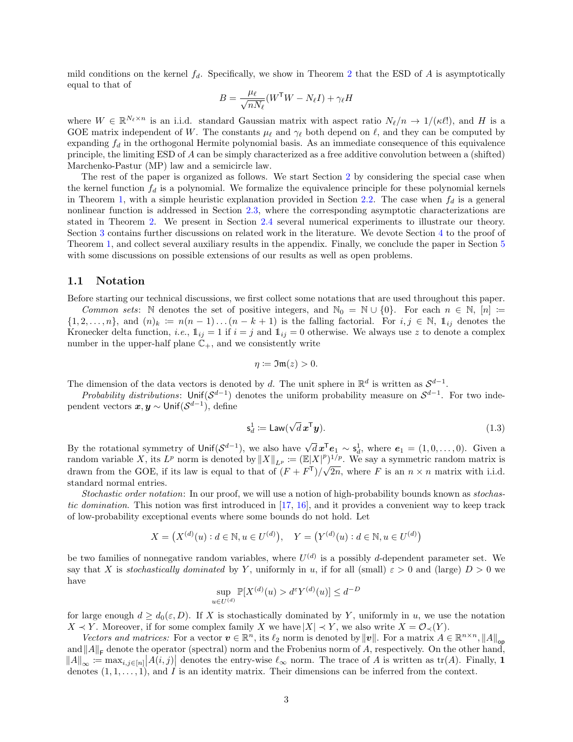mild conditions on the kernel $f_d$. Specifically, we show in Theorem 2 that the ESD of $A$ is asymptotically equal to that of

$$B = \frac{\mu_\ell}{\sqrt{nN_\ell}}(W^\mathsf{T} W - N_\ell I) + \gamma_\ell H$$

where $W \in \mathbb{R}^{N_\ell \times n}$ is an i.i.d. standard Gaussian matrix with aspect ratio $N_\ell/n \to 1/(\kappa \ell!)$, and $H$ is a GOE matrix independent of $W$. The constants $\mu_\ell$ and $\gamma_\ell$ both depend on $\ell$, and they can be computed by expanding $f_d$ in the orthogonal Hermite polynomial basis. As an immediate consequence of this equivalence principle, the limiting ESD of $A$ can be simply characterized as a free additive convolution between a (shifted) Marchenko-Pastur (MP) law and a semicircle law.

The rest of the paper is organized as follows. We start Section 2 by considering the special case when the kernel function $f_d$ is a polynomial. We formalize the equivalence principle for these polynomial kernels in Theorem 1, with a simple heuristic explanation provided in Section 2.2. The case when $f_d$ is a general nonlinear function is addressed in Section 2.3, where the corresponding asymptotic characterizations are stated in Theorem 2. We present in Section 2.4 several numerical experiments to illustrate our theory. Section 3 contains further discussions on related work in the literature. We devote Section 4 to the proof of Theorem 1, and collect several auxiliary results in the appendix. Finally, we conclude the paper in Section 5 with some discussions on possible extensions of our results as well as open problems.

## 1.1 Notation

Before starting our technical discussions, we first collect some notations that are used throughout this paper.

*Common sets*: $\mathbb{N}$ denotes the set of positive integers, and $\mathbb{N}_0 = \mathbb{N} \cup \{0\}$. For each $n \in \mathbb{N}$, $[n] := \{1, 2, \dots, n\}$, and $(n)_k := n(n-1)\dots(n-k+1)$ is the falling factorial. For $i, j \in \mathbb{N}$, $\mathbb{1}_{ij}$ denotes the Kronecker delta function, *i.e.*, $\mathbb{1}_{ij} = 1$ if $i = j$ and $\mathbb{1}_{ij} = 0$ otherwise. We always use $z$ to denote a complex number in the upper-half plane $\mathbb{C}_+$, and we consistently write

$$\eta := \mathfrak{Im}(z) > 0.$$

The dimension of the data vectors is denoted by $d$. The unit sphere in $\mathbb{R}^d$ is written as $\mathcal{S}^{d-1}$.

*Probability distributions*: $\mathsf{Unif}(\mathcal{S}^{d-1})$ denotes the uniform probability measure on $\mathcal{S}^{d-1}$. For two independent vectors $\boldsymbol{x}, \boldsymbol{y} \sim \mathsf{Unif}(\mathcal{S}^{d-1})$, define

$$\mathsf{s}_d^1 := \mathsf{Law}(\sqrt{d}\, \boldsymbol{x}^\mathsf{T} \boldsymbol{y}). \tag{1.3}$$

By the rotational symmetry of $\mathsf{Unif}(\mathcal{S}^{d-1})$, we also have $\sqrt{d}\, \boldsymbol{x}^\mathsf{T} \boldsymbol{e}_1 \sim \mathsf{s}_d^1$, where $\boldsymbol{e}_1 = (1, 0, \dots, 0)$. Given a random variable $X$, its $L^p$ norm is denoted by $\|X\|_{L^p} := (\mathbb{E}|X|^p)^{1/p}$. We say a symmetric random matrix is drawn from the GOE, if its law is equal to that of $(F + F^\mathsf{T})/\sqrt{2n}$, where $F$ is an $n \times n$ matrix with i.i.d. standard normal entries.

*Stochastic order notation*: In our proof, we will use a notion of high-probability bounds known as *stochastic domination*. This notion was first introduced in [17, 16], and it provides a convenient way to keep track of low-probability exceptional events where some bounds do not hold. Let

$$X = \left(X^{(d)}(u) : d \in \mathbb{N}, u \in U^{(d)}\right), \quad Y = \left(Y^{(d)}(u) : d \in \mathbb{N}, u \in U^{(d)}\right)$$

be two families of nonnegative random variables, where $U^{(d)}$ is a possibly $d$-dependent parameter set. We say that $X$ is *stochastically dominated* by $Y$, uniformly in $u$, if for all (small) $\varepsilon > 0$ and (large) $D > 0$ we have

$$\sup_{u \in U^{(d)}} \mathbb{P}[X^{(d)}(u) > d^\varepsilon Y^{(d)}(u)] \le d^{-D}$$

for large enough $d \ge d_0(\varepsilon, D)$. If $X$ is stochastically dominated by $Y$, uniformly in $u$, we use the notation $X \prec Y$. Moreover, if for some complex family $X$ we have $|X| \prec Y$, we also write $X = \mathcal{O}_\prec(Y)$.

*Vectors and matrices:* For a vector $\boldsymbol{v} \in \mathbb{R}^n$, its $\ell_2$ norm is denoted by $\|\boldsymbol{v}\|$. For a matrix $A \in \mathbb{R}^{n \times n}$, $\|A\|_{\mathsf{op}}$ and $\|A\|_{\mathsf{F}}$ denote the operator (spectral) norm and the Frobenius norm of $A$, respectively. On the other hand, $\|A\|_\infty := \max_{i,j \in [n]} |A(i,j)|$ denotes the entry-wise $\ell_\infty$ norm. The trace of $A$ is written as $\mathrm{tr}(A)$. Finally, $\mathbf{1}$ denotes $(1, 1, \dots, 1)$, and $I$ is an identity matrix. Their dimensions can be inferred from the context.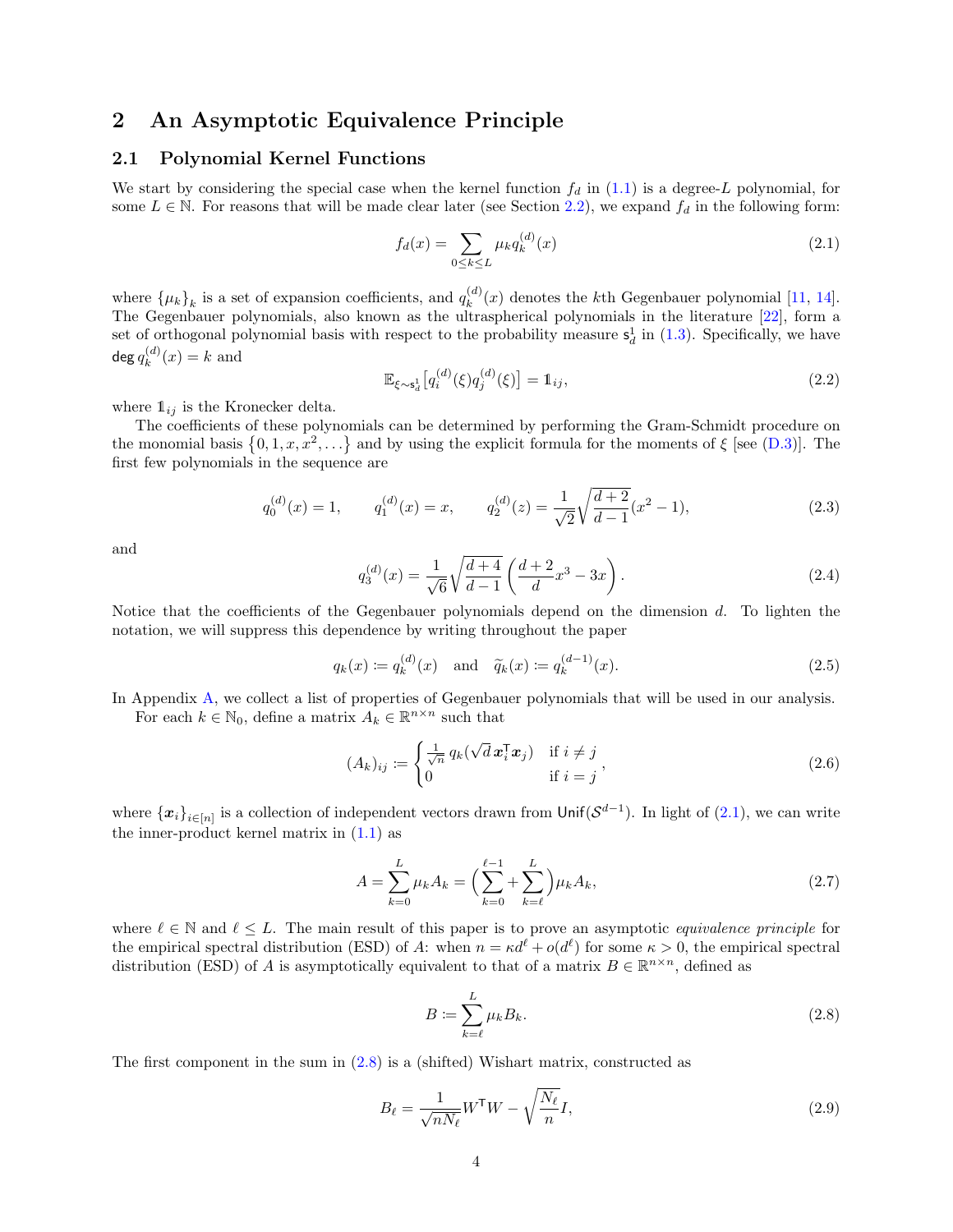## 2 An Asymptotic Equivalence Principle

### 2.1 Polynomial Kernel Functions

We start by considering the special case when the kernel function $f_d$ in (1.1) is a degree-$L$ polynomial, for some $L \in \mathbb{N}$. For reasons that will be made clear later (see Section 2.2), we expand $f_d$ in the following form:

$$f_d(x) = \sum_{0 \le k \le L} \mu_k q_k^{(d)}(x) \tag{2.1}$$

where $\{\mu_k\}_k$ is a set of expansion coefficients, and $q_k^{(d)}(x)$ denotes the $k$th Gegenbauer polynomial [11, 14]. The Gegenbauer polynomials, also known as the ultraspherical polynomials in the literature [22], form a set of orthogonal polynomial basis with respect to the probability measure $\mathsf{s}_d^1$ in (1.3). Specifically, we have $\deg q_k^{(d)}(x) = k$ and

$$\mathbb{E}_{\xi \sim \mathsf{s}_d^1}\big[q_i^{(d)}(\xi) q_j^{(d)}(\xi)\big] = \mathbb{1}_{ij}, \tag{2.2}$$

where $\mathbb{1}_{ij}$ is the Kronecker delta.

The coefficients of these polynomials can be determined by performing the Gram-Schmidt procedure on the monomial basis $\{0, 1, x, x^2, \ldots\}$ and by using the explicit formula for the moments of $\xi$ [see (D.3)]. The first few polynomials in the sequence are

$$q_0^{(d)}(x) = 1, \qquad q_1^{(d)}(x) = x, \qquad q_2^{(d)}(z) = \frac{1}{\sqrt{2}}\sqrt{\frac{d+2}{d-1}}(x^2 - 1), \tag{2.3}$$

and

$$q_3^{(d)}(x) = \frac{1}{\sqrt{6}}\sqrt{\frac{d+4}{d-1}}\left(\frac{d+2}{d}x^3 - 3x\right). \tag{2.4}$$

Notice that the coefficients of the Gegenbauer polynomials depend on the dimension $d$. To lighten the notation, we will suppress this dependence by writing throughout the paper

$$q_k(x) \coloneqq q_k^{(d)}(x) \quad \text{and} \quad \widetilde{q}_k(x) \coloneqq q_k^{(d-1)}(x). \tag{2.5}$$

In Appendix A, we collect a list of properties of Gegenbauer polynomials that will be used in our analysis.

For each $k \in \mathbb{N}_0$, define a matrix $A_k \in \mathbb{R}^{n \times n}$ such that

$$(A_k)_{ij} \coloneqq \begin{cases} \frac{1}{\sqrt{n}}\, q_k(\sqrt{d}\, \boldsymbol{x}_i^\mathsf{T} \boldsymbol{x}_j) & \text{if } i \neq j \\ 0 & \text{if } i = j \end{cases}, \tag{2.6}$$

where $\{\boldsymbol{x}_i\}_{i \in [n]}$ is a collection of independent vectors drawn from $\mathsf{Unif}(\mathcal{S}^{d-1})$. In light of (2.1), we can write the inner-product kernel matrix in (1.1) as

$$A = \sum_{k=0}^{L} \mu_k A_k = \Big(\sum_{k=0}^{\ell-1} + \sum_{k=\ell}^{L}\Big)\mu_k A_k, \tag{2.7}$$

where $\ell \in \mathbb{N}$ and $\ell \le L$. The main result of this paper is to prove an asymptotic *equivalence principle* for the empirical spectral distribution (ESD) of $A$: when $n = \kappa d^\ell + o(d^\ell)$ for some $\kappa > 0$, the empirical spectral distribution (ESD) of $A$ is asymptotically equivalent to that of a matrix $B \in \mathbb{R}^{n \times n}$, defined as

$$B \coloneqq \sum_{k=\ell}^{L} \mu_k B_k. \tag{2.8}$$

The first component in the sum in (2.8) is a (shifted) Wishart matrix, constructed as

$$B_\ell = \frac{1}{\sqrt{nN_\ell}} W^\mathsf{T} W - \sqrt{\frac{N_\ell}{n}} I, \tag{2.9}$$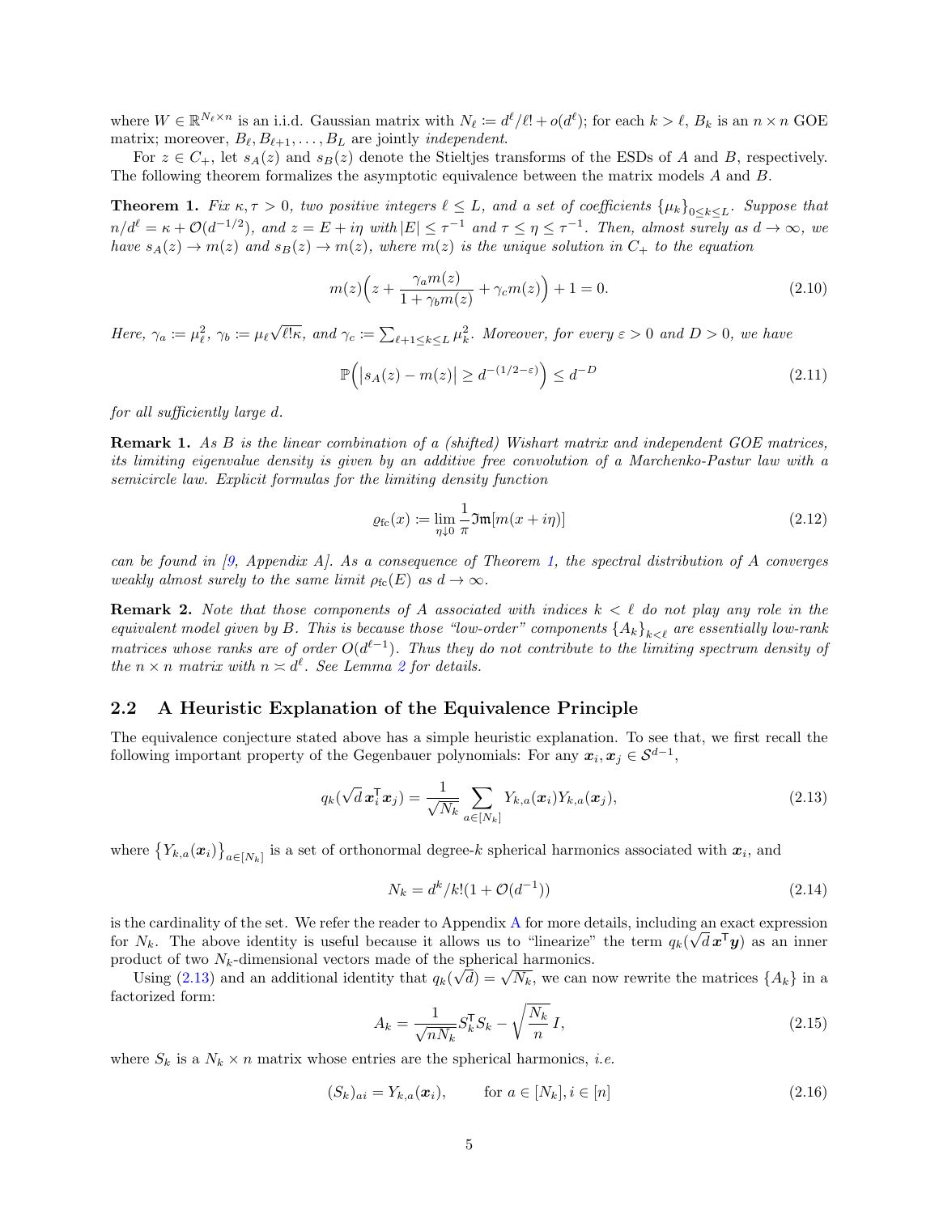where $W \in \mathbb{R}^{N_\ell \times n}$ is an i.i.d. Gaussian matrix with $N_\ell := d^\ell/\ell! + o(d^\ell)$; for each $k > \ell$, $B_k$ is an $n \times n$ GOE matrix; moreover, $B_\ell, B_{\ell+1}, \ldots, B_L$ are jointly *independent*.

For $z \in C_+$, let $s_A(z)$ and $s_B(z)$ denote the Stieltjes transforms of the ESDs of $A$ and $B$, respectively. The following theorem formalizes the asymptotic equivalence between the matrix models $A$ and $B$.

**Theorem 1.** *Fix $\kappa, \tau > 0$, two positive integers $\ell \leq L$, and a set of coefficients $\{\mu_k\}_{0 \leq k \leq L}$. Suppose that $n/d^\ell = \kappa + \mathcal{O}(d^{-1/2})$, and $z = E + i\eta$ with $|E| \leq \tau^{-1}$ and $\tau \leq \eta \leq \tau^{-1}$. Then, almost surely as $d \to \infty$, we have $s_A(z) \to m(z)$ and $s_B(z) \to m(z)$, where $m(z)$ is the unique solution in $C_+$ to the equation*

$$m(z)\Big(z + \frac{\gamma_a m(z)}{1 + \gamma_b m(z)} + \gamma_c m(z)\Big) + 1 = 0. \tag{2.10}$$

*Here, $\gamma_a := \mu_\ell^2$, $\gamma_b := \mu_\ell \sqrt{\ell! \kappa}$, and $\gamma_c := \sum_{\ell+1 \leq k \leq L} \mu_k^2$. Moreover, for every $\varepsilon > 0$ and $D > 0$, we have*

$$\mathbb{P}\Big(\big|s_A(z) - m(z)\big| \geq d^{-(1/2-\varepsilon)}\Big) \leq d^{-D} \tag{2.11}$$

*for all sufficiently large $d$.*

**Remark 1.** *As $B$ is the linear combination of a (shifted) Wishart matrix and independent GOE matrices, its limiting eigenvalue density is given by an additive free convolution of a Marchenko-Pastur law with a semicircle law. Explicit formulas for the limiting density function*

$$\varrho_{\text{fc}}(x) := \lim_{\eta \downarrow 0} \frac{1}{\pi} \mathfrak{Im}[m(x + i\eta)] \tag{2.12}$$

*can be found in [9, Appendix A]. As a consequence of Theorem 1, the spectral distribution of $A$ converges weakly almost surely to the same limit $\rho_{\text{fc}}(E)$ as $d \to \infty$.*

**Remark 2.** *Note that those components of $A$ associated with indices $k < \ell$ do not play any role in the equivalent model given by $B$. This is because those "low-order" components $\{A_k\}_{k<\ell}$ are essentially low-rank matrices whose ranks are of order $O(d^{\ell-1})$. Thus they do not contribute to the limiting spectrum density of the $n \times n$ matrix with $n \asymp d^\ell$. See Lemma 2 for details.*

## 2.2 A Heuristic Explanation of the Equivalence Principle

The equivalence conjecture stated above has a simple heuristic explanation. To see that, we first recall the following important property of the Gegenbauer polynomials: For any $\boldsymbol{x}_i, \boldsymbol{x}_j \in \mathcal{S}^{d-1}$,

$$q_k(\sqrt{d}\, \boldsymbol{x}_i^\mathsf{T} \boldsymbol{x}_j) = \frac{1}{\sqrt{N_k}} \sum_{a \in [N_k]} Y_{k,a}(\boldsymbol{x}_i) Y_{k,a}(\boldsymbol{x}_j), \tag{2.13}$$

where $\big\{Y_{k,a}(\boldsymbol{x}_i)\big\}_{a \in [N_k]}$ is a set of orthonormal degree-$k$ spherical harmonics associated with $\boldsymbol{x}_i$, and

$$N_k = d^k/k!(1 + \mathcal{O}(d^{-1})) \tag{2.14}$$

is the cardinality of the set. We refer the reader to Appendix A for more details, including an exact expression for $N_k$. The above identity is useful because it allows us to "linearize" the term $q_k(\sqrt{d}\, \boldsymbol{x}^\mathsf{T} \boldsymbol{y})$ as an inner product of two $N_k$-dimensional vectors made of the spherical harmonics.

Using (2.13) and an additional identity that $q_k(\sqrt{d}) = \sqrt{N_k}$, we can now rewrite the matrices $\{A_k\}$ in a factorized form:

$$A_k = \frac{1}{\sqrt{n N_k}} S_k^\mathsf{T} S_k - \sqrt{\frac{N_k}{n}}\, I, \tag{2.15}$$

where $S_k$ is a $N_k \times n$ matrix whose entries are the spherical harmonics, *i.e.*

$$(S_k)_{ai} = Y_{k,a}(\boldsymbol{x}_i), \qquad \text{for } a \in [N_k], i \in [n] \tag{2.16}$$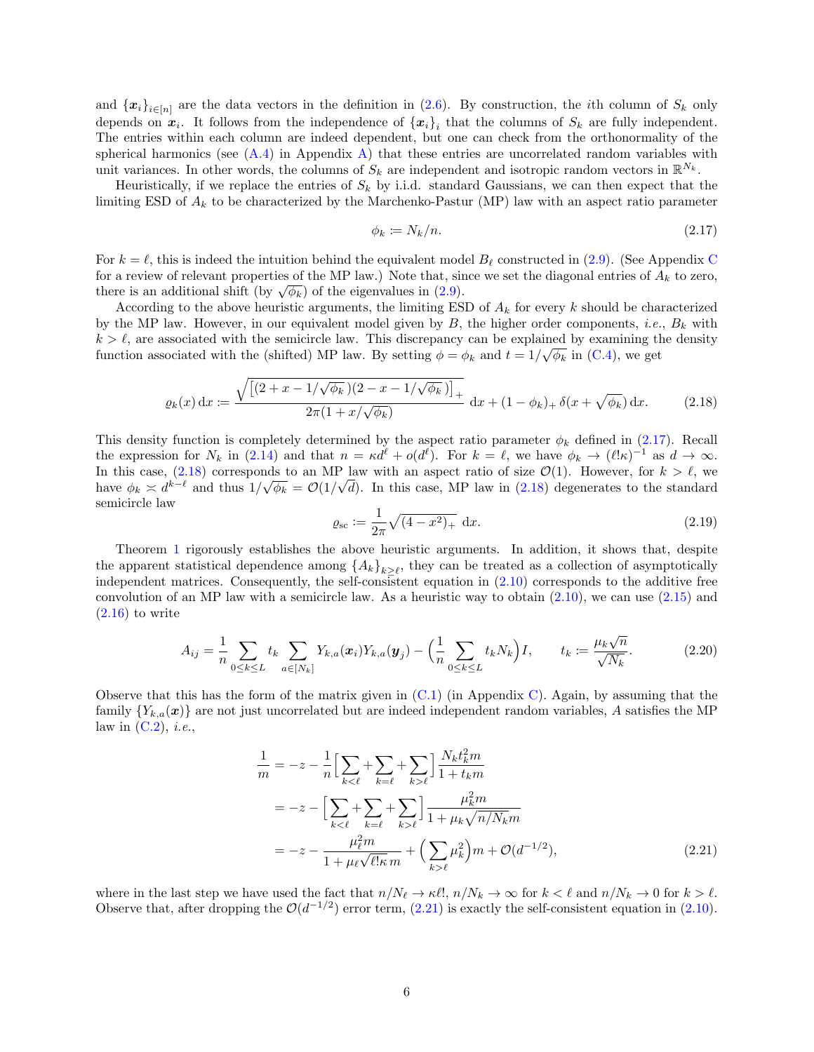and $\{\boldsymbol{x}_i\}_{i\in[n]}$ are the data vectors in the definition in (2.6). By construction, the $i$th column of $S_k$ only depends on $\boldsymbol{x}_i$. It follows from the independence of $\{\boldsymbol{x}_i\}_i$ that the columns of $S_k$ are fully independent. The entries within each column are indeed dependent, but one can check from the orthonormality of the spherical harmonics (see (A.4) in Appendix A) that these entries are uncorrelated random variables with unit variances. In other words, the columns of $S_k$ are independent and isotropic random vectors in $\mathbb{R}^{N_k}$.

Heuristically, if we replace the entries of $S_k$ by i.i.d. standard Gaussians, we can then expect that the limiting ESD of $A_k$ to be characterized by the Marchenko-Pastur (MP) law with an aspect ratio parameter

$$\phi_k := N_k/n. \tag{2.17}$$

For $k = \ell$, this is indeed the intuition behind the equivalent model $B_\ell$ constructed in (2.9). (See Appendix C for a review of relevant properties of the MP law.) Note that, since we set the diagonal entries of $A_k$ to zero, there is an additional shift (by $\sqrt{\phi_k}$) of the eigenvalues in (2.9).

According to the above heuristic arguments, the limiting ESD of $A_k$ for every $k$ should be characterized by the MP law. However, in our equivalent model given by $B$, the higher order components, *i.e.*, $B_k$ with $k > \ell$, are associated with the semicircle law. This discrepancy can be explained by examining the density function associated with the (shifted) MP law. By setting $\phi = \phi_k$ and $t = 1/\sqrt{\phi_k}$ in (C.4), we get

$$\varrho_k(x)\,\mathrm{d}x := \frac{\sqrt{\left[(2 + x - 1/\sqrt{\phi_k})(2 - x - 1/\sqrt{\phi_k})\right]_+}}{2\pi(1 + x/\sqrt{\phi_k})}\,\mathrm{d}x + (1-\phi_k)_+\,\delta(x + \sqrt{\phi_k})\,\mathrm{d}x. \tag{2.18}$$

This density function is completely determined by the aspect ratio parameter $\phi_k$ defined in (2.17). Recall the expression for $N_k$ in (2.14) and that $n = \kappa d^\ell + o(d^\ell)$. For $k = \ell$, we have $\phi_k \to (\ell!\kappa)^{-1}$ as $d \to \infty$. In this case, (2.18) corresponds to an MP law with an aspect ratio of size $\mathcal{O}(1)$. However, for $k > \ell$, we have $\phi_k \asymp d^{k-\ell}$ and thus $1/\sqrt{\phi_k} = \mathcal{O}(1/\sqrt{d})$. In this case, MP law in (2.18) degenerates to the standard semicircle law

$$\varrho_{\mathrm{sc}} := \frac{1}{2\pi}\sqrt{(4-x^2)_+}\,\,\mathrm{d}x. \tag{2.19}$$

Theorem 1 rigorously establishes the above heuristic arguments. In addition, it shows that, despite the apparent statistical dependence among $\{A_k\}_{k\geq \ell}$, they can be treated as a collection of asymptotically independent matrices. Consequently, the self-consistent equation in (2.10) corresponds to the additive free convolution of an MP law with a semicircle law. As a heuristic way to obtain (2.10), we can use (2.15) and (2.16) to write

$$A_{ij} = \frac{1}{n}\sum_{0\leq k\leq L} t_k \sum_{a\in[N_k]} Y_{k,a}(\boldsymbol{x}_i)Y_{k,a}(\boldsymbol{y}_j) - \Big(\frac{1}{n}\sum_{0\leq k\leq L} t_k N_k\Big) I, \qquad t_k := \frac{\mu_k\sqrt{n}}{\sqrt{N_k}}. \tag{2.20}$$

Observe that this has the form of the matrix given in (C.1) (in Appendix C). Again, by assuming that the family $\{Y_{k,a}(\boldsymbol{x})\}$ are not just uncorrelated but are indeed independent random variables, $A$ satisfies the MP law in (C.2), *i.e.*,

$$\begin{aligned}
\frac{1}{m} &= -z - \frac{1}{n}\Big[\sum_{k<\ell} + \sum_{k=\ell} + \sum_{k>\ell}\Big]\frac{N_k t_k^2 m}{1 + t_k m} \\
&= -z - \Big[\sum_{k<\ell} + \sum_{k=\ell} + \sum_{k>\ell}\Big]\frac{\mu_k^2 m}{1 + \mu_k\sqrt{n/N_k}\, m} \\
&= -z - \frac{\mu_\ell^2 m}{1 + \mu_\ell\sqrt{\ell!\kappa}\, m} + \Big(\sum_{k>\ell}\mu_k^2\Big)m + \mathcal{O}(d^{-1/2}),
\end{aligned} \tag{2.21}$$

where in the last step we have used the fact that $n/N_\ell \to \kappa\ell!$, $n/N_k \to \infty$ for $k < \ell$ and $n/N_k \to 0$ for $k > \ell$. Observe that, after dropping the $\mathcal{O}(d^{-1/2})$ error term, (2.21) is exactly the self-consistent equation in (2.10).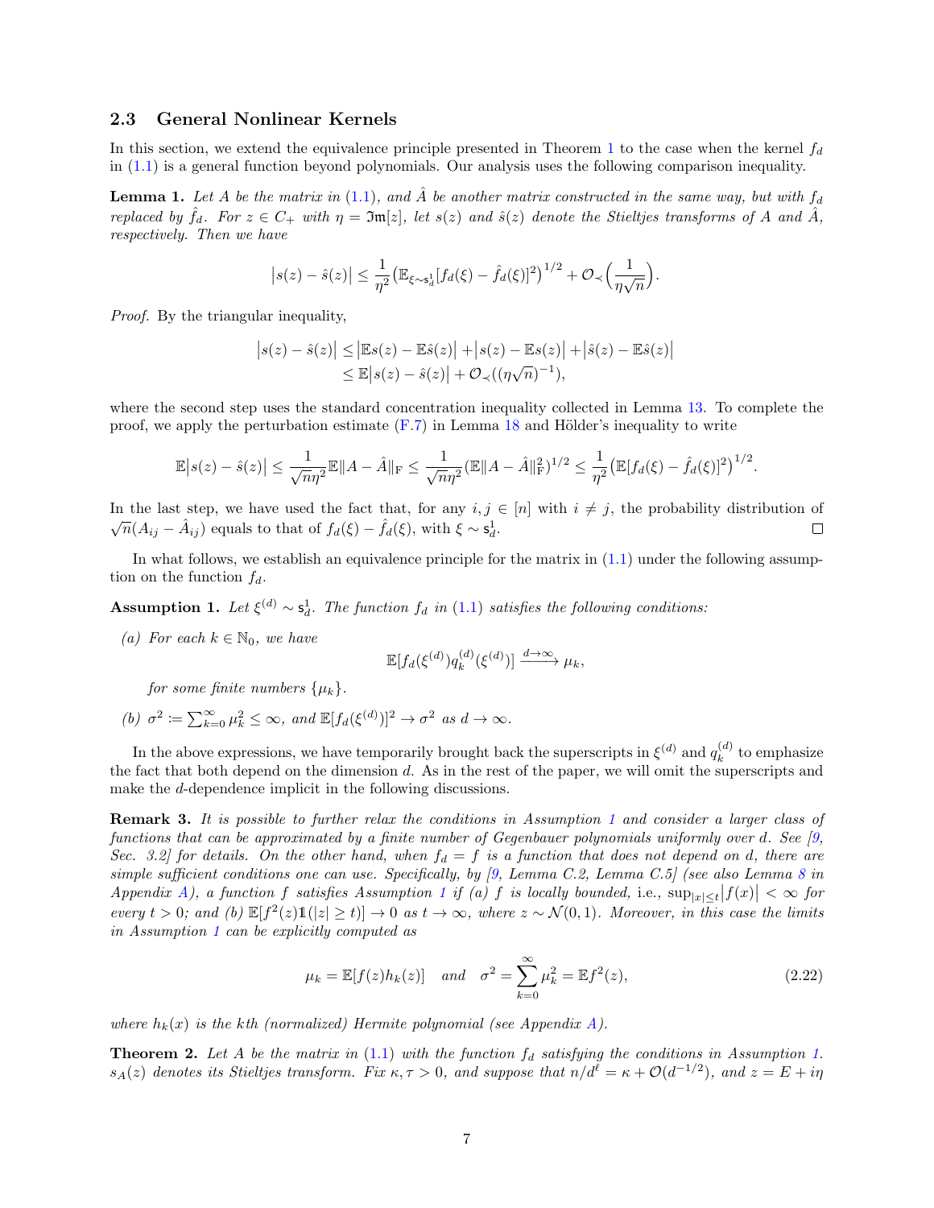### 2.3 General Nonlinear Kernels

In this section, we extend the equivalence principle presented in Theorem 1 to the case when the kernel $f_d$ in (1.1) is a general function beyond polynomials. Our analysis uses the following comparison inequality.

**Lemma 1.** *Let $A$ be the matrix in (1.1), and $\hat{A}$ be another matrix constructed in the same way, but with $f_d$ replaced by $\hat{f}_d$. For $z \in C_+$ with $\eta = \mathfrak{Im}[z]$, let $s(z)$ and $\hat{s}(z)$ denote the Stieltjes transforms of $A$ and $\hat{A}$, respectively. Then we have*

$$\big|s(z) - \hat{s}(z)\big| \le \frac{1}{\eta^2}\big(\mathbb{E}_{\xi\sim \mathsf{s}_d^1}[f_d(\xi) - \hat{f}_d(\xi)]^2\big)^{1/2} + \mathcal{O}_\prec\Big(\frac{1}{\eta\sqrt{n}}\Big).$$

*Proof.* By the triangular inequality,

$$\begin{aligned}\big|s(z) - \hat{s}(z)\big| &\le \big|\mathbb{E}s(z) - \mathbb{E}\hat{s}(z)\big| + \big|s(z) - \mathbb{E}s(z)\big| + \big|\hat{s}(z) - \mathbb{E}\hat{s}(z)\big| \\ &\le \mathbb{E}\big|s(z) - \hat{s}(z)\big| + \mathcal{O}_\prec((\eta\sqrt{n})^{-1}),\end{aligned}$$

where the second step uses the standard concentration inequality collected in Lemma 13. To complete the proof, we apply the perturbation estimate (F.7) in Lemma 18 and Hölder's inequality to write

$$\mathbb{E}\big|s(z) - \hat{s}(z)\big| \le \frac{1}{\sqrt{n}\eta^2}\mathbb{E}\|A - \hat{A}\|_{\mathrm{F}} \le \frac{1}{\sqrt{n}\eta^2}(\mathbb{E}\|A - \hat{A}\|_{\mathrm{F}}^2)^{1/2} \le \frac{1}{\eta^2}\big(\mathbb{E}[f_d(\xi) - \hat{f}_d(\xi)]^2\big)^{1/2}.$$

In the last step, we have used the fact that, for any $i, j \in [n]$ with $i \ne j$, the probability distribution of $\sqrt{n}(A_{ij} - \hat{A}_{ij})$ equals to that of $f_d(\xi) - \hat{f}_d(\xi)$, with $\xi \sim \mathsf{s}_d^1$. □

In what follows, we establish an equivalence principle for the matrix in (1.1) under the following assumption on the function $f_d$.

**Assumption 1.** *Let $\xi^{(d)} \sim \mathsf{s}_d^1$. The function $f_d$ in (1.1) satisfies the following conditions:*

*(a) For each $k \in \mathbb{N}_0$, we have*

$$\mathbb{E}[f_d(\xi^{(d)})q_k^{(d)}(\xi^{(d)})] \xrightarrow{d\to\infty} \mu_k,$$

*for some finite numbers $\{\mu_k\}$.*

*(b) $\sigma^2 \coloneqq \sum_{k=0}^\infty \mu_k^2 \le \infty$, and $\mathbb{E}[f_d(\xi^{(d)})]^2 \to \sigma^2$ as $d \to \infty$.*

In the above expressions, we have temporarily brought back the superscripts in $\xi^{(d)}$ and $q_k^{(d)}$ to emphasize the fact that both depend on the dimension $d$. As in the rest of the paper, we will omit the superscripts and make the $d$-dependence implicit in the following discussions.

**Remark 3.** *It is possible to further relax the conditions in Assumption 1 and consider a larger class of functions that can be approximated by a finite number of Gegenbauer polynomials uniformly over $d$. See [9, Sec. 3.2] for details. On the other hand, when $f_d = f$ is a function that does not depend on $d$, there are simple sufficient conditions one can use. Specifically, by [9, Lemma C.2, Lemma C.5] (see also Lemma 8 in Appendix A), a function $f$ satisfies Assumption 1 if (a) $f$ is locally bounded, i.e., $\sup_{|x|\le t}\big|f(x)\big| < \infty$ for every $t > 0$; and (b) $\mathbb{E}[f^2(z)\mathbb{1}(|z| \ge t)] \to 0$ as $t \to \infty$, where $z \sim \mathcal{N}(0, 1)$. Moreover, in this case the limits in Assumption 1 can be explicitly computed as*

$$\mu_k = \mathbb{E}[f(z)h_k(z)] \quad \text{and} \quad \sigma^2 = \sum_{k=0}^\infty \mu_k^2 = \mathbb{E}f^2(z), \tag{2.22}$$

*where $h_k(x)$ is the $k$th (normalized) Hermite polynomial (see Appendix A).*

**Theorem 2.** *Let $A$ be the matrix in (1.1) with the function $f_d$ satisfying the conditions in Assumption 1. $s_A(z)$ denotes its Stieltjes transform. Fix $\kappa, \tau > 0$, and suppose that $n/d^\ell = \kappa + \mathcal{O}(d^{-1/2})$, and $z = E + i\eta$*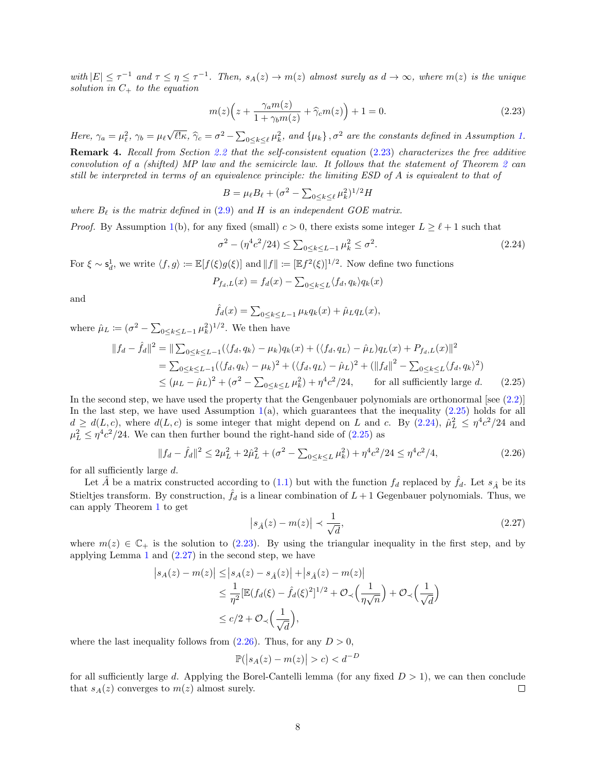*with* $|E| \le \tau^{-1}$ *and* $\tau \le \eta \le \tau^{-1}$. *Then,* $s_A(z) \to m(z)$ *almost surely as* $d \to \infty$*, where* $m(z)$ *is the unique solution in* $C_+$ *to the equation*

$$m(z)\Big(z + \frac{\gamma_a m(z)}{1+\gamma_b m(z)} + \widehat{\gamma}_c m(z)\Big) + 1 = 0. \tag{2.23}$$

*Here,* $\gamma_a = \mu_\ell^2$*,* $\gamma_b = \mu_\ell\sqrt{\ell!\kappa}$*,* $\widehat{\gamma}_c = \sigma^2 - \sum_{0\le k\le \ell}\mu_k^2$*, and* $\{\mu_k\}$ *,* $\sigma^2$ *are the constants defined in Assumption 1.*

**Remark 4.** *Recall from Section 2.2 that the self-consistent equation (2.23) characterizes the free additive convolution of a (shifted) MP law and the semicircle law. It follows that the statement of Theorem 2 can still be interpreted in terms of an equivalence principle: the limiting ESD of A is equivalent to that of*

$$B = \mu_\ell B_\ell + (\sigma^2 - \textstyle\sum_{0\le k\le \ell}\mu_k^2)^{1/2} H$$

*where* $B_\ell$ *is the matrix defined in (2.9) and* $H$ *is an independent GOE matrix.*

*Proof.* By Assumption 1(b), for any fixed (small) $c > 0$, there exists some integer $L \ge \ell + 1$ such that

$$\sigma^2 - (\eta^4 c^2/24) \le \textstyle\sum_{0\le k\le L-1}\mu_k^2 \le \sigma^2. \tag{2.24}$$

For $\xi \sim \mathsf{s}_d^1$, we write $\langle f, g\rangle := \mathbb{E}[f(\xi)g(\xi)]$ and $\|f\| := [\mathbb{E}f^2(\xi)]^{1/2}$. Now define two functions

$$P_{f_d,L}(x) = f_d(x) - \textstyle\sum_{0\le k\le L}\langle f_d, q_k\rangle q_k(x)$$

and

$$\hat{f}_d(x) = \textstyle\sum_{0\le k\le L-1}\mu_k q_k(x) + \hat{\mu}_L q_L(x),$$

where $\hat{\mu}_L := (\sigma^2 - \sum_{0\le k\le L-1}\mu_k^2)^{1/2}$. We then have

$$\begin{aligned}
\|f_d - \hat{f}_d\|^2 &= \|\textstyle\sum_{0\le k\le L-1}(\langle f_d, q_k\rangle - \mu_k)q_k(x) + (\langle f_d, q_L\rangle - \hat{\mu}_L)q_L(x) + P_{f_d,L}(x)\|^2 \\
&= \textstyle\sum_{0\le k\le L-1}(\langle f_d, q_k\rangle - \mu_k)^2 + (\langle f_d, q_L\rangle - \hat{\mu}_L)^2 + (\|f_d\|^2 - \sum_{0\le k\le L}\langle f_d, q_k\rangle^2) \\
&\le (\mu_L - \hat{\mu}_L)^2 + (\sigma^2 - \textstyle\sum_{0\le k\le L}\mu_k^2) + \eta^4 c^2/24, \qquad \text{for all sufficiently large } d.
\end{aligned} \tag{2.25}$$

In the second step, we have used the property that the Gengenbauer polynomials are orthonormal [see (2.2)] In the last step, we have used Assumption 1(a), which guarantees that the inequality (2.25) holds for all $d \ge d(L, c)$, where $d(L, c)$ is some integer that might depend on $L$ and $c$. By (2.24), $\hat{\mu}_L^2 \le \eta^4 c^2/24$ and $\mu_L^2 \le \eta^4 c^2/24$. We can then further bound the right-hand side of (2.25) as

$$\|f_d - \hat{f}_d\|^2 \le 2\mu_L^2 + 2\hat{\mu}_L^2 + (\sigma^2 - \textstyle\sum_{0\le k\le L}\mu_k^2) + \eta^4 c^2/24 \le \eta^4 c^2/4, \tag{2.26}$$

for all sufficiently large $d$.

Let $\hat{A}$ be a matrix constructed according to (1.1) but with the function $f_d$ replaced by $\hat{f}_d$. Let $s_{\hat{A}}$ be its Stieltjes transform. By construction, $\hat{f}_d$ is a linear combination of $L+1$ Gegenbauer polynomials. Thus, we can apply Theorem 1 to get

$$\big|s_{\hat{A}}(z) - m(z)\big| \prec \frac{1}{\sqrt{d}}, \tag{2.27}$$

where $m(z) \in \mathbb{C}_+$ is the solution to (2.23). By using the triangular inequality in the first step, and by applying Lemma 1 and (2.27) in the second step, we have

$$\begin{aligned}
\big|s_A(z) - m(z)\big| &\le \big|s_A(z) - s_{\hat{A}}(z)\big| + \big|s_{\hat{A}}(z) - m(z)\big| \\
&\le \frac{1}{\eta^2}[\mathbb{E}(f_d(\xi) - \hat{f}_d(\xi)^2]^{1/2} + \mathcal{O}_\prec\Big(\frac{1}{\eta\sqrt{n}}\Big) + \mathcal{O}_\prec\Big(\frac{1}{\sqrt{d}}\Big) \\
&\le c/2 + \mathcal{O}_\prec\Big(\frac{1}{\sqrt{d}}\Big),
\end{aligned}$$

where the last inequality follows from (2.26). Thus, for any $D > 0$,

$$\mathbb{P}(\big|s_A(z) - m(z)\big| > c) < d^{-D}$$

for all sufficiently large $d$. Applying the Borel-Cantelli lemma (for any fixed $D > 1$), we can then conclude that $s_A(z)$ converges to $m(z)$ almost surely. ∎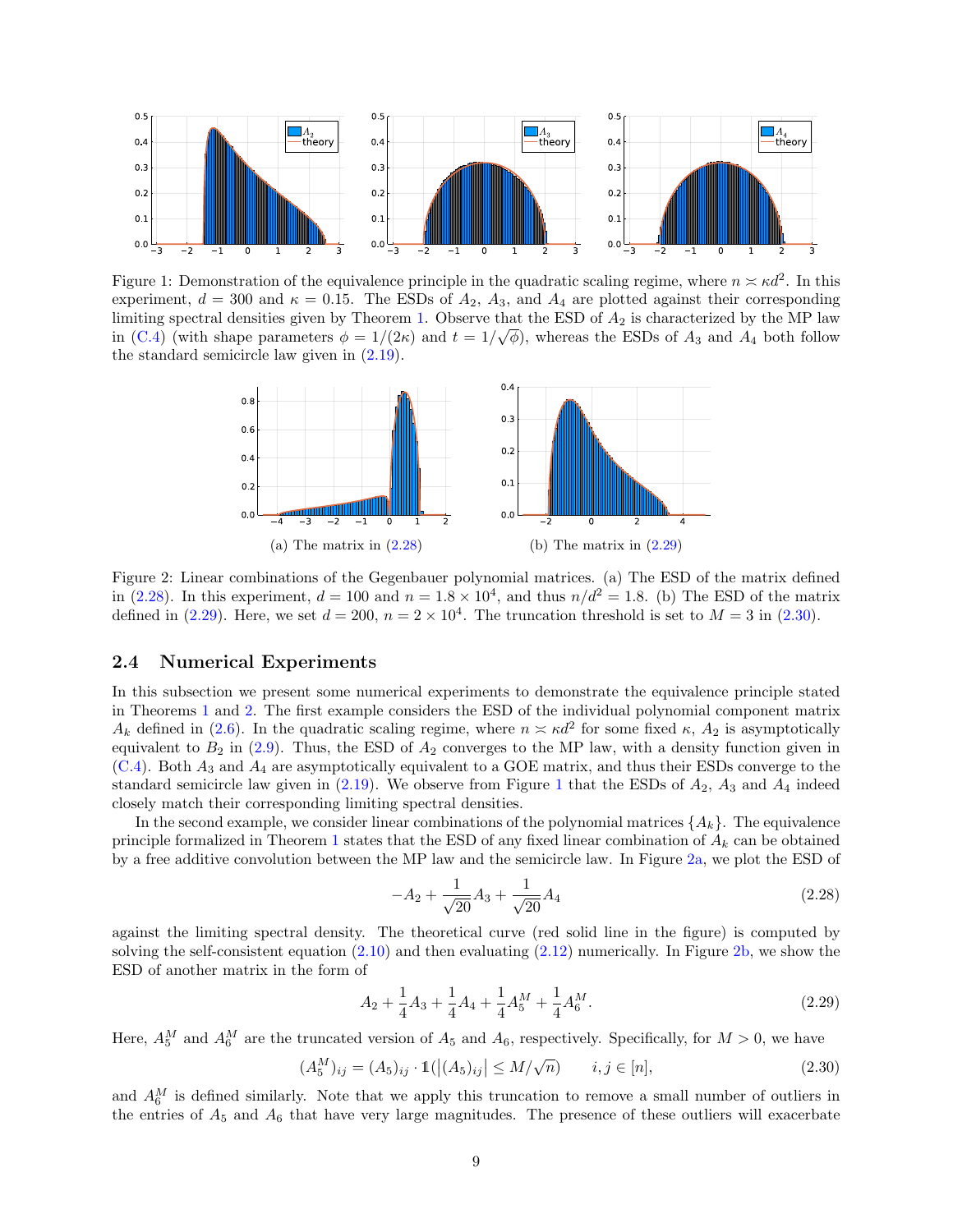Figure 1: Demonstration of the equivalence principle in the quadratic scaling regime, where $n \asymp \kappa d^2$. In this experiment, $d = 300$ and $\kappa = 0.15$. The ESDs of $A_2$, $A_3$, and $A_4$ are plotted against their corresponding limiting spectral densities given by Theorem 1. Observe that the ESD of $A_2$ is characterized by the MP law in (C.4) (with shape parameters $\phi = 1/(2\kappa)$ and $t = 1/\sqrt{\phi}$), whereas the ESDs of $A_3$ and $A_4$ both follow the standard semicircle law given in (2.19).

(a) The matrix in (2.28)

(b) The matrix in (2.29)

Figure 2: Linear combinations of the Gegenbauer polynomial matrices. (a) The ESD of the matrix defined in (2.28). In this experiment, $d = 100$ and $n = 1.8 \times 10^4$, and thus $n/d^2 = 1.8$. (b) The ESD of the matrix defined in (2.29). Here, we set $d = 200$, $n = 2 \times 10^4$. The truncation threshold is set to $M = 3$ in (2.30).

### 2.4 Numerical Experiments

In this subsection we present some numerical experiments to demonstrate the equivalence principle stated in Theorems 1 and 2. The first example considers the ESD of the individual polynomial component matrix $A_k$ defined in (2.6). In the quadratic scaling regime, where $n \asymp \kappa d^2$ for some fixed $\kappa$, $A_2$ is asymptotically equivalent to $B_2$ in (2.9). Thus, the ESD of $A_2$ converges to the MP law, with a density function given in (C.4). Both $A_3$ and $A_4$ are asymptotically equivalent to a GOE matrix, and thus their ESDs converge to the standard semicircle law given in (2.19). We observe from Figure 1 that the ESDs of $A_2$, $A_3$ and $A_4$ indeed closely match their corresponding limiting spectral densities.

In the second example, we consider linear combinations of the polynomial matrices $\{A_k\}$. The equivalence principle formalized in Theorem 1 states that the ESD of any fixed linear combination of $A_k$ can be obtained by a free additive convolution between the MP law and the semicircle law. In Figure 2a, we plot the ESD of

$$-A_2 + \frac{1}{\sqrt{20}} A_3 + \frac{1}{\sqrt{20}} A_4 \tag{2.28}$$

against the limiting spectral density. The theoretical curve (red solid line in the figure) is computed by solving the self-consistent equation (2.10) and then evaluating (2.12) numerically. In Figure 2b, we show the ESD of another matrix in the form of

$$A_2 + \frac{1}{4} A_3 + \frac{1}{4} A_4 + \frac{1}{4} A_5^M + \frac{1}{4} A_6^M. \tag{2.29}$$

Here, $A_5^M$ and $A_6^M$ are the truncated version of $A_5$ and $A_6$, respectively. Specifically, for $M > 0$, we have

$$(A_5^M)_{ij} = (A_5)_{ij} \cdot \mathbb{1}(\left|(A_5)_{ij}\right| \le M/\sqrt{n}) \qquad i, j \in [n], \tag{2.30}$$

and $A_6^M$ is defined similarly. Note that we apply this truncation to remove a small number of outliers in the entries of $A_5$ and $A_6$ that have very large magnitudes. The presence of these outliers will exacerbate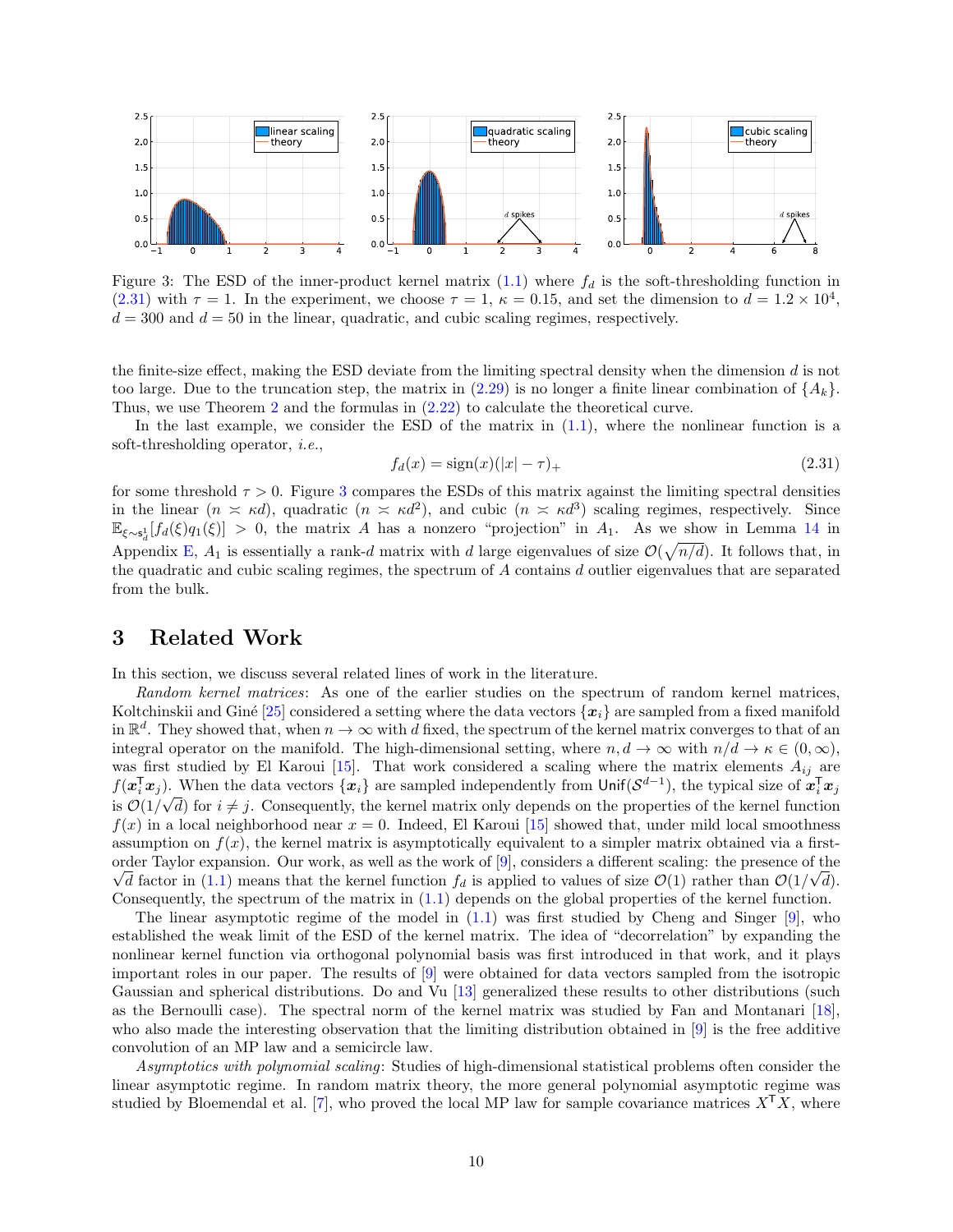Figure 3: The ESD of the inner-product kernel matrix (1.1) where $f_d$ is the soft-thresholding function in (2.31) with $\tau = 1$. In the experiment, we choose $\tau = 1$, $\kappa = 0.15$, and set the dimension to $d = 1.2 \times 10^4$, $d = 300$ and $d = 50$ in the linear, quadratic, and cubic scaling regimes, respectively.

the finite-size effect, making the ESD deviate from the limiting spectral density when the dimension $d$ is not too large. Due to the truncation step, the matrix in (2.29) is no longer a finite linear combination of $\{A_k\}$. Thus, we use Theorem 2 and the formulas in (2.22) to calculate the theoretical curve.

In the last example, we consider the ESD of the matrix in (1.1), where the nonlinear function is a soft-thresholding operator, *i.e.*,

$$f_d(x) = \operatorname{sign}(x)(|x| - \tau)_+ \tag{2.31}$$

for some threshold $\tau > 0$. Figure 3 compares the ESDs of this matrix against the limiting spectral densities in the linear ($n \asymp \kappa d$), quadratic ($n \asymp \kappa d^2$), and cubic ($n \asymp \kappa d^3$) scaling regimes, respectively. Since $\mathbb{E}_{\xi \sim \mathsf{s}_d^1}[f_d(\xi) q_1(\xi)] > 0$, the matrix $A$ has a nonzero "projection" in $A_1$. As we show in Lemma 14 in Appendix E, $A_1$ is essentially a rank-$d$ matrix with $d$ large eigenvalues of size $\mathcal{O}(\sqrt{n/d})$. It follows that, in the quadratic and cubic scaling regimes, the spectrum of $A$ contains $d$ outlier eigenvalues that are separated from the bulk.

# 3 Related Work

In this section, we discuss several related lines of work in the literature.

*Random kernel matrices*: As one of the earlier studies on the spectrum of random kernel matrices, Koltchinskii and Giné [25] considered a setting where the data vectors $\{\boldsymbol{x}_i\}$ are sampled from a fixed manifold in $\mathbb{R}^d$. They showed that, when $n \to \infty$ with $d$ fixed, the spectrum of the kernel matrix converges to that of an integral operator on the manifold. The high-dimensional setting, where $n, d \to \infty$ with $n/d \to \kappa \in (0, \infty)$, was first studied by El Karoui [15]. That work considered a scaling where the matrix elements $A_{ij}$ are $f(\boldsymbol{x}_i^\mathsf{T} \boldsymbol{x}_j)$. When the data vectors $\{\boldsymbol{x}_i\}$ are sampled independently from $\mathsf{Unif}(\mathcal{S}^{d-1})$, the typical size of $\boldsymbol{x}_i^\mathsf{T} \boldsymbol{x}_j$ is $\mathcal{O}(1/\sqrt{d})$ for $i \neq j$. Consequently, the kernel matrix only depends on the properties of the kernel function $f(x)$ in a local neighborhood near $x = 0$. Indeed, El Karoui [15] showed that, under mild local smoothness assumption on $f(x)$, the kernel matrix is asymptotically equivalent to a simpler matrix obtained via a first-order Taylor expansion. Our work, as well as the work of [9], considers a different scaling: the presence of the $\sqrt{d}$ factor in (1.1) means that the kernel function $f_d$ is applied to values of size $\mathcal{O}(1)$ rather than $\mathcal{O}(1/\sqrt{d})$. Consequently, the spectrum of the matrix in (1.1) depends on the global properties of the kernel function.

The linear asymptotic regime of the model in (1.1) was first studied by Cheng and Singer [9], who established the weak limit of the ESD of the kernel matrix. The idea of "decorrelation" by expanding the nonlinear kernel function via orthogonal polynomial basis was first introduced in that work, and it plays important roles in our paper. The results of [9] were obtained for data vectors sampled from the isotropic Gaussian and spherical distributions. Do and Vu [13] generalized these results to other distributions (such as the Bernoulli case). The spectral norm of the kernel matrix was studied by Fan and Montanari [18], who also made the interesting observation that the limiting distribution obtained in [9] is the free additive convolution of an MP law and a semicircle law.

*Asymptotics with polynomial scaling*: Studies of high-dimensional statistical problems often consider the linear asymptotic regime. In random matrix theory, the more general polynomial asymptotic regime was studied by Bloemendal et al. [7], who proved the local MP law for sample covariance matrices $X^\mathsf{T} X$, where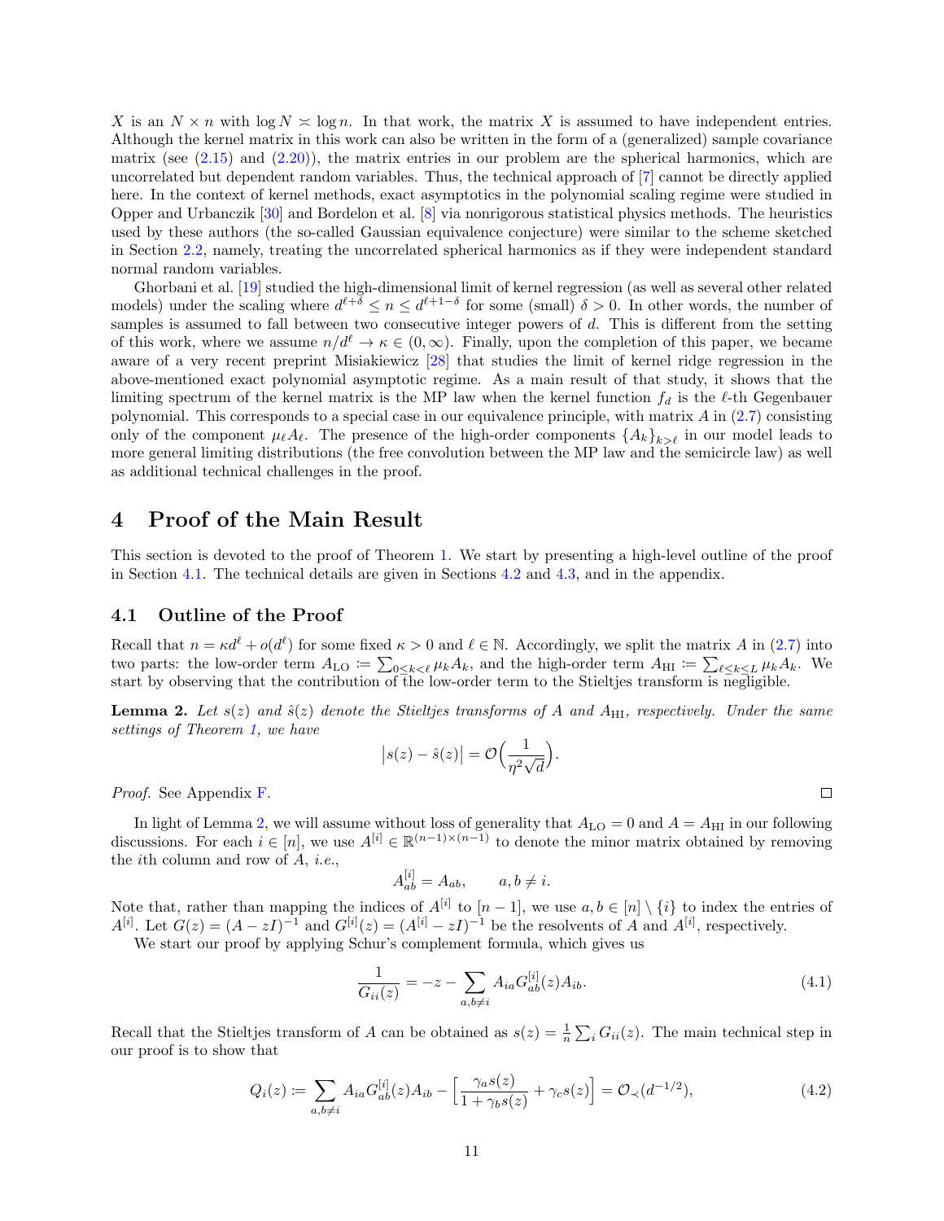$X$ is an $N \times n$ with $\log N \asymp \log n$. In that work, the matrix $X$ is assumed to have independent entries. Although the kernel matrix in this work can also be written in the form of a (generalized) sample covariance matrix (see (2.15) and (2.20)), the matrix entries in our problem are the spherical harmonics, which are uncorrelated but dependent random variables. Thus, the technical approach of [7] cannot be directly applied here. In the context of kernel methods, exact asymptotics in the polynomial scaling regime were studied in Opper and Urbanczik [30] and Bordelon et al. [8] via nonrigorous statistical physics methods. The heuristics used by these authors (the so-called Gaussian equivalence conjecture) were similar to the scheme sketched in Section 2.2, namely, treating the uncorrelated spherical harmonics as if they were independent standard normal random variables.

Ghorbani et al. [19] studied the high-dimensional limit of kernel regression (as well as several other related models) under the scaling where $d^{\ell+\delta} \leq n \leq d^{\ell+1-\delta}$ for some (small) $\delta > 0$. In other words, the number of samples is assumed to fall between two consecutive integer powers of $d$. This is different from the setting of this work, where we assume $n/d^\ell \to \kappa \in (0, \infty)$. Finally, upon the completion of this paper, we became aware of a very recent preprint Misiakiewicz [28] that studies the limit of kernel ridge regression in the above-mentioned exact polynomial asymptotic regime. As a main result of that study, it shows that the limiting spectrum of the kernel matrix is the MP law when the kernel function $f_d$ is the $\ell$-th Gegenbauer polynomial. This corresponds to a special case in our equivalence principle, with matrix $A$ in (2.7) consisting only of the component $\mu_\ell A_\ell$. The presence of the high-order components $\{A_k\}_{k>\ell}$ in our model leads to more general limiting distributions (the free convolution between the MP law and the semicircle law) as well as additional technical challenges in the proof.

# 4 Proof of the Main Result

This section is devoted to the proof of Theorem 1. We start by presenting a high-level outline of the proof in Section 4.1. The technical details are given in Sections 4.2 and 4.3, and in the appendix.

## 4.1 Outline of the Proof

Recall that $n = \kappa d^\ell + o(d^\ell)$ for some fixed $\kappa > 0$ and $\ell \in \mathbb{N}$. Accordingly, we split the matrix $A$ in (2.7) into two parts: the low-order term $A_{\text{LO}} \coloneqq \sum_{0 \leq k < \ell} \mu_k A_k$, and the high-order term $A_{\text{HI}} \coloneqq \sum_{\ell \leq k \leq L} \mu_k A_k$. We start by observing that the contribution of the low-order term to the Stieltjes transform is negligible.

**Lemma 2.** *Let $s(z)$ and $\hat{s}(z)$ denote the Stieltjes transforms of $A$ and $A_{\text{HI}}$, respectively. Under the same settings of Theorem 1, we have*

$$\left|s(z) - \hat{s}(z)\right| = \mathcal{O}\Big(\frac{1}{\eta^2 \sqrt{d}}\Big).$$

*Proof.* See Appendix F. $\square$

In light of Lemma 2, we will assume without loss of generality that $A_{\text{LO}} = 0$ and $A = A_{\text{HI}}$ in our following discussions. For each $i \in [n]$, we use $A^{[i]} \in \mathbb{R}^{(n-1)\times(n-1)}$ to denote the minor matrix obtained by removing the $i$th column and row of $A$, *i.e.*,

$$A^{[i]}_{ab} = A_{ab}, \qquad a, b \neq i.$$

Note that, rather than mapping the indices of $A^{[i]}$ to $[n-1]$, we use $a, b \in [n] \setminus \{i\}$ to index the entries of $A^{[i]}$. Let $G(z) = (A - zI)^{-1}$ and $G^{[i]}(z) = (A^{[i]} - zI)^{-1}$ be the resolvents of $A$ and $A^{[i]}$, respectively.

We start our proof by applying Schur's complement formula, which gives us

$$\frac{1}{G_{ii}(z)} = -z - \sum_{a,b \neq i} A_{ia} G^{[i]}_{ab}(z) A_{ib}. \tag{4.1}$$

Recall that the Stieltjes transform of $A$ can be obtained as $s(z) = \frac{1}{n}\sum_i G_{ii}(z)$. The main technical step in our proof is to show that

$$Q_i(z) \coloneqq \sum_{a,b \neq i} A_{ia} G^{[i]}_{ab}(z) A_{ib} - \Big[\frac{\gamma_a s(z)}{1 + \gamma_b s(z)} + \gamma_c s(z)\Big] = \mathcal{O}_\prec(d^{-1/2}), \tag{4.2}$$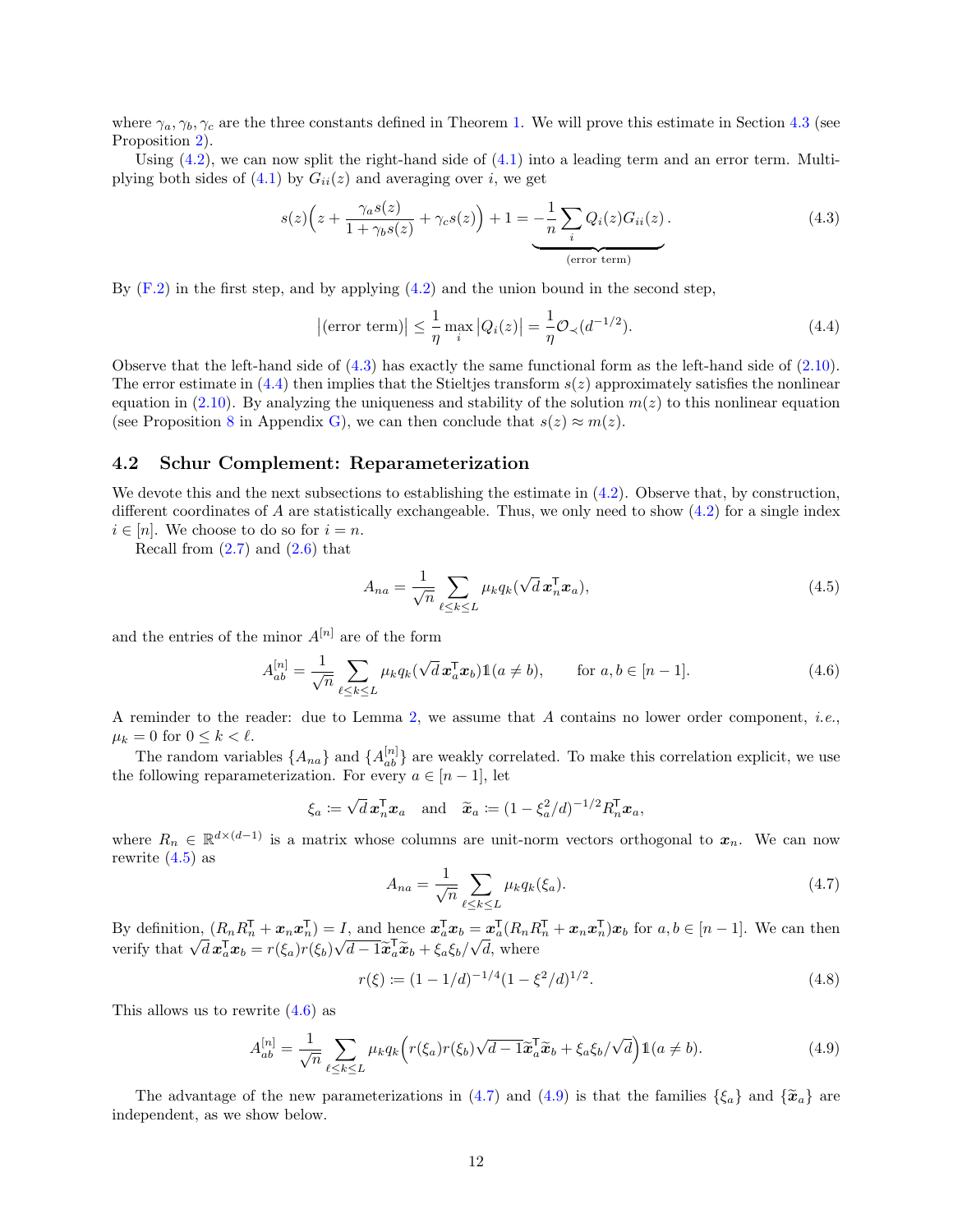where $\gamma_a, \gamma_b, \gamma_c$ are the three constants defined in Theorem 1. We will prove this estimate in Section 4.3 (see Proposition 2).

Using (4.2), we can now split the right-hand side of (4.1) into a leading term and an error term. Multiplying both sides of (4.1) by $G_{ii}(z)$ and averaging over $i$, we get

$$s(z)\Big(z + \frac{\gamma_a s(z)}{1+\gamma_b s(z)} + \gamma_c s(z)\Big) + 1 = \underbrace{-\frac{1}{n}\sum_i Q_i(z) G_{ii}(z)}_{\text{(error term)}}. \tag{4.3}$$

By (F.2) in the first step, and by applying (4.2) and the union bound in the second step,

$$\big|\text{(error term)}\big| \le \frac{1}{\eta}\max_i \big|Q_i(z)\big| = \frac{1}{\eta}\mathcal{O}_\prec(d^{-1/2}). \tag{4.4}$$

Observe that the left-hand side of (4.3) has exactly the same functional form as the left-hand side of (2.10). The error estimate in (4.4) then implies that the Stieltjes transform $s(z)$ approximately satisfies the nonlinear equation in (2.10). By analyzing the uniqueness and stability of the solution $m(z)$ to this nonlinear equation (see Proposition 8 in Appendix G), we can then conclude that $s(z) \approx m(z)$.

## 4.2 Schur Complement: Reparameterization

We devote this and the next subsections to establishing the estimate in (4.2). Observe that, by construction, different coordinates of $A$ are statistically exchangeable. Thus, we only need to show (4.2) for a single index $i \in [n]$. We choose to do so for $i = n$.

Recall from (2.7) and (2.6) that

$$A_{na} = \frac{1}{\sqrt{n}}\sum_{\ell\le k\le L}\mu_k q_k(\sqrt{d}\,\boldsymbol{x}_n^\mathsf{T}\boldsymbol{x}_a), \tag{4.5}$$

and the entries of the minor $A^{[n]}$ are of the form

$$A^{[n]}_{ab} = \frac{1}{\sqrt{n}}\sum_{\ell\le k\le L}\mu_k q_k(\sqrt{d}\,\boldsymbol{x}_a^\mathsf{T}\boldsymbol{x}_b)\mathbb{1}(a\neq b), \qquad \text{for } a,b\in[n-1]. \tag{4.6}$$

A reminder to the reader: due to Lemma 2, we assume that $A$ contains no lower order component, *i.e.*, $\mu_k = 0$ for $0 \le k < \ell$.

The random variables $\{A_{na}\}$ and $\{A^{[n]}_{ab}\}$ are weakly correlated. To make this correlation explicit, we use the following reparameterization. For every $a \in [n-1]$, let

$$\xi_a \coloneqq \sqrt{d}\,\boldsymbol{x}_n^\mathsf{T}\boldsymbol{x}_a \quad \text{and} \quad \widetilde{\boldsymbol{x}}_a \coloneqq (1-\xi_a^2/d)^{-1/2} R_n^\mathsf{T}\boldsymbol{x}_a,$$

where $R_n \in \mathbb{R}^{d\times(d-1)}$ is a matrix whose columns are unit-norm vectors orthogonal to $\boldsymbol{x}_n$. We can now rewrite (4.5) as

$$A_{na} = \frac{1}{\sqrt{n}}\sum_{\ell\le k\le L}\mu_k q_k(\xi_a). \tag{4.7}$$

By definition, $(R_nR_n^\mathsf{T} + \boldsymbol{x}_n\boldsymbol{x}_n^\mathsf{T}) = I$, and hence $\boldsymbol{x}_a^\mathsf{T}\boldsymbol{x}_b = \boldsymbol{x}_a^\mathsf{T}(R_nR_n^\mathsf{T} + \boldsymbol{x}_n\boldsymbol{x}_n^\mathsf{T})\boldsymbol{x}_b$ for $a,b\in[n-1]$. We can then verify that $\sqrt{d}\,\boldsymbol{x}_a^\mathsf{T}\boldsymbol{x}_b = r(\xi_a)r(\xi_b)\sqrt{d-1}\widetilde{\boldsymbol{x}}_a^\mathsf{T}\widetilde{\boldsymbol{x}}_b + \xi_a\xi_b/\sqrt{d}$, where

$$r(\xi) \coloneqq (1-1/d)^{-1/4}(1-\xi^2/d)^{1/2}. \tag{4.8}$$

This allows us to rewrite (4.6) as

$$A^{[n]}_{ab} = \frac{1}{\sqrt{n}}\sum_{\ell\le k\le L}\mu_k q_k\Big(r(\xi_a)r(\xi_b)\sqrt{d-1}\widetilde{\boldsymbol{x}}_a^\mathsf{T}\widetilde{\boldsymbol{x}}_b + \xi_a\xi_b/\sqrt{d}\Big)\mathbb{1}(a\neq b). \tag{4.9}$$

The advantage of the new parameterizations in (4.7) and (4.9) is that the families $\{\xi_a\}$ and $\{\widetilde{\boldsymbol{x}}_a\}$ are independent, as we show below.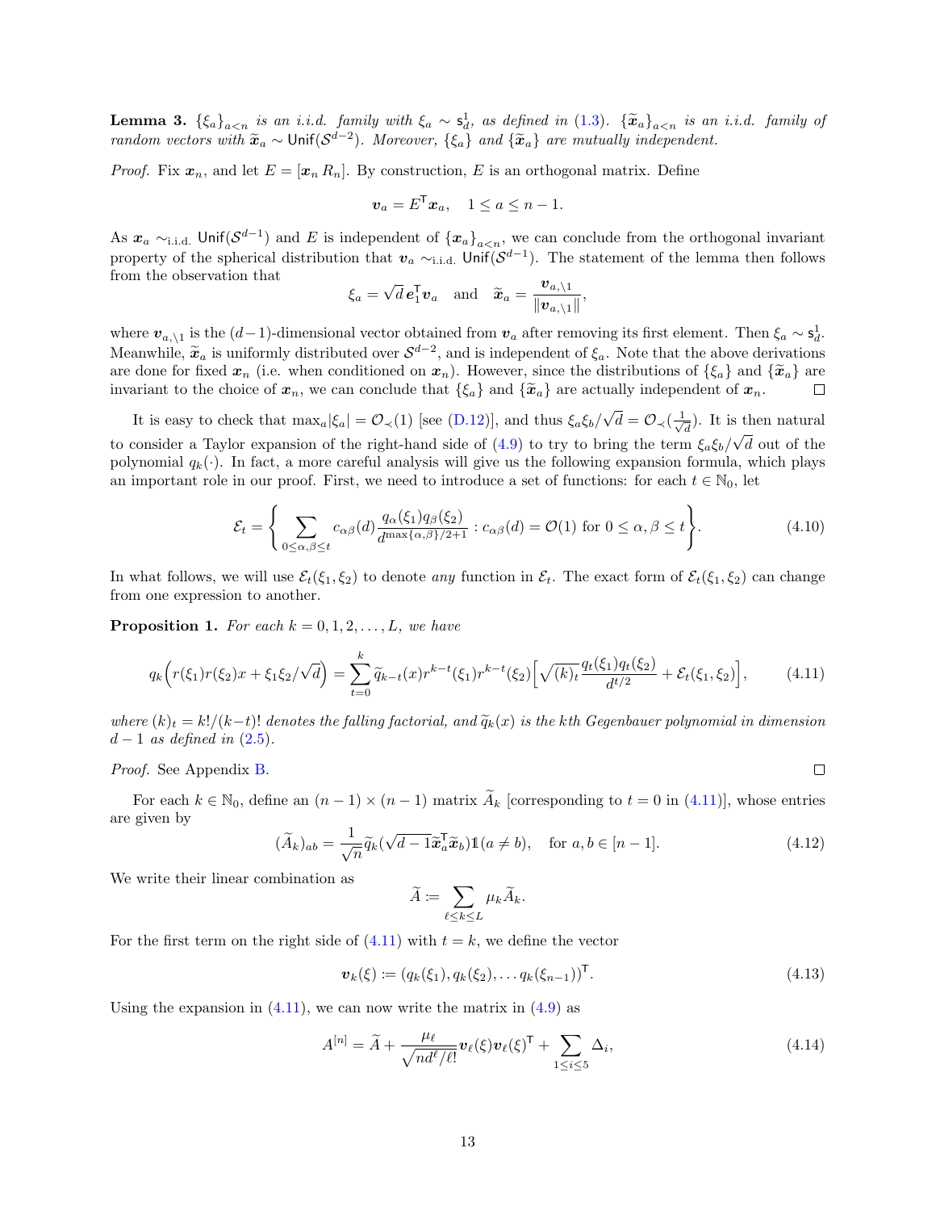**Lemma 3.** *$\{\xi_a\}_{a<n}$ is an i.i.d. family with $\xi_a \sim \mathsf{s}_d^1$, as defined in (1.3). $\{\widetilde{\boldsymbol{x}}_a\}_{a<n}$ is an i.i.d. family of random vectors with $\widetilde{\boldsymbol{x}}_a \sim \mathsf{Unif}(\mathcal{S}^{d-2})$. Moreover, $\{\xi_a\}$ and $\{\widetilde{\boldsymbol{x}}_a\}$ are mutually independent.*

*Proof.* Fix $\boldsymbol{x}_n$, and let $E = [\boldsymbol{x}_n \, R_n]$. By construction, $E$ is an orthogonal matrix. Define

$$\boldsymbol{v}_a = E^{\mathsf{T}} \boldsymbol{x}_a, \quad 1 \le a \le n-1.$$

As $\boldsymbol{x}_a \sim_{\text{i.i.d.}} \mathsf{Unif}(\mathcal{S}^{d-1})$ and $E$ is independent of $\{\boldsymbol{x}_a\}_{a<n}$, we can conclude from the orthogonal invariant property of the spherical distribution that $\boldsymbol{v}_a \sim_{\text{i.i.d.}} \mathsf{Unif}(\mathcal{S}^{d-1})$. The statement of the lemma then follows from the observation that

$$\xi_a = \sqrt{d}\, \boldsymbol{e}_1^{\mathsf{T}} \boldsymbol{v}_a \quad \text{and} \quad \widetilde{\boldsymbol{x}}_a = \frac{\boldsymbol{v}_{a,\setminus 1}}{\|\boldsymbol{v}_{a,\setminus 1}\|},$$

where $\boldsymbol{v}_{a,\setminus 1}$ is the $(d-1)$-dimensional vector obtained from $\boldsymbol{v}_a$ after removing its first element. Then $\xi_a \sim \mathsf{s}_d^1$. Meanwhile, $\widetilde{\boldsymbol{x}}_a$ is uniformly distributed over $\mathcal{S}^{d-2}$, and is independent of $\xi_a$. Note that the above derivations are done for fixed $\boldsymbol{x}_n$ (i.e. when conditioned on $\boldsymbol{x}_n$). However, since the distributions of $\{\xi_a\}$ and $\{\widetilde{\boldsymbol{x}}_a\}$ are invariant to the choice of $\boldsymbol{x}_n$, we can conclude that $\{\xi_a\}$ and $\{\widetilde{\boldsymbol{x}}_a\}$ are actually independent of $\boldsymbol{x}_n$. $\square$

It is easy to check that $\max_a |\xi_a| = \mathcal{O}_{\prec}(1)$ [see (D.12)], and thus $\xi_a \xi_b / \sqrt{d} = \mathcal{O}_{\prec}(\frac{1}{\sqrt{d}})$. It is then natural to consider a Taylor expansion of the right-hand side of (4.9) to try to bring the term $\xi_a \xi_b/\sqrt{d}$ out of the polynomial $q_k(\cdot)$. In fact, a more careful analysis will give us the following expansion formula, which plays an important role in our proof. First, we need to introduce a set of functions: for each $t \in \mathbb{N}_0$, let

$$\mathcal{E}_t = \left\{ \sum_{0 \le \alpha, \beta \le t} c_{\alpha\beta}(d) \frac{q_\alpha(\xi_1) q_\beta(\xi_2)}{d^{\max\{\alpha,\beta\}/2+1}} : c_{\alpha\beta}(d) = \mathcal{O}(1) \text{ for } 0 \le \alpha, \beta \le t \right\}. \tag{4.10}$$

In what follows, we will use $\mathcal{E}_t(\xi_1, \xi_2)$ to denote *any* function in $\mathcal{E}_t$. The exact form of $\mathcal{E}_t(\xi_1, \xi_2)$ can change from one expression to another.

**Proposition 1.** *For each $k = 0, 1, 2, \ldots, L$, we have*

$$q_k\Big(r(\xi_1) r(\xi_2) x + \xi_1 \xi_2/\sqrt{d}\Big) = \sum_{t=0}^{k} \widetilde{q}_{k-t}(x) r^{k-t}(\xi_1) r^{k-t}(\xi_2) \Big[ \sqrt{(k)_t} \frac{q_t(\xi_1) q_t(\xi_2)}{d^{t/2}} + \mathcal{E}_t(\xi_1, \xi_2) \Big], \tag{4.11}$$

*where $(k)_t = k!/(k-t)!$ denotes the falling factorial, and $\widetilde{q}_k(x)$ is the $k$th Gegenbauer polynomial in dimension $d-1$ as defined in (2.5).*

*Proof.* See Appendix B. $\square$

For each $k \in \mathbb{N}_0$, define an $(n-1)\times(n-1)$ matrix $\widetilde{A}_k$ [corresponding to $t = 0$ in (4.11)], whose entries are given by

$$(\widetilde{A}_k)_{ab} = \frac{1}{\sqrt{n}} \widetilde{q}_k(\sqrt{d-1}\widetilde{\boldsymbol{x}}_a^{\mathsf{T}} \widetilde{\boldsymbol{x}}_b) \mathbb{1}(a \ne b), \quad \text{for } a, b \in [n-1]. \tag{4.12}$$

We write their linear combination as

$$\widetilde{A} \coloneqq \sum_{\ell \le k \le L} \mu_k \widetilde{A}_k.$$

For the first term on the right side of (4.11) with $t = k$, we define the vector

$$\boldsymbol{v}_k(\xi) \coloneqq (q_k(\xi_1), q_k(\xi_2), \ldots q_k(\xi_{n-1}))^{\mathsf{T}}. \tag{4.13}$$

Using the expansion in (4.11), we can now write the matrix in (4.9) as

$$A^{[n]} = \widetilde{A} + \frac{\mu_\ell}{\sqrt{n d^\ell/\ell!}} \boldsymbol{v}_\ell(\xi) \boldsymbol{v}_\ell(\xi)^{\mathsf{T}} + \sum_{1 \le i \le 5} \Delta_i, \tag{4.14}$$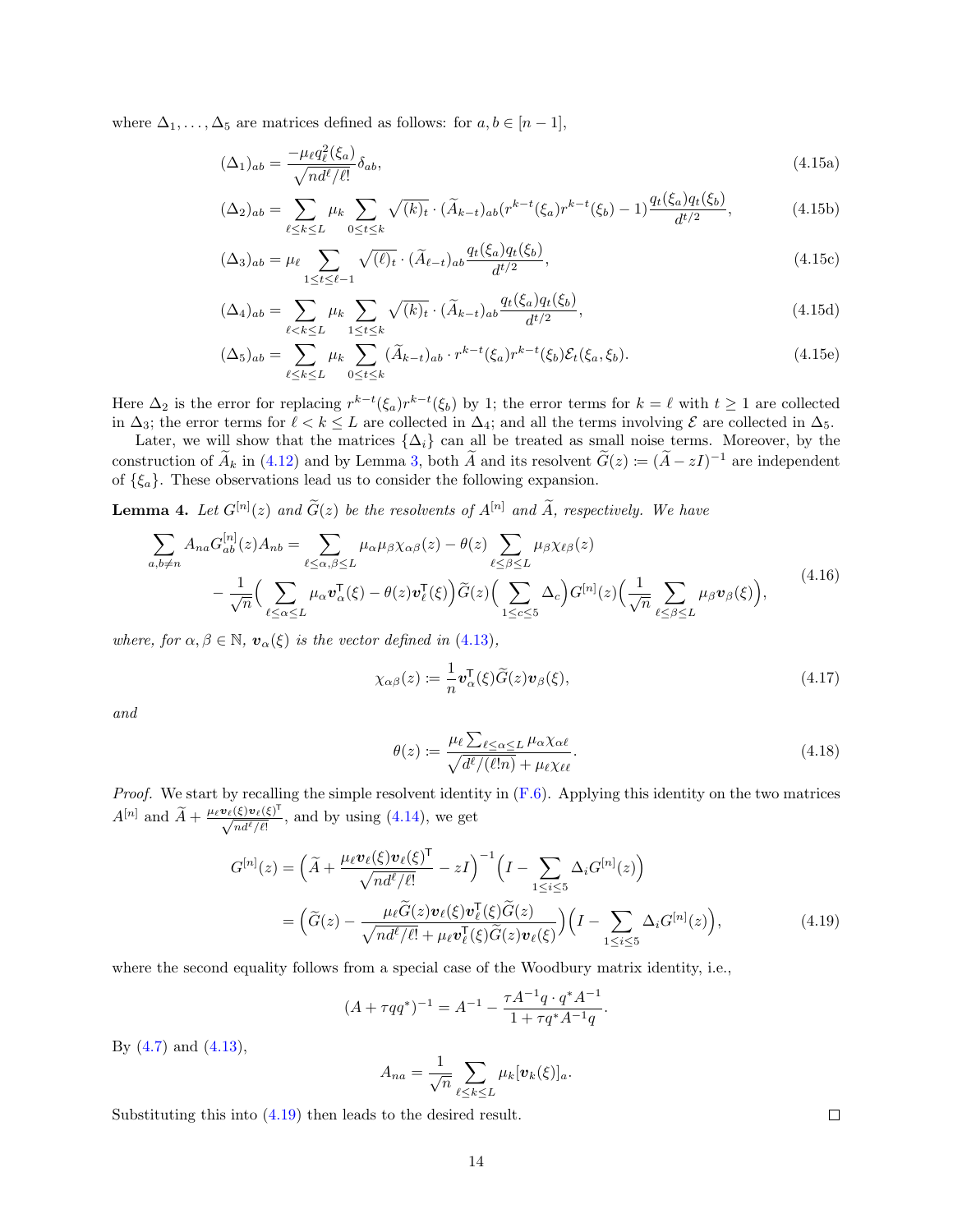where $\Delta_1, \ldots, \Delta_5$ are matrices defined as follows: for $a, b \in [n-1]$,

$$(\Delta_1)_{ab} = \frac{-\mu_\ell q_\ell^2(\xi_a)}{\sqrt{nd^\ell/\ell!}} \delta_{ab}, \tag{4.15a}$$

$$(\Delta_2)_{ab} = \sum_{\ell \le k \le L} \mu_k \sum_{0 \le t \le k} \sqrt{(k)_t} \cdot (\widetilde{A}_{k-t})_{ab} (r^{k-t}(\xi_a) r^{k-t}(\xi_b) - 1) \frac{q_t(\xi_a) q_t(\xi_b)}{d^{t/2}}, \tag{4.15b}$$

$$(\Delta_3)_{ab} = \mu_\ell \sum_{1 \le t \le \ell-1} \sqrt{(\ell)_t} \cdot (\widetilde{A}_{\ell-t})_{ab} \frac{q_t(\xi_a) q_t(\xi_b)}{d^{t/2}}, \tag{4.15c}$$

$$(\Delta_4)_{ab} = \sum_{\ell < k \le L} \mu_k \sum_{1 \le t \le k} \sqrt{(k)_t} \cdot (\widetilde{A}_{k-t})_{ab} \frac{q_t(\xi_a) q_t(\xi_b)}{d^{t/2}}, \tag{4.15d}$$

$$(\Delta_5)_{ab} = \sum_{\ell \le k \le L} \mu_k \sum_{0 \le t \le k} (\widetilde{A}_{k-t})_{ab} \cdot r^{k-t}(\xi_a) r^{k-t}(\xi_b) \mathcal{E}_t(\xi_a, \xi_b). \tag{4.15e}$$

Here $\Delta_2$ is the error for replacing $r^{k-t}(\xi_a) r^{k-t}(\xi_b)$ by 1; the error terms for $k = \ell$ with $t \ge 1$ are collected in $\Delta_3$; the error terms for $\ell < k \le L$ are collected in $\Delta_4$; and all the terms involving $\mathcal{E}$ are collected in $\Delta_5$.

Later, we will show that the matrices $\{\Delta_i\}$ can all be treated as small noise terms. Moreover, by the construction of $\widetilde{A}_k$ in (4.12) and by Lemma 3, both $\widetilde{A}$ and its resolvent $\widetilde{G}(z) := (\widetilde{A} - zI)^{-1}$ are independent of $\{\xi_a\}$. These observations lead us to consider the following expansion.

**Lemma 4.** *Let $G^{[n]}(z)$ and $\widetilde{G}(z)$ be the resolvents of $A^{[n]}$ and $\widetilde{A}$, respectively. We have*

$$\begin{aligned}
\sum_{a,b \ne n} A_{na} G^{[n]}_{ab}(z) A_{nb} &= \sum_{\ell \le \alpha, \beta \le L} \mu_\alpha \mu_\beta \chi_{\alpha\beta}(z) - \theta(z) \sum_{\ell \le \beta \le L} \mu_\beta \chi_{\ell\beta}(z) \\
&\quad - \frac{1}{\sqrt{n}} \Big( \sum_{\ell \le \alpha \le L} \mu_\alpha \boldsymbol{v}_\alpha^\mathsf{T}(\xi) - \theta(z) \boldsymbol{v}_\ell^\mathsf{T}(\xi) \Big) \widetilde{G}(z) \Big( \sum_{1 \le c \le 5} \Delta_c \Big) G^{[n]}(z) \Big( \frac{1}{\sqrt{n}} \sum_{\ell \le \beta \le L} \mu_\beta \boldsymbol{v}_\beta(\xi) \Big),
\end{aligned} \tag{4.16}$$

*where, for $\alpha, \beta \in \mathbb{N}$, $\boldsymbol{v}_\alpha(\xi)$ is the vector defined in (4.13),*

$$\chi_{\alpha\beta}(z) := \frac{1}{n} \boldsymbol{v}_\alpha^\mathsf{T}(\xi) \widetilde{G}(z) \boldsymbol{v}_\beta(\xi), \tag{4.17}$$

*and*

$$\theta(z) := \frac{\mu_\ell \sum_{\ell \le \alpha \le L} \mu_\alpha \chi_{\alpha\ell}}{\sqrt{d^\ell/(\ell! n)} + \mu_\ell \chi_{\ell\ell}}. \tag{4.18}$$

*Proof.* We start by recalling the simple resolvent identity in (F.6). Applying this identity on the two matrices $A^{[n]}$ and $\widetilde{A} + \frac{\mu_\ell \boldsymbol{v}_\ell(\xi) \boldsymbol{v}_\ell(\xi)^\mathsf{T}}{\sqrt{nd^\ell/\ell!}}$, and by using (4.14), we get

$$\begin{aligned}
G^{[n]}(z) &= \Big( \widetilde{A} + \frac{\mu_\ell \boldsymbol{v}_\ell(\xi) \boldsymbol{v}_\ell(\xi)^\mathsf{T}}{\sqrt{nd^\ell/\ell!}} - zI \Big)^{-1} \Big( I - \sum_{1 \le i \le 5} \Delta_i G^{[n]}(z) \Big) \\
&= \Big( \widetilde{G}(z) - \frac{\mu_\ell \widetilde{G}(z) \boldsymbol{v}_\ell(\xi) \boldsymbol{v}_\ell^\mathsf{T}(\xi) \widetilde{G}(z)}{\sqrt{nd^\ell/\ell!} + \mu_\ell \boldsymbol{v}_\ell^\mathsf{T}(\xi) \widetilde{G}(z) \boldsymbol{v}_\ell(\xi)} \Big) \Big( I - \sum_{1 \le i \le 5} \Delta_i G^{[n]}(z) \Big),
\end{aligned} \tag{4.19}$$

where the second equality follows from a special case of the Woodbury matrix identity, i.e.,

$$(A + \tau q q^*)^{-1} = A^{-1} - \frac{\tau A^{-1} q \cdot q^* A^{-1}}{1 + \tau q^* A^{-1} q}.$$

By (4.7) and (4.13),

$$A_{na} = \frac{1}{\sqrt{n}} \sum_{\ell \le k \le L} \mu_k [\boldsymbol{v}_k(\xi)]_a.$$

Substituting this into (4.19) then leads to the desired result. $\square$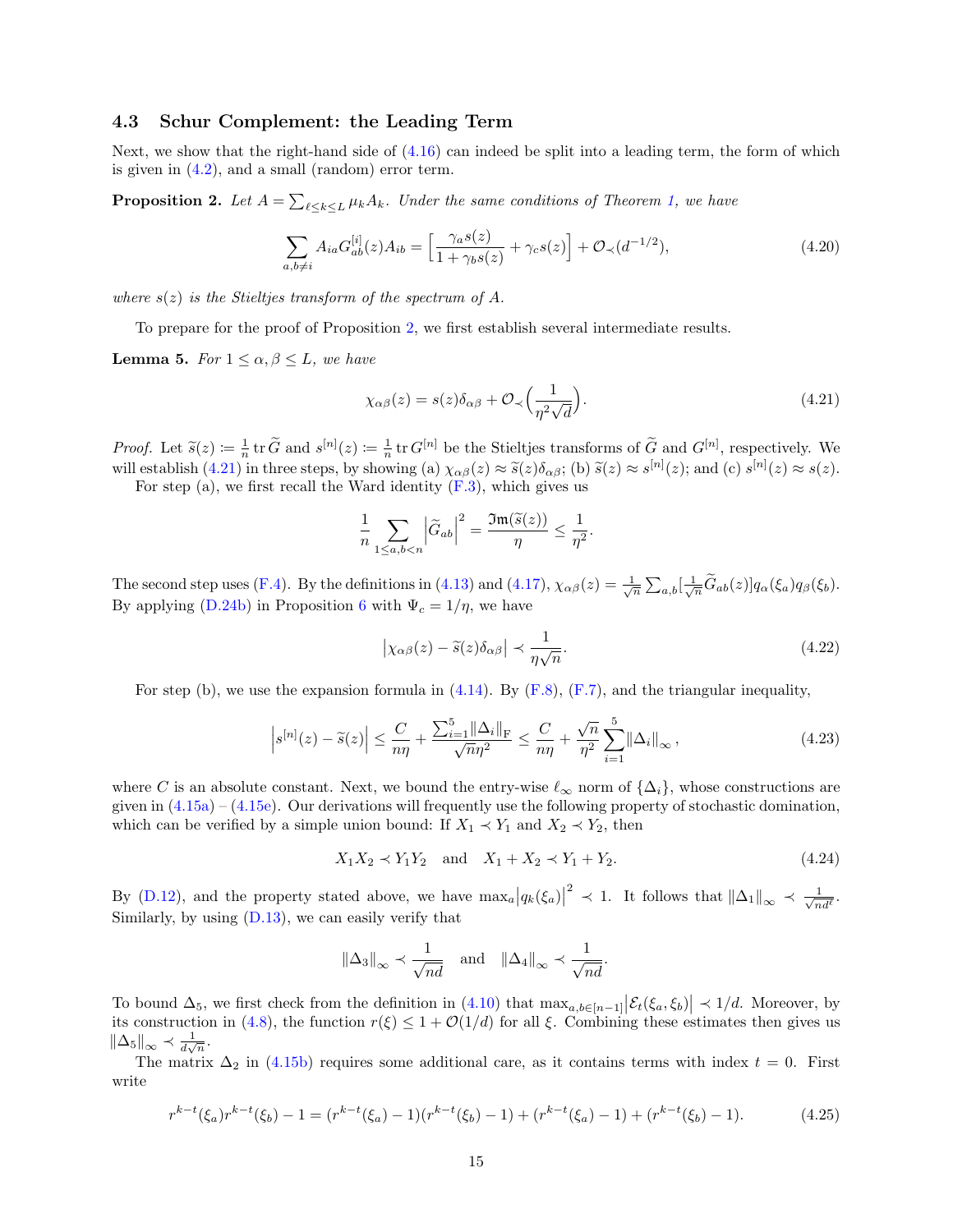### 4.3 Schur Complement: the Leading Term

Next, we show that the right-hand side of (4.16) can indeed be split into a leading term, the form of which is given in (4.2), and a small (random) error term.

**Proposition 2.** *Let $A = \sum_{\ell \le k \le L} \mu_k A_k$. Under the same conditions of Theorem 1, we have*

$$\sum_{a,b \neq i} A_{ia} G^{[i]}_{ab}(z) A_{ib} = \Big[\frac{\gamma_a s(z)}{1 + \gamma_b s(z)} + \gamma_c s(z)\Big] + \mathcal{O}_{\prec}(d^{-1/2}), \tag{4.20}$$

*where $s(z)$ is the Stieltjes transform of the spectrum of $A$.*

To prepare for the proof of Proposition 2, we first establish several intermediate results.

**Lemma 5.** *For $1 \le \alpha, \beta \le L$, we have*

$$\chi_{\alpha\beta}(z) = s(z)\delta_{\alpha\beta} + \mathcal{O}_{\prec}\Big(\frac{1}{\eta^2\sqrt{d}}\Big). \tag{4.21}$$

*Proof.* Let $\widetilde{s}(z) \coloneqq \frac{1}{n}\operatorname{tr}\widetilde{G}$ and $s^{[n]}(z) \coloneqq \frac{1}{n}\operatorname{tr} G^{[n]}$ be the Stieltjes transforms of $\widetilde{G}$ and $G^{[n]}$, respectively. We will establish (4.21) in three steps, by showing (a) $\chi_{\alpha\beta}(z) \approx \widetilde{s}(z)\delta_{\alpha\beta}$; (b) $\widetilde{s}(z) \approx s^{[n]}(z)$; and (c) $s^{[n]}(z) \approx s(z)$.

For step (a), we first recall the Ward identity (F.3), which gives us

$$\frac{1}{n}\sum_{1 \le a,b < n} \Big|\widetilde{G}_{ab}\Big|^2 = \frac{\mathfrak{Im}(\widetilde{s}(z))}{\eta} \le \frac{1}{\eta^2}.$$

The second step uses (F.4). By the definitions in (4.13) and (4.17), $\chi_{\alpha\beta}(z) = \frac{1}{\sqrt{n}}\sum_{a,b}[\frac{1}{\sqrt{n}}\widetilde{G}_{ab}(z)] q_\alpha(\xi_a) q_\beta(\xi_b)$. By applying (D.24b) in Proposition 6 with $\Psi_c = 1/\eta$, we have

$$\big|\chi_{\alpha\beta}(z) - \widetilde{s}(z)\delta_{\alpha\beta}\big| \prec \frac{1}{\eta\sqrt{n}}. \tag{4.22}$$

For step (b), we use the expansion formula in (4.14). By (F.8), (F.7), and the triangular inequality,

$$\Big|s^{[n]}(z) - \widetilde{s}(z)\Big| \le \frac{C}{n\eta} + \frac{\sum_{i=1}^5 \|\Delta_i\|_{\mathrm{F}}}{\sqrt{n}\eta^2} \le \frac{C}{n\eta} + \frac{\sqrt{n}}{\eta^2}\sum_{i=1}^5 \|\Delta_i\|_\infty, \tag{4.23}$$

where $C$ is an absolute constant. Next, we bound the entry-wise $\ell_\infty$ norm of $\{\Delta_i\}$, whose constructions are given in (4.15a) – (4.15e). Our derivations will frequently use the following property of stochastic domination, which can be verified by a simple union bound: If $X_1 \prec Y_1$ and $X_2 \prec Y_2$, then

$$X_1 X_2 \prec Y_1 Y_2 \quad \text{and} \quad X_1 + X_2 \prec Y_1 + Y_2. \tag{4.24}$$

By (D.12), and the property stated above, we have $\max_a \big|q_k(\xi_a)\big|^2 \prec 1$. It follows that $\|\Delta_1\|_\infty \prec \frac{1}{\sqrt{nd^\ell}}$. Similarly, by using (D.13), we can easily verify that

$$\|\Delta_3\|_\infty \prec \frac{1}{\sqrt{nd}} \quad \text{and} \quad \|\Delta_4\|_\infty \prec \frac{1}{\sqrt{nd}}.$$

To bound $\Delta_5$, we first check from the definition in (4.10) that $\max_{a,b \in [n-1]}\big|\mathcal{E}_t(\xi_a, \xi_b)\big| \prec 1/d$. Moreover, by its construction in (4.8), the function $r(\xi) \le 1 + \mathcal{O}(1/d)$ for all $\xi$. Combining these estimates then gives us $\|\Delta_5\|_\infty \prec \frac{1}{d\sqrt{n}}$.

The matrix $\Delta_2$ in (4.15b) requires some additional care, as it contains terms with index $t = 0$. First write

$$r^{k-t}(\xi_a) r^{k-t}(\xi_b) - 1 = (r^{k-t}(\xi_a) - 1)(r^{k-t}(\xi_b) - 1) + (r^{k-t}(\xi_a) - 1) + (r^{k-t}(\xi_b) - 1). \tag{4.25}$$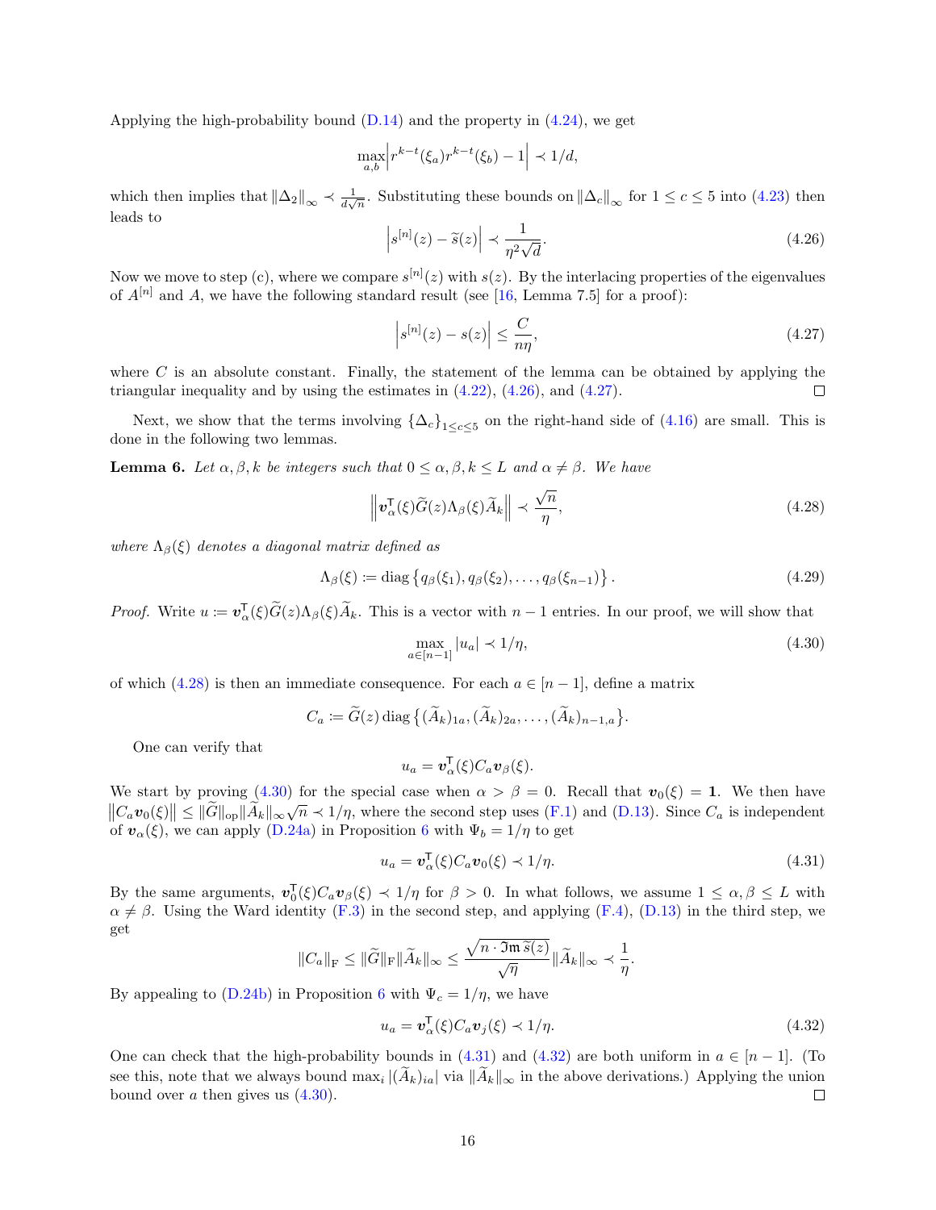Applying the high-probability bound (D.14) and the property in (4.24), we get

$$\max_{a,b} \left| r^{k-t}(\xi_a) r^{k-t}(\xi_b) - 1 \right| \prec 1/d,$$

which then implies that $\|\Delta_2\|_\infty \prec \frac{1}{d\sqrt{n}}$. Substituting these bounds on $\|\Delta_c\|_\infty$ for $1 \le c \le 5$ into (4.23) then leads to

$$\left| s^{[n]}(z) - \widetilde{s}(z) \right| \prec \frac{1}{\eta^2 \sqrt{d}}. \tag{4.26}$$

Now we move to step (c), where we compare $s^{[n]}(z)$ with $s(z)$. By the interlacing properties of the eigenvalues of $A^{[n]}$ and $A$, we have the following standard result (see [16, Lemma 7.5] for a proof):

$$\left| s^{[n]}(z) - s(z) \right| \le \frac{C}{n\eta}, \tag{4.27}$$

where $C$ is an absolute constant. Finally, the statement of the lemma can be obtained by applying the triangular inequality and by using the estimates in (4.22), (4.26), and (4.27). ◻

Next, we show that the terms involving $\{\Delta_c\}_{1 \le c \le 5}$ on the right-hand side of (4.16) are small. This is done in the following two lemmas.

**Lemma 6.** *Let $\alpha, \beta, k$ be integers such that $0 \le \alpha, \beta, k \le L$ and $\alpha \ne \beta$. We have*

$$\left\| \boldsymbol{v}_\alpha^\mathsf{T}(\xi) \widetilde{G}(z) \Lambda_\beta(\xi) \widetilde{A}_k \right\| \prec \frac{\sqrt{n}}{\eta}, \tag{4.28}$$

*where $\Lambda_\beta(\xi)$ denotes a diagonal matrix defined as*

$$\Lambda_\beta(\xi) \coloneqq \operatorname{diag}\left\{ q_\beta(\xi_1), q_\beta(\xi_2), \ldots, q_\beta(\xi_{n-1}) \right\}. \tag{4.29}$$

*Proof.* Write $u \coloneqq \boldsymbol{v}_\alpha^\mathsf{T}(\xi) \widetilde{G}(z) \Lambda_\beta(\xi) \widetilde{A}_k$. This is a vector with $n-1$ entries. In our proof, we will show that

$$\max_{a \in [n-1]} |u_a| \prec 1/\eta, \tag{4.30}$$

of which (4.28) is then an immediate consequence. For each $a \in [n-1]$, define a matrix

$$C_a \coloneqq \widetilde{G}(z) \operatorname{diag}\left\{ (\widetilde{A}_k)_{1a}, (\widetilde{A}_k)_{2a}, \ldots, (\widetilde{A}_k)_{n-1,a} \right\}.$$

One can verify that

$$u_a = \boldsymbol{v}_\alpha^\mathsf{T}(\xi) C_a \boldsymbol{v}_\beta(\xi).$$

We start by proving (4.30) for the special case when $\alpha > \beta = 0$. Recall that $\boldsymbol{v}_0(\xi) = \mathbf{1}$. We then have $\left\| C_a \boldsymbol{v}_0(\xi) \right\| \le \|\widetilde{G}\|_{\text{op}} \|\widetilde{A}_k\|_\infty \sqrt{n} \prec 1/\eta$, where the second step uses (F.1) and (D.13). Since $C_a$ is independent of $\boldsymbol{v}_\alpha(\xi)$, we can apply (D.24a) in Proposition 6 with $\Psi_b = 1/\eta$ to get

$$u_a = \boldsymbol{v}_\alpha^\mathsf{T}(\xi) C_a \boldsymbol{v}_0(\xi) \prec 1/\eta. \tag{4.31}$$

By the same arguments, $\boldsymbol{v}_0^\mathsf{T}(\xi) C_a \boldsymbol{v}_\beta(\xi) \prec 1/\eta$ for $\beta > 0$. In what follows, we assume $1 \le \alpha, \beta \le L$ with $\alpha \ne \beta$. Using the Ward identity (F.3) in the second step, and applying (F.4), (D.13) in the third step, we get

$$\|C_a\|_{\text{F}} \le \|\widetilde{G}\|_{\text{F}} \|\widetilde{A}_k\|_\infty \le \frac{\sqrt{n \cdot \mathfrak{Im}\, \widetilde{s}(z)}}{\sqrt{\eta}} \|\widetilde{A}_k\|_\infty \prec \frac{1}{\eta}.$$

By appealing to (D.24b) in Proposition 6 with $\Psi_c = 1/\eta$, we have

$$u_a = \boldsymbol{v}_\alpha^\mathsf{T}(\xi) C_a \boldsymbol{v}_j(\xi) \prec 1/\eta. \tag{4.32}$$

One can check that the high-probability bounds in (4.31) and (4.32) are both uniform in $a \in [n-1]$. (To see this, note that we always bound $\max_i |(\widetilde{A}_k)_{ia}|$ via $\|\widetilde{A}_k\|_\infty$ in the above derivations.) Applying the union bound over $a$ then gives us (4.30). ◻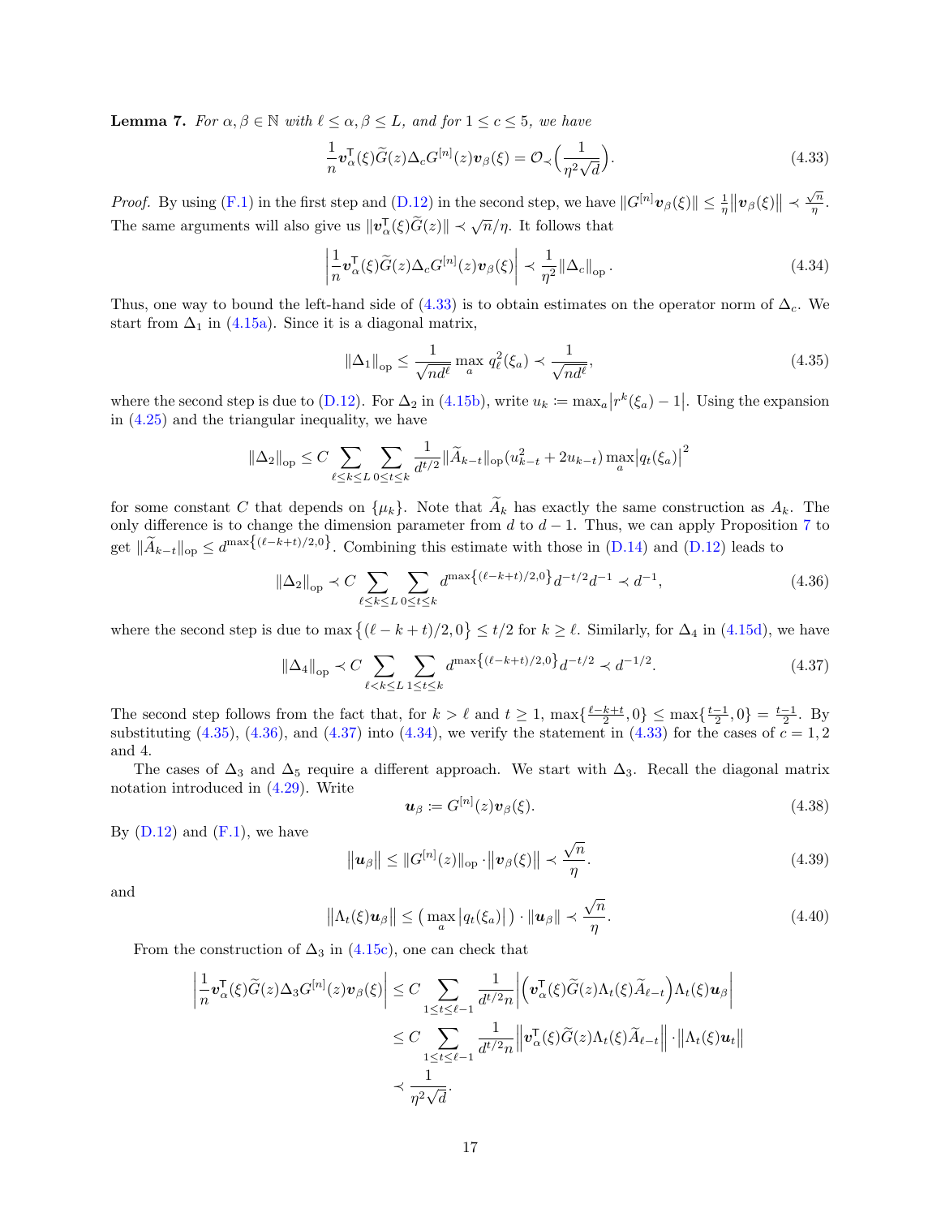**Lemma 7.** *For $\alpha, \beta \in \mathbb{N}$ with $\ell \le \alpha, \beta \le L$, and for $1 \le c \le 5$, we have*

$$\frac{1}{n}\boldsymbol{v}_\alpha^\mathsf{T}(\xi)\widetilde{G}(z)\Delta_c G^{[n]}(z)\boldsymbol{v}_\beta(\xi) = \mathcal{O}_\prec\Big(\frac{1}{\eta^2\sqrt{d}}\Big). \tag{4.33}$$

*Proof.* By using (F.1) in the first step and (D.12) in the second step, we have $\|G^{[n]}\boldsymbol{v}_\beta(\xi)\| \le \frac{1}{\eta}\|\boldsymbol{v}_\beta(\xi)\| \prec \frac{\sqrt{n}}{\eta}$. The same arguments will also give us $\|\boldsymbol{v}_\alpha^\mathsf{T}(\xi)\widetilde{G}(z)\| \prec \sqrt{n}/\eta$. It follows that

$$\left|\frac{1}{n}\boldsymbol{v}_\alpha^\mathsf{T}(\xi)\widetilde{G}(z)\Delta_c G^{[n]}(z)\boldsymbol{v}_\beta(\xi)\right| \prec \frac{1}{\eta^2}\|\Delta_c\|_{\mathrm{op}}. \tag{4.34}$$

Thus, one way to bound the left-hand side of (4.33) is to obtain estimates on the operator norm of $\Delta_c$. We start from $\Delta_1$ in (4.15a). Since it is a diagonal matrix,

$$\|\Delta_1\|_{\mathrm{op}} \le \frac{1}{\sqrt{nd^\ell}}\max_a q_\ell^2(\xi_a) \prec \frac{1}{\sqrt{nd^\ell}}, \tag{4.35}$$

where the second step is due to (D.12). For $\Delta_2$ in (4.15b), write $u_k := \max_a |r^k(\xi_a) - 1|$. Using the expansion in (4.25) and the triangular inequality, we have

$$\|\Delta_2\|_{\mathrm{op}} \le C\sum_{\ell \le k \le L}\sum_{0 \le t \le k}\frac{1}{d^{t/2}}\|\widetilde{A}_{k-t}\|_{\mathrm{op}}(u_{k-t}^2 + 2u_{k-t})\max_a|q_t(\xi_a)|^2$$

for some constant $C$ that depends on $\{\mu_k\}$. Note that $\widetilde{A}_k$ has exactly the same construction as $A_k$. The only difference is to change the dimension parameter from $d$ to $d-1$. Thus, we can apply Proposition 7 to get $\|\widetilde{A}_{k-t}\|_{\mathrm{op}} \le d^{\max\{(\ell-k+t)/2,0\}}$. Combining this estimate with those in (D.14) and (D.12) leads to

$$\|\Delta_2\|_{\mathrm{op}} \prec C\sum_{\ell \le k \le L}\sum_{0 \le t \le k} d^{\max\{(\ell-k+t)/2,0\}}d^{-t/2}d^{-1} \prec d^{-1}, \tag{4.36}$$

where the second step is due to $\max\{(\ell-k+t)/2, 0\} \le t/2$ for $k \ge \ell$. Similarly, for $\Delta_4$ in (4.15d), we have

$$\|\Delta_4\|_{\mathrm{op}} \prec C\sum_{\ell < k \le L}\sum_{1 \le t \le k} d^{\max\{(\ell-k+t)/2,0\}}d^{-t/2} \prec d^{-1/2}. \tag{4.37}$$

The second step follows from the fact that, for $k > \ell$ and $t \ge 1$, $\max\{\frac{\ell-k+t}{2}, 0\} \le \max\{\frac{t-1}{2}, 0\} = \frac{t-1}{2}$. By substituting (4.35), (4.36), and (4.37) into (4.34), we verify the statement in (4.33) for the cases of $c = 1, 2$ and 4.

The cases of $\Delta_3$ and $\Delta_5$ require a different approach. We start with $\Delta_3$. Recall the diagonal matrix notation introduced in (4.29). Write

$$\boldsymbol{u}_\beta := G^{[n]}(z)\boldsymbol{v}_\beta(\xi). \tag{4.38}$$

By (D.12) and (F.1), we have

$$\|\boldsymbol{u}_\beta\| \le \|G^{[n]}(z)\|_{\mathrm{op}} \cdot \|\boldsymbol{v}_\beta(\xi)\| \prec \frac{\sqrt{n}}{\eta}. \tag{4.39}$$

and

$$\|\Lambda_t(\xi)\boldsymbol{u}_\beta\| \le \big(\max_a |q_t(\xi_a)|\big)\cdot\|\boldsymbol{u}_\beta\| \prec \frac{\sqrt{n}}{\eta}. \tag{4.40}$$

From the construction of $\Delta_3$ in (4.15c), one can check that

$$\begin{aligned}
\left|\frac{1}{n}\boldsymbol{v}_\alpha^\mathsf{T}(\xi)\widetilde{G}(z)\Delta_3 G^{[n]}(z)\boldsymbol{v}_\beta(\xi)\right| &\le C\sum_{1 \le t \le \ell-1}\frac{1}{d^{t/2}n}\left|\Big(\boldsymbol{v}_\alpha^\mathsf{T}(\xi)\widetilde{G}(z)\Lambda_t(\xi)\widetilde{A}_{\ell-t}\Big)\Lambda_t(\xi)\boldsymbol{u}_\beta\right| \\
&\le C\sum_{1 \le t \le \ell-1}\frac{1}{d^{t/2}n}\left\|\boldsymbol{v}_\alpha^\mathsf{T}(\xi)\widetilde{G}(z)\Lambda_t(\xi)\widetilde{A}_{\ell-t}\right\| \cdot \|\Lambda_t(\xi)\boldsymbol{u}_t\| \\
&\prec \frac{1}{\eta^2\sqrt{d}}.
\end{aligned}$$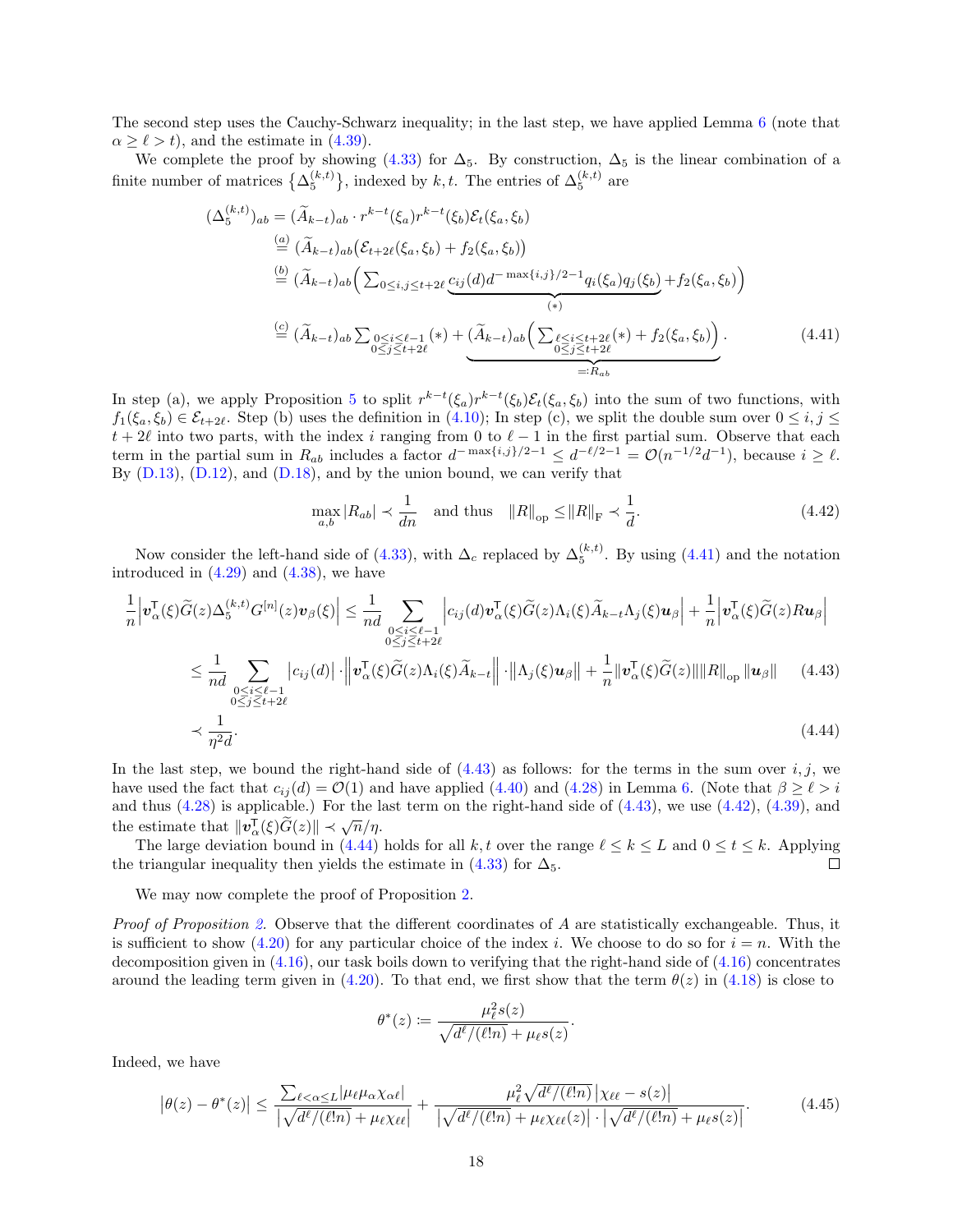The second step uses the Cauchy-Schwarz inequality; in the last step, we have applied Lemma 6 (note that $\alpha \geq \ell > t$), and the estimate in (4.39).

We complete the proof by showing (4.33) for $\Delta_5$. By construction, $\Delta_5$ is the linear combination of a finite number of matrices $\{\Delta_5^{(k,t)}\}$, indexed by $k, t$. The entries of $\Delta_5^{(k,t)}$ are

$$
\begin{aligned}
(\Delta_5^{(k,t)})_{ab} &= (\widetilde{A}_{k-t})_{ab} \cdot r^{k-t}(\xi_a) r^{k-t}(\xi_b) \mathcal{E}_t(\xi_a, \xi_b) \\
&\overset{(a)}{=} (\widetilde{A}_{k-t})_{ab} \big( \mathcal{E}_{t+2\ell}(\xi_a, \xi_b) + f_2(\xi_a, \xi_b) \big) \\
&\overset{(b)}{=} (\widetilde{A}_{k-t})_{ab} \Big( \sum_{0 \leq i,j \leq t+2\ell} \underbrace{c_{ij}(d) d^{-\max\{i,j\}/2-1} q_i(\xi_a) q_j(\xi_b)}_{(*)} + f_2(\xi_a, \xi_b) \Big) \\
&\overset{(c)}{=} (\widetilde{A}_{k-t})_{ab} \sum_{\substack{0 \leq i \leq \ell-1 \\ 0 \leq j \leq t+2\ell}} (*) + \underbrace{(\widetilde{A}_{k-t})_{ab} \Big( \sum_{\substack{\ell \leq i \leq t+2\ell \\ 0 \leq j \leq t+2\ell}} (*) + f_2(\xi_a, \xi_b) \Big)}_{=: R_{ab}}.
\end{aligned} \tag{4.41}
$$

In step (a), we apply Proposition 5 to split $r^{k-t}(\xi_a) r^{k-t}(\xi_b) \mathcal{E}_t(\xi_a, \xi_b)$ into the sum of two functions, with $f_1(\xi_a, \xi_b) \in \mathcal{E}_{t+2\ell}$. Step (b) uses the definition in (4.10); In step (c), we split the double sum over $0 \leq i, j \leq t + 2\ell$ into two parts, with the index $i$ ranging from 0 to $\ell - 1$ in the first partial sum. Observe that each term in the partial sum in $R_{ab}$ includes a factor $d^{-\max\{i,j\}/2-1} \leq d^{-\ell/2-1} = \mathcal{O}(n^{-1/2} d^{-1})$, because $i \geq \ell$. By (D.13), (D.12), and (D.18), and by the union bound, we can verify that

$$
\max_{a,b} |R_{ab}| \prec \frac{1}{dn} \quad \text{and thus} \quad \|R\|_{\text{op}} \leq \|R\|_{\text{F}} \prec \frac{1}{d}. \tag{4.42}
$$

Now consider the left-hand side of (4.33), with $\Delta_c$ replaced by $\Delta_5^{(k,t)}$. By using (4.41) and the notation introduced in (4.29) and (4.38), we have

$$
\begin{aligned}
\frac{1}{n} \Big| \boldsymbol{v}_\alpha^\mathsf{T}(\xi) \widetilde{G}(z) \Delta_5^{(k,t)} G^{[n]}(z) \boldsymbol{v}_\beta(\xi) \Big| &\leq \frac{1}{nd} \sum_{\substack{0 \leq i \leq \ell-1 \\ 0 \leq j \leq t+2\ell}} \Big| c_{ij}(d) \boldsymbol{v}_\alpha^\mathsf{T}(\xi) \widetilde{G}(z) \Lambda_i(\xi) \widetilde{A}_{k-t} \Lambda_j(\xi) \boldsymbol{u}_\beta \Big| + \frac{1}{n} \Big| \boldsymbol{v}_\alpha^\mathsf{T}(\xi) \widetilde{G}(z) R \boldsymbol{u}_\beta \Big| \\
&\leq \frac{1}{nd} \sum_{\substack{0 \leq i \leq \ell-1 \\ 0 \leq j \leq t+2\ell}} |c_{ij}(d)| \cdot \Big\| \boldsymbol{v}_\alpha^\mathsf{T}(\xi) \widetilde{G}(z) \Lambda_i(\xi) \widetilde{A}_{k-t} \Big\| \cdot \big\| \Lambda_j(\xi) \boldsymbol{u}_\beta \big\| + \frac{1}{n} \|\boldsymbol{v}_\alpha^\mathsf{T}(\xi) \widetilde{G}(z)\| \|R\|_{\text{op}} \|\boldsymbol{u}_\beta\| 
\end{aligned} \tag{4.43}
$$

$$
\prec \frac{1}{\eta^2 d}. \tag{4.44}
$$

In the last step, we bound the right-hand side of (4.43) as follows: for the terms in the sum over $i, j$, we have used the fact that $c_{ij}(d) = \mathcal{O}(1)$ and have applied (4.40) and (4.28) in Lemma 6. (Note that $\beta \geq \ell > i$ and thus (4.28) is applicable.) For the last term on the right-hand side of (4.43), we use (4.42), (4.39), and the estimate that $\|\boldsymbol{v}_\alpha^\mathsf{T}(\xi) \widetilde{G}(z)\| \prec \sqrt{n}/\eta$.

The large deviation bound in (4.44) holds for all $k, t$ over the range $\ell \leq k \leq L$ and $0 \leq t \leq k$. Applying the triangular inequality then yields the estimate in (4.33) for $\Delta_5$. $\square$

We may now complete the proof of Proposition 2.

*Proof of Proposition 2.* Observe that the different coordinates of $A$ are statistically exchangeable. Thus, it is sufficient to show (4.20) for any particular choice of the index $i$. We choose to do so for $i = n$. With the decomposition given in (4.16), our task boils down to verifying that the right-hand side of (4.16) concentrates around the leading term given in (4.20). To that end, we first show that the term $\theta(z)$ in (4.18) is close to

$$
\theta^*(z) \coloneqq \frac{\mu_\ell^2 s(z)}{\sqrt{d^\ell/(\ell! n)} + \mu_\ell s(z)}.
$$

Indeed, we have

$$
\big|\theta(z) - \theta^*(z)\big| \leq \frac{\sum_{\ell < \alpha \leq L} |\mu_\ell \mu_\alpha \chi_{\alpha\ell}|}{\big|\sqrt{d^\ell/(\ell! n)} + \mu_\ell \chi_{\ell\ell}\big|} + \frac{\mu_\ell^2 \sqrt{d^\ell/(\ell! n)} \, \big|\chi_{\ell\ell} - s(z)\big|}{\big|\sqrt{d^\ell/(\ell! n)} + \mu_\ell \chi_{\ell\ell}(z)\big| \cdot \big|\sqrt{d^\ell/(\ell! n)} + \mu_\ell s(z)\big|}. \tag{4.45}
$$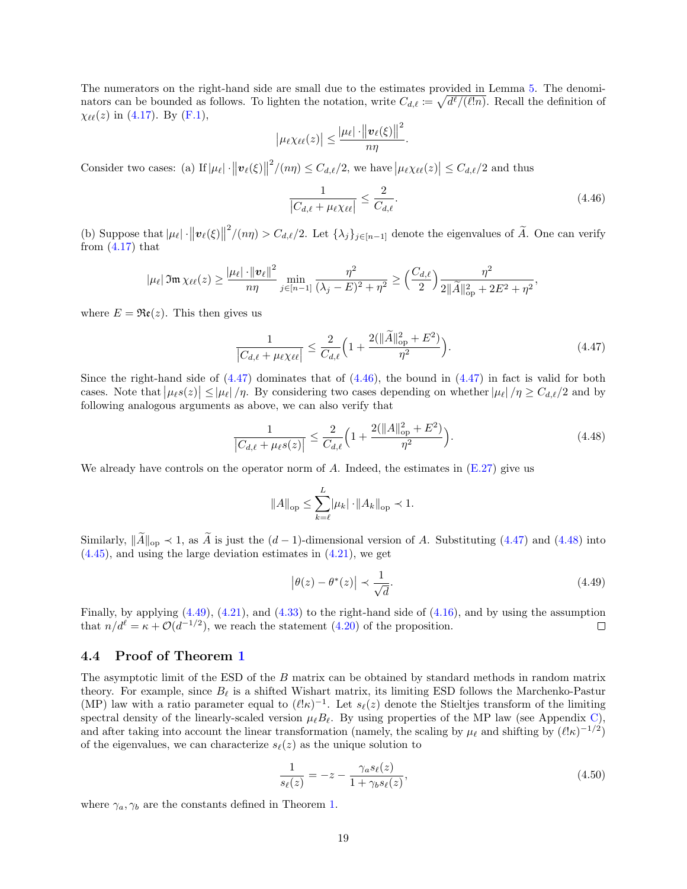The numerators on the right-hand side are small due to the estimates provided in Lemma 5. The denominators can be bounded as follows. To lighten the notation, write $C_{d,\ell} := \sqrt{d^\ell/(\ell! n)}$. Recall the definition of $\chi_{\ell\ell}(z)$ in (4.17). By (F.1),

$$\left|\mu_\ell \chi_{\ell\ell}(z)\right| \le \frac{|\mu_\ell| \cdot \left\|\boldsymbol{v}_\ell(\xi)\right\|^2}{n\eta}.$$

Consider two cases: (a) If $|\mu_\ell| \cdot \left\|\boldsymbol{v}_\ell(\xi)\right\|^2/(n\eta) \le C_{d,\ell}/2$, we have $\left|\mu_\ell \chi_{\ell\ell}(z)\right| \le C_{d,\ell}/2$ and thus

$$\frac{1}{\left|C_{d,\ell} + \mu_\ell \chi_{\ell\ell}\right|} \le \frac{2}{C_{d,\ell}}. \tag{4.46}$$

(b) Suppose that $|\mu_\ell| \cdot \left\|\boldsymbol{v}_\ell(\xi)\right\|^2/(n\eta) > C_{d,\ell}/2$. Let $\{\lambda_j\}_{j\in[n-1]}$ denote the eigenvalues of $\widetilde{A}$. One can verify from (4.17) that

$$|\mu_\ell|\, \mathfrak{Im}\, \chi_{\ell\ell}(z) \ge \frac{|\mu_\ell| \cdot \|\boldsymbol{v}_\ell\|^2}{n\eta} \min_{j\in[n-1]} \frac{\eta^2}{(\lambda_j - E)^2 + \eta^2} \ge \Big(\frac{C_{d,\ell}}{2}\Big) \frac{\eta^2}{2\|\widetilde{A}\|_{\text{op}}^2 + 2E^2 + \eta^2},$$

where $E = \mathfrak{Re}(z)$. This then gives us

$$\frac{1}{\left|C_{d,\ell} + \mu_\ell \chi_{\ell\ell}\right|} \le \frac{2}{C_{d,\ell}}\Big(1 + \frac{2(\|\widetilde{A}\|_{\text{op}}^2 + E^2)}{\eta^2}\Big). \tag{4.47}$$

Since the right-hand side of (4.47) dominates that of (4.46), the bound in (4.47) in fact is valid for both cases. Note that $\left|\mu_\ell s(z)\right| \le |\mu_\ell|/\eta$. By considering two cases depending on whether $|\mu_\ell|/\eta \ge C_{d,\ell}/2$ and by following analogous arguments as above, we can also verify that

$$\frac{1}{\left|C_{d,\ell} + \mu_\ell s(z)\right|} \le \frac{2}{C_{d,\ell}}\Big(1 + \frac{2(\|A\|_{\text{op}}^2 + E^2)}{\eta^2}\Big). \tag{4.48}$$

We already have controls on the operator norm of $A$. Indeed, the estimates in (E.27) give us

$$\|A\|_{\text{op}} \le \sum_{k=\ell}^{L} |\mu_k| \cdot \|A_k\|_{\text{op}} \prec 1.$$

Similarly, $\|\widetilde{A}\|_{\text{op}} \prec 1$, as $\widetilde{A}$ is just the $(d-1)$-dimensional version of $A$. Substituting (4.47) and (4.48) into (4.45), and using the large deviation estimates in (4.21), we get

$$\left|\theta(z) - \theta^*(z)\right| \prec \frac{1}{\sqrt{d}}. \tag{4.49}$$

Finally, by applying (4.49), (4.21), and (4.33) to the right-hand side of (4.16), and by using the assumption that $n/d^\ell = \kappa + \mathcal{O}(d^{-1/2})$, we reach the statement (4.20) of the proposition. □

## 4.4 Proof of Theorem 1

The asymptotic limit of the ESD of the $B$ matrix can be obtained by standard methods in random matrix theory. For example, since $B_\ell$ is a shifted Wishart matrix, its limiting ESD follows the Marchenko-Pastur (MP) law with a ratio parameter equal to $(\ell!\kappa)^{-1}$. Let $s_\ell(z)$ denote the Stieltjes transform of the limiting spectral density of the linearly-scaled version $\mu_\ell B_\ell$. By using properties of the MP law (see Appendix C), and after taking into account the linear transformation (namely, the scaling by $\mu_\ell$ and shifting by $(\ell!\kappa)^{-1/2}$) of the eigenvalues, we can characterize $s_\ell(z)$ as the unique solution to

$$\frac{1}{s_\ell(z)} = -z - \frac{\gamma_a s_\ell(z)}{1 + \gamma_b s_\ell(z)}, \tag{4.50}$$

where $\gamma_a, \gamma_b$ are the constants defined in Theorem 1.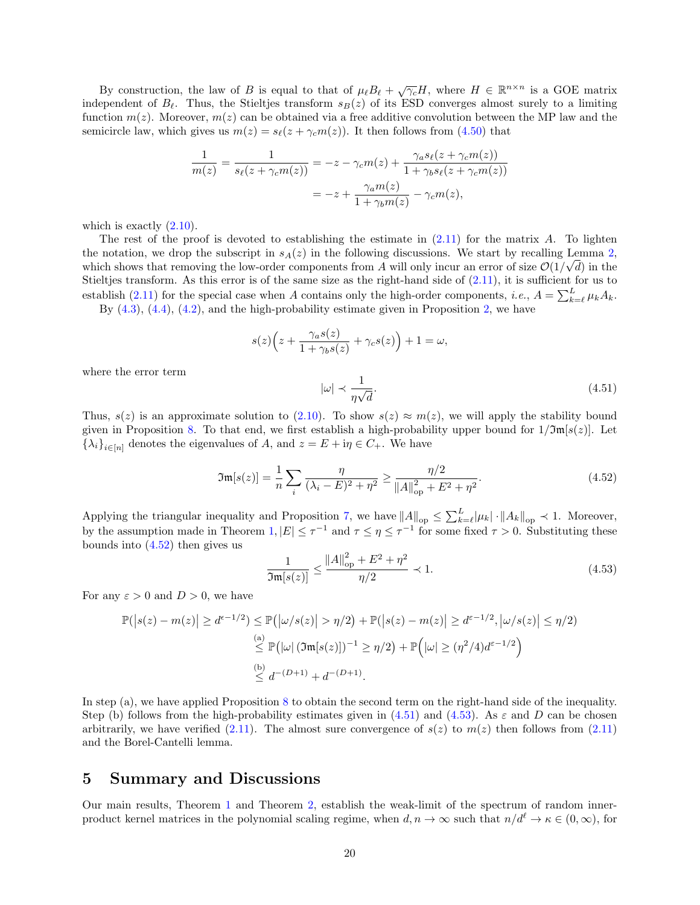By construction, the law of $B$ is equal to that of $\mu_\ell B_\ell + \sqrt{\gamma_c} H$, where $H \in \mathbb{R}^{n\times n}$ is a GOE matrix independent of $B_\ell$. Thus, the Stieltjes transform $s_B(z)$ of its ESD converges almost surely to a limiting function $m(z)$. Moreover, $m(z)$ can be obtained via a free additive convolution between the MP law and the semicircle law, which gives us $m(z) = s_\ell(z + \gamma_c m(z))$. It then follows from (4.50) that

$$
\begin{aligned}
\frac{1}{m(z)} = \frac{1}{s_\ell(z+\gamma_c m(z))} &= -z - \gamma_c m(z) + \frac{\gamma_a s_\ell(z+\gamma_c m(z))}{1+\gamma_b s_\ell(z+\gamma_c m(z))} \\
&= -z + \frac{\gamma_a m(z)}{1+\gamma_b m(z)} - \gamma_c m(z),
\end{aligned}
$$

which is exactly (2.10).

The rest of the proof is devoted to establishing the estimate in (2.11) for the matrix $A$. To lighten the notation, we drop the subscript in $s_A(z)$ in the following discussions. We start by recalling Lemma 2, which shows that removing the low-order components from $A$ will only incur an error of size $\mathcal{O}(1/\sqrt{d})$ in the Stieltjes transform. As this error is of the same size as the right-hand side of (2.11), it is sufficient for us to establish (2.11) for the special case when $A$ contains only the high-order components, *i.e.*, $A = \sum_{k=\ell}^{L} \mu_k A_k$.

By (4.3), (4.4), (4.2), and the high-probability estimate given in Proposition 2, we have

$$
s(z)\Big(z + \frac{\gamma_a s(z)}{1+\gamma_b s(z)} + \gamma_c s(z)\Big) + 1 = \omega,
$$

where the error term

$$
|\omega| \prec \frac{1}{\eta\sqrt{d}}. \tag{4.51}
$$

Thus, $s(z)$ is an approximate solution to (2.10). To show $s(z) \approx m(z)$, we will apply the stability bound given in Proposition 8. To that end, we first establish a high-probability upper bound for $1/\mathfrak{Im}[s(z)]$. Let $\{\lambda_i\}_{i\in[n]}$ denotes the eigenvalues of $A$, and $z = E + \mathrm{i}\eta \in C_+$. We have

$$
\mathfrak{Im}[s(z)] = \frac{1}{n}\sum_i \frac{\eta}{(\lambda_i - E)^2 + \eta^2} \geq \frac{\eta/2}{\|A\|_{\mathrm{op}}^2 + E^2 + \eta^2}. \tag{4.52}
$$

Applying the triangular inequality and Proposition 7, we have $\|A\|_{\mathrm{op}} \leq \sum_{k=\ell}^{L} |\mu_k| \cdot \|A_k\|_{\mathrm{op}} \prec 1$. Moreover, by the assumption made in Theorem 1, $|E| \leq \tau^{-1}$ and $\tau \leq \eta \leq \tau^{-1}$ for some fixed $\tau > 0$. Substituting these bounds into (4.52) then gives us

$$
\frac{1}{\mathfrak{Im}[s(z)]} \leq \frac{\|A\|_{\mathrm{op}}^2 + E^2 + \eta^2}{\eta/2} \prec 1. \tag{4.53}
$$

For any $\varepsilon > 0$ and $D > 0$, we have

$$
\begin{aligned}
\mathbb{P}\big(|s(z) - m(z)| \geq d^{\epsilon - 1/2}\big) &\leq \mathbb{P}\big(|\omega/s(z)| > \eta/2\big) + \mathbb{P}\big(|s(z) - m(z)| \geq d^{\varepsilon - 1/2}, |\omega/s(z)| \leq \eta/2\big) \\
&\overset{\text{(a)}}{\leq} \mathbb{P}\big(|\omega|\,(\mathfrak{Im}[s(z)])^{-1} \geq \eta/2\big) + \mathbb{P}\Big(|\omega| \geq (\eta^2/4) d^{\varepsilon - 1/2}\Big) \\
&\overset{\text{(b)}}{\leq} d^{-(D+1)} + d^{-(D+1)}.
\end{aligned}
$$

In step (a), we have applied Proposition 8 to obtain the second term on the right-hand side of the inequality. Step (b) follows from the high-probability estimates given in (4.51) and (4.53). As $\varepsilon$ and $D$ can be chosen arbitrarily, we have verified (2.11). The almost sure convergence of $s(z)$ to $m(z)$ then follows from (2.11) and the Borel-Cantelli lemma.

# 5 Summary and Discussions

Our main results, Theorem 1 and Theorem 2, establish the weak-limit of the spectrum of random inner-product kernel matrices in the polynomial scaling regime, when $d, n \to \infty$ such that $n/d^\ell \to \kappa \in (0, \infty)$, for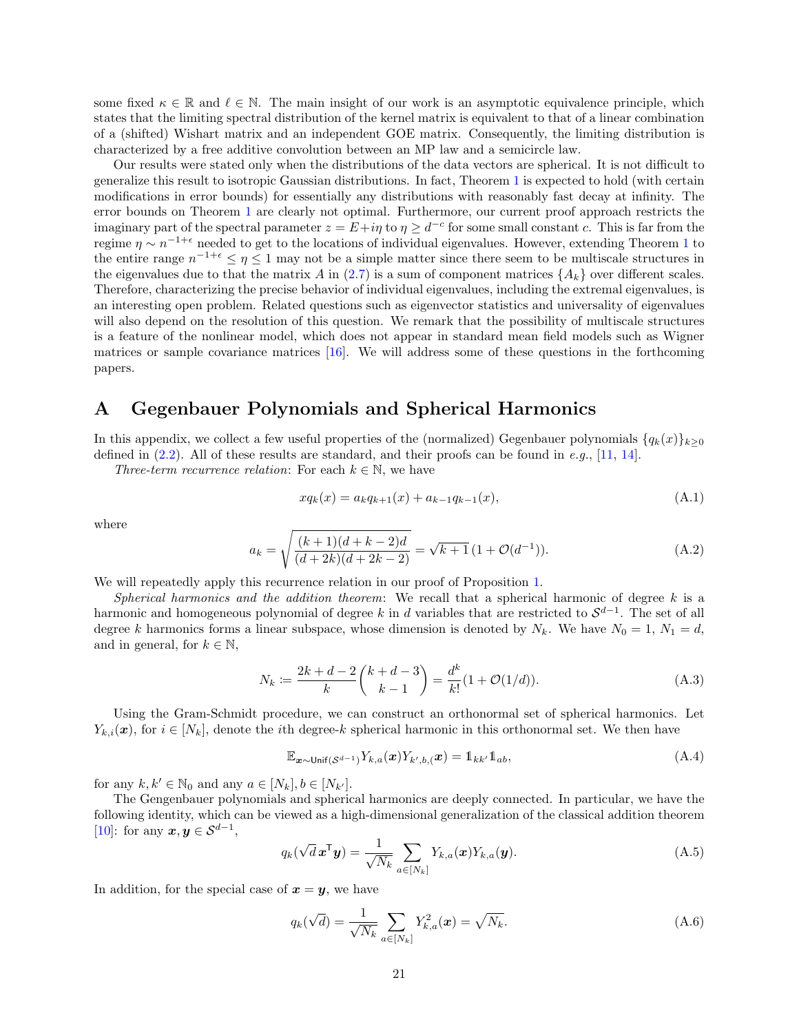some fixed $\kappa \in \mathbb{R}$ and $\ell \in \mathbb{N}$. The main insight of our work is an asymptotic equivalence principle, which states that the limiting spectral distribution of the kernel matrix is equivalent to that of a linear combination of a (shifted) Wishart matrix and an independent GOE matrix. Consequently, the limiting distribution is characterized by a free additive convolution between an MP law and a semicircle law.

Our results were stated only when the distributions of the data vectors are spherical. It is not difficult to generalize this result to isotropic Gaussian distributions. In fact, Theorem 1 is expected to hold (with certain modifications in error bounds) for essentially any distributions with reasonably fast decay at infinity. The error bounds on Theorem 1 are clearly not optimal. Furthermore, our current proof approach restricts the imaginary part of the spectral parameter $z = E + i\eta$ to $\eta \geq d^{-c}$ for some small constant $c$. This is far from the regime $\eta \sim n^{-1+\epsilon}$ needed to get to the locations of individual eigenvalues. However, extending Theorem 1 to the entire range $n^{-1+\epsilon} \leq \eta \leq 1$ may not be a simple matter since there seem to be multiscale structures in the eigenvalues due to that the matrix $A$ in (2.7) is a sum of component matrices $\{A_k\}$ over different scales. Therefore, characterizing the precise behavior of individual eigenvalues, including the extremal eigenvalues, is an interesting open problem. Related questions such as eigenvector statistics and universality of eigenvalues will also depend on the resolution of this question. We remark that the possibility of multiscale structures is a feature of the nonlinear model, which does not appear in standard mean field models such as Wigner matrices or sample covariance matrices [16]. We will address some of these questions in the forthcoming papers.

# A Gegenbauer Polynomials and Spherical Harmonics

In this appendix, we collect a few useful properties of the (normalized) Gegenbauer polynomials $\{q_k(x)\}_{k\geq 0}$ defined in (2.2). All of these results are standard, and their proofs can be found in *e.g.*, [11, 14].

*Three-term recurrence relation*: For each $k \in \mathbb{N}$, we have

$$x q_k(x) = a_k q_{k+1}(x) + a_{k-1} q_{k-1}(x), \tag{A.1}$$

where

$$a_k = \sqrt{\frac{(k+1)(d+k-2)d}{(d+2k)(d+2k-2)}} = \sqrt{k+1}\,(1 + \mathcal{O}(d^{-1})). \tag{A.2}$$

We will repeatedly apply this recurrence relation in our proof of Proposition 1.

*Spherical harmonics and the addition theorem*: We recall that a spherical harmonic of degree $k$ is a harmonic and homogeneous polynomial of degree $k$ in $d$ variables that are restricted to $\mathcal{S}^{d-1}$. The set of all degree $k$ harmonics forms a linear subspace, whose dimension is denoted by $N_k$. We have $N_0 = 1$, $N_1 = d$, and in general, for $k \in \mathbb{N}$,

$$N_k := \frac{2k+d-2}{k}\binom{k+d-3}{k-1} = \frac{d^k}{k!}(1 + \mathcal{O}(1/d)). \tag{A.3}$$

Using the Gram-Schmidt procedure, we can construct an orthonormal set of spherical harmonics. Let $Y_{k,i}(\boldsymbol{x})$, for $i \in [N_k]$, denote the $i$th degree-$k$ spherical harmonic in this orthonormal set. We then have

$$\mathbb{E}_{\boldsymbol{x}\sim \mathsf{Unif}(\mathcal{S}^{d-1})} Y_{k,a}(\boldsymbol{x}) Y_{k',b,(}(\boldsymbol{x}) = \mathbb{1}_{kk'}\mathbb{1}_{ab}, \tag{A.4}$$

for any $k, k' \in \mathbb{N}_0$ and any $a \in [N_k], b \in [N_{k'}]$.

The Gengenbauer polynomials and spherical harmonics are deeply connected. In particular, we have the following identity, which can be viewed as a high-dimensional generalization of the classical addition theorem [10]: for any $\boldsymbol{x}, \boldsymbol{y} \in \mathcal{S}^{d-1}$,

$$q_k(\sqrt{d}\,\boldsymbol{x}^\mathsf{T}\boldsymbol{y}) = \frac{1}{\sqrt{N_k}} \sum_{a\in[N_k]} Y_{k,a}(\boldsymbol{x}) Y_{k,a}(\boldsymbol{y}). \tag{A.5}$$

In addition, for the special case of $\boldsymbol{x} = \boldsymbol{y}$, we have

$$q_k(\sqrt{d}) = \frac{1}{\sqrt{N_k}} \sum_{a\in[N_k]} Y_{k,a}^2(\boldsymbol{x}) = \sqrt{N_k}. \tag{A.6}$$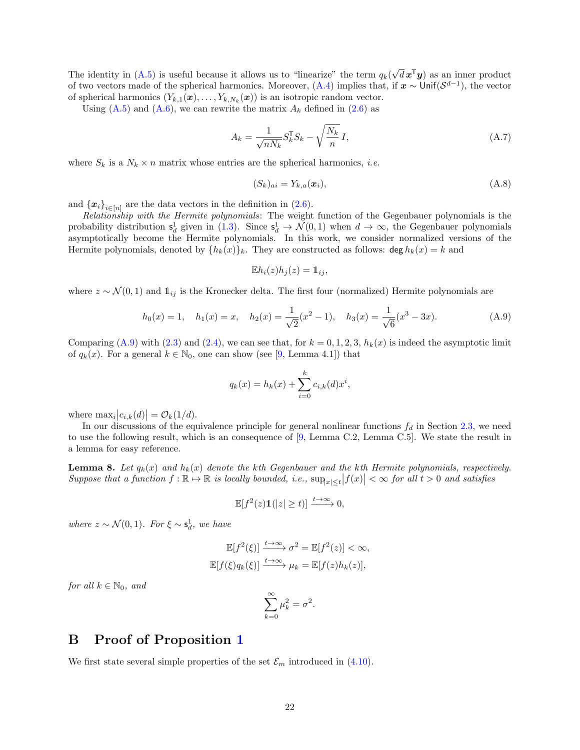The identity in (A.5) is useful because it allows us to "linearize" the term $q_k(\sqrt{d}\,\boldsymbol{x}^\mathsf{T}\boldsymbol{y})$ as an inner product of two vectors made of the spherical harmonics. Moreover, (A.4) implies that, if $\boldsymbol{x} \sim \mathsf{Unif}(\mathcal{S}^{d-1})$, the vector of spherical harmonics $(Y_{k,1}(\boldsymbol{x}), \ldots, Y_{k,N_k}(\boldsymbol{x}))$ is an isotropic random vector.

Using (A.5) and (A.6), we can rewrite the matrix $A_k$ defined in (2.6) as

$$A_k = \frac{1}{\sqrt{nN_k}} S_k^\mathsf{T} S_k - \sqrt{\frac{N_k}{n}}\, I, \tag{A.7}$$

where $S_k$ is a $N_k \times n$ matrix whose entries are the spherical harmonics, *i.e.*

$$(S_k)_{ai} = Y_{k,a}(\boldsymbol{x}_i), \tag{A.8}$$

and $\{\boldsymbol{x}_i\}_{i\in[n]}$ are the data vectors in the definition in (2.6).

*Relationship with the Hermite polynomials*: The weight function of the Gegenbauer polynomials is the probability distribution $\mathsf{s}_d^1$ given in (1.3). Since $\mathsf{s}_d^1 \to \mathcal{N}(0,1)$ when $d \to \infty$, the Gegenbauer polynomials asymptotically become the Hermite polynomials. In this work, we consider normalized versions of the Hermite polynomials, denoted by $\{h_k(x)\}_k$. They are constructed as follows: $\mathsf{deg}\, h_k(x) = k$ and

$$\mathbb{E} h_i(z) h_j(z) = \mathbb{1}_{ij},$$

where $z \sim \mathcal{N}(0,1)$ and $\mathbb{1}_{ij}$ is the Kronecker delta. The first four (normalized) Hermite polynomials are

$$h_0(x) = 1, \quad h_1(x) = x, \quad h_2(x) = \frac{1}{\sqrt{2}}(x^2 - 1), \quad h_3(x) = \frac{1}{\sqrt{6}}(x^3 - 3x). \tag{A.9}$$

Comparing (A.9) with (2.3) and (2.4), we can see that, for $k = 0,1,2,3$, $h_k(x)$ is indeed the asymptotic limit of $q_k(x)$. For a general $k \in \mathbb{N}_0$, one can show (see [9, Lemma 4.1]) that

$$q_k(x) = h_k(x) + \sum_{i=0}^{k} c_{i,k}(d) x^i,$$

where $\max_i \lvert c_{i,k}(d) \rvert = \mathcal{O}_k(1/d)$.

In our discussions of the equivalence principle for general nonlinear functions $f_d$ in Section 2.3, we need to use the following result, which is an consequence of [9, Lemma C.2, Lemma C.5]. We state the result in a lemma for easy reference.

**Lemma 8.** *Let $q_k(x)$ and $h_k(x)$ denote the kth Gegenbauer and the kth Hermite polynomials, respectively. Suppose that a function $f : \mathbb{R} \mapsto \mathbb{R}$ is locally bounded, i.e., $\sup_{|x|\le t} \lvert f(x) \rvert < \infty$ for all $t > 0$ and satisfies*

$$\mathbb{E}[f^2(z) \mathbb{1}(|z| \ge t)] \xrightarrow{t\to\infty} 0,$$

*where $z \sim \mathcal{N}(0,1)$. For $\xi \sim \mathsf{s}_d^1$, we have*

$$\mathbb{E}[f^2(\xi)] \xrightarrow{t\to\infty} \sigma^2 = \mathbb{E}[f^2(z)] < \infty,$$
$$\mathbb{E}[f(\xi) q_k(\xi)] \xrightarrow{t\to\infty} \mu_k = \mathbb{E}[f(z) h_k(z)],$$

*for all $k \in \mathbb{N}_0$, and*

$$\sum_{k=0}^{\infty} \mu_k^2 = \sigma^2.$$

# B Proof of Proposition 1

We first state several simple properties of the set $\mathcal{E}_m$ introduced in (4.10).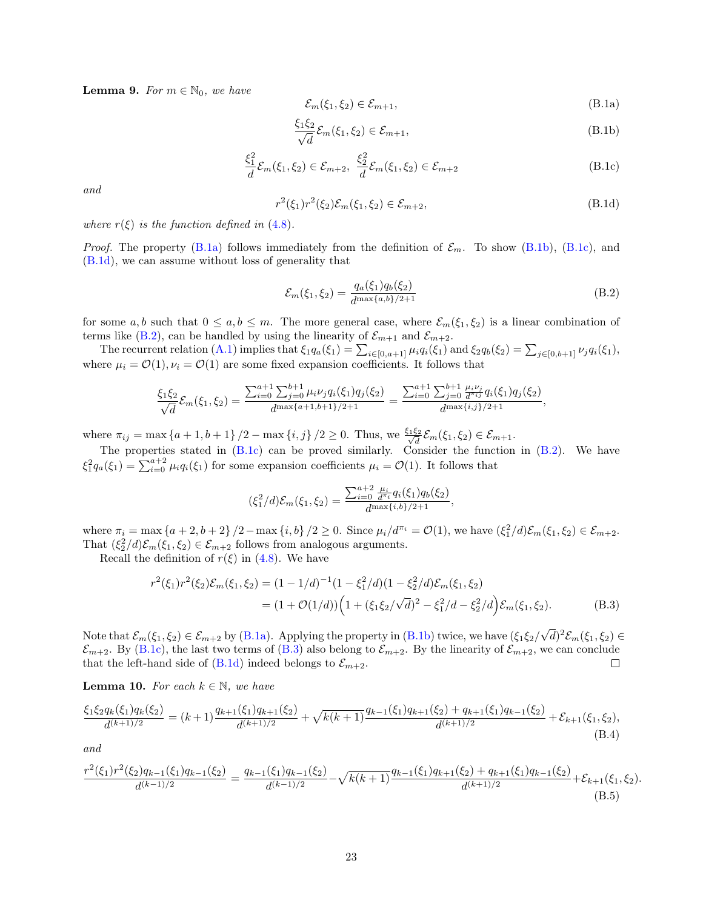**Lemma 9.** *For $m \in \mathbb{N}_0$, we have*

$$\mathcal{E}_m(\xi_1, \xi_2) \in \mathcal{E}_{m+1}, \tag{B.1a}$$

$$\frac{\xi_1 \xi_2}{\sqrt{d}} \mathcal{E}_m(\xi_1, \xi_2) \in \mathcal{E}_{m+1}, \tag{B.1b}$$

$$\frac{\xi_1^2}{d} \mathcal{E}_m(\xi_1, \xi_2) \in \mathcal{E}_{m+2}, \;\; \frac{\xi_2^2}{d} \mathcal{E}_m(\xi_1, \xi_2) \in \mathcal{E}_{m+2} \tag{B.1c}$$

*and*

$$r^2(\xi_1) r^2(\xi_2) \mathcal{E}_m(\xi_1, \xi_2) \in \mathcal{E}_{m+2}, \tag{B.1d}$$

*where $r(\xi)$ is the function defined in (4.8).*

*Proof.* The property (B.1a) follows immediately from the definition of $\mathcal{E}_m$. To show (B.1b), (B.1c), and (B.1d), we can assume without loss of generality that

$$\mathcal{E}_m(\xi_1, \xi_2) = \frac{q_a(\xi_1) q_b(\xi_2)}{d^{\max\{a,b\}/2+1}} \tag{B.2}$$

for some $a, b$ such that $0 \le a, b \le m$. The more general case, where $\mathcal{E}_m(\xi_1, \xi_2)$ is a linear combination of terms like (B.2), can be handled by using the linearity of $\mathcal{E}_{m+1}$ and $\mathcal{E}_{m+2}$.

The recurrent relation (A.1) implies that $\xi_1 q_a(\xi_1) = \sum_{i \in [0, a+1]} \mu_i q_i(\xi_1)$ and $\xi_2 q_b(\xi_2) = \sum_{j \in [0, b+1]} \nu_j q_i(\xi_1)$, where $\mu_i = \mathcal{O}(1), \nu_i = \mathcal{O}(1)$ are some fixed expansion coefficients. It follows that

$$\frac{\xi_1 \xi_2}{\sqrt{d}} \mathcal{E}_m(\xi_1, \xi_2) = \frac{\sum_{i=0}^{a+1} \sum_{j=0}^{b+1} \mu_i \nu_j q_i(\xi_1) q_j(\xi_2)}{d^{\max\{a+1, b+1\}/2+1}} = \frac{\sum_{i=0}^{a+1} \sum_{j=0}^{b+1} \frac{\mu_i \nu_j}{d^{\pi_{ij}}} q_i(\xi_1) q_j(\xi_2)}{d^{\max\{i,j\}/2+1}},$$

where $\pi_{ij} = \max\{a+1, b+1\}/2 - \max\{i, j\}/2 \ge 0$. Thus, we $\frac{\xi_1 \xi_2}{\sqrt{d}} \mathcal{E}_m(\xi_1, \xi_2) \in \mathcal{E}_{m+1}$.

The properties stated in (B.1c) can be proved similarly. Consider the function in (B.2). We have $\xi_1^2 q_a(\xi_1) = \sum_{i=0}^{a+2} \mu_i q_i(\xi_1)$ for some expansion coefficients $\mu_i = \mathcal{O}(1)$. It follows that

$$(\xi_1^2/d) \mathcal{E}_m(\xi_1, \xi_2) = \frac{\sum_{i=0}^{a+2} \frac{\mu_i}{d^{\pi_i}} q_i(\xi_1) q_b(\xi_2)}{d^{\max\{i,b\}/2+1}},$$

where $\pi_i = \max\{a+2, b+2\}/2 - \max\{i, b\}/2 \ge 0$. Since $\mu_i / d^{\pi_i} = \mathcal{O}(1)$, we have $(\xi_1^2/d)\mathcal{E}_m(\xi_1, \xi_2) \in \mathcal{E}_{m+2}$. That $(\xi_2^2/d)\mathcal{E}_m(\xi_1, \xi_2) \in \mathcal{E}_{m+2}$ follows from analogous arguments.

Recall the definition of $r(\xi)$ in (4.8). We have

$$\begin{aligned}
r^2(\xi_1) r^2(\xi_2) \mathcal{E}_m(\xi_1, \xi_2) &= (1 - 1/d)^{-1} (1 - \xi_1^2/d)(1 - \xi_2^2/d) \mathcal{E}_m(\xi_1, \xi_2) \\
&= (1 + \mathcal{O}(1/d)) \Big(1 + (\xi_1 \xi_2 / \sqrt{d})^2 - \xi_1^2/d - \xi_2^2/d\Big) \mathcal{E}_m(\xi_1, \xi_2).
\end{aligned} \tag{B.3}$$

Note that $\mathcal{E}_m(\xi_1, \xi_2) \in \mathcal{E}_{m+2}$ by (B.1a). Applying the property in (B.1b) twice, we have $(\xi_1 \xi_2 / \sqrt{d})^2 \mathcal{E}_m(\xi_1, \xi_2) \in \mathcal{E}_{m+2}$. By (B.1c), the last two terms of (B.3) also belong to $\mathcal{E}_{m+2}$. By the linearity of $\mathcal{E}_{m+2}$, we can conclude that the left-hand side of (B.1d) indeed belongs to $\mathcal{E}_{m+2}$. $\square$

**Lemma 10.** *For each $k \in \mathbb{N}$, we have*

$$\frac{\xi_1 \xi_2 q_k(\xi_1) q_k(\xi_2)}{d^{(k+1)/2}} = (k+1) \frac{q_{k+1}(\xi_1) q_{k+1}(\xi_2)}{d^{(k+1)/2}} + \sqrt{k(k+1)} \frac{q_{k-1}(\xi_1) q_{k+1}(\xi_2) + q_{k+1}(\xi_1) q_{k-1}(\xi_2)}{d^{(k+1)/2}} + \mathcal{E}_{k+1}(\xi_1, \xi_2), \tag{B.4}$$

*and*

$$\frac{r^2(\xi_1) r^2(\xi_2) q_{k-1}(\xi_1) q_{k-1}(\xi_2)}{d^{(k-1)/2}} = \frac{q_{k-1}(\xi_1) q_{k-1}(\xi_2)}{d^{(k-1)/2}} - \sqrt{k(k+1)} \frac{q_{k-1}(\xi_1) q_{k+1}(\xi_2) + q_{k+1}(\xi_1) q_{k-1}(\xi_2)}{d^{(k+1)/2}} + \mathcal{E}_{k+1}(\xi_1, \xi_2). \tag{B.5}$$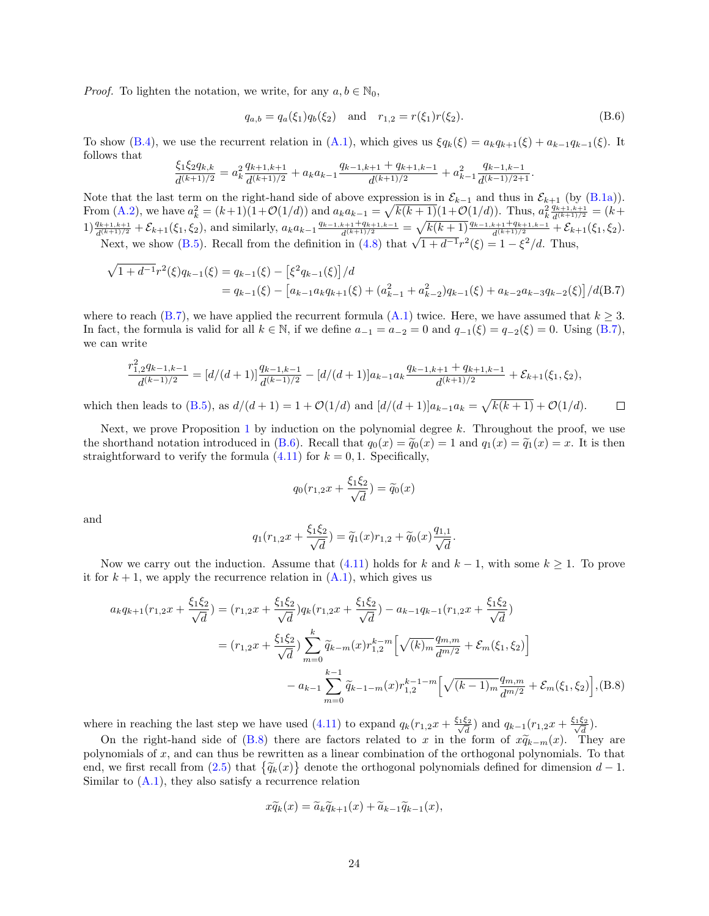*Proof.* To lighten the notation, we write, for any $a, b \in \mathbb{N}_0$,

$$q_{a,b} = q_a(\xi_1)q_b(\xi_2) \quad \text{and} \quad r_{1,2} = r(\xi_1)r(\xi_2). \tag{B.6}$$

To show (B.4), we use the recurrent relation in (A.1), which gives us $\xi q_k(\xi) = a_k q_{k+1}(\xi) + a_{k-1}q_{k-1}(\xi)$. It follows that

$$\frac{\xi_1\xi_2 q_{k,k}}{d^{(k+1)/2}} = a_k^2 \frac{q_{k+1,k+1}}{d^{(k+1)/2}} + a_k a_{k-1}\frac{q_{k-1,k+1} + q_{k+1,k-1}}{d^{(k+1)/2}} + a_{k-1}^2 \frac{q_{k-1,k-1}}{d^{(k-1)/2+1}}.$$

Note that the last term on the right-hand side of above expression is in $\mathcal{E}_{k-1}$ and thus in $\mathcal{E}_{k+1}$ (by (B.1a)). From (A.2), we have $a_k^2 = (k+1)(1+\mathcal{O}(1/d))$ and $a_k a_{k-1} = \sqrt{k(k+1)}(1+\mathcal{O}(1/d))$. Thus, $a_k^2 \frac{q_{k+1,k+1}}{d^{(k+1)/2}} = (k+1)\frac{q_{k+1,k+1}}{d^{(k+1)/2}} + \mathcal{E}_{k+1}(\xi_1,\xi_2)$, and similarly, $a_k a_{k-1}\frac{q_{k-1,k+1}+q_{k+1,k-1}}{d^{(k+1)/2}} = \sqrt{k(k+1)}\frac{q_{k-1,k+1}+q_{k+1,k-1}}{d^{(k+1)/2}} + \mathcal{E}_{k+1}(\xi_1,\xi_2)$.

Next, we show (B.5). Recall from the definition in (4.8) that $\sqrt{1+d^{-1}}r^2(\xi) = 1 - \xi^2/d$. Thus,

$$\begin{aligned}
\sqrt{1+d^{-1}}r^2(\xi)q_{k-1}(\xi) &= q_{k-1}(\xi) - \left[\xi^2 q_{k-1}(\xi)\right]/d \\
&= q_{k-1}(\xi) - \left[a_{k-1}a_k q_{k+1}(\xi) + (a_{k-1}^2 + a_{k-2}^2)q_{k-1}(\xi) + a_{k-2}a_{k-3}q_{k-2}(\xi)\right]/d
\end{aligned} \tag{B.7}$$

where to reach (B.7), we have applied the recurrent formula (A.1) twice. Here, we have assumed that $k \geq 3$. In fact, the formula is valid for all $k \in \mathbb{N}$, if we define $a_{-1} = a_{-2} = 0$ and $q_{-1}(\xi) = q_{-2}(\xi) = 0$. Using (B.7), we can write

$$\frac{r_{1,2}^2 q_{k-1,k-1}}{d^{(k-1)/2}} = [d/(d+1)]\frac{q_{k-1,k-1}}{d^{(k-1)/2}} - [d/(d+1)]a_{k-1}a_k\frac{q_{k-1,k+1}+q_{k+1,k-1}}{d^{(k+1)/2}} + \mathcal{E}_{k+1}(\xi_1,\xi_2),$$

which then leads to (B.5), as $d/(d+1) = 1 + \mathcal{O}(1/d)$ and $[d/(d+1)]a_{k-1}a_k = \sqrt{k(k+1)} + \mathcal{O}(1/d)$. $\square$

Next, we prove Proposition 1 by induction on the polynomial degree $k$. Throughout the proof, we use the shorthand notation introduced in (B.6). Recall that $q_0(x) = \widetilde{q}_0(x) = 1$ and $q_1(x) = \widetilde{q}_1(x) = x$. It is then straightforward to verify the formula (4.11) for $k = 0, 1$. Specifically,

$$q_0(r_{1,2}x + \frac{\xi_1\xi_2}{\sqrt{d}}) = \widetilde{q}_0(x)$$

and

$$q_1(r_{1,2}x + \frac{\xi_1\xi_2}{\sqrt{d}}) = \widetilde{q}_1(x)r_{1,2} + \widetilde{q}_0(x)\frac{q_{1,1}}{\sqrt{d}}.$$

Now we carry out the induction. Assume that (4.11) holds for $k$ and $k-1$, with some $k \geq 1$. To prove it for $k+1$, we apply the recurrence relation in (A.1), which gives us

$$\begin{aligned}
a_k q_{k+1}(r_{1,2}x + \frac{\xi_1\xi_2}{\sqrt{d}}) &= (r_{1,2}x + \frac{\xi_1\xi_2}{\sqrt{d}})q_k(r_{1,2}x + \frac{\xi_1\xi_2}{\sqrt{d}}) - a_{k-1}q_{k-1}(r_{1,2}x + \frac{\xi_1\xi_2}{\sqrt{d}}) \\
&= (r_{1,2}x + \frac{\xi_1\xi_2}{\sqrt{d}})\sum_{m=0}^{k}\widetilde{q}_{k-m}(x)r_{1,2}^{k-m}\Big[\sqrt{(k)_m}\frac{q_{m,m}}{d^{m/2}} + \mathcal{E}_m(\xi_1,\xi_2)\Big] \\
&\quad - a_{k-1}\sum_{m=0}^{k-1}\widetilde{q}_{k-1-m}(x)r_{1,2}^{k-1-m}\Big[\sqrt{(k-1)_m}\frac{q_{m,m}}{d^{m/2}} + \mathcal{E}_m(\xi_1,\xi_2)\Big],
\end{aligned} \tag{B.8}$$

where in reaching the last step we have used (4.11) to expand $q_k(r_{1,2}x + \frac{\xi_1\xi_2}{\sqrt{d}})$ and $q_{k-1}(r_{1,2}x + \frac{\xi_1\xi_2}{\sqrt{d}})$.

On the right-hand side of (B.8) there are factors related to $x$ in the form of $x\widetilde{q}_{k-m}(x)$. They are polynomials of $x$, and can thus be rewritten as a linear combination of the orthogonal polynomials. To that end, we first recall from (2.5) that $\{\widetilde{q}_k(x)\}$ denote the orthogonal polynomials defined for dimension $d-1$. Similar to (A.1), they also satisfy a recurrence relation

$$x\widetilde{q}_k(x) = \widetilde{a}_k\widetilde{q}_{k+1}(x) + \widetilde{a}_{k-1}\widetilde{q}_{k-1}(x),$$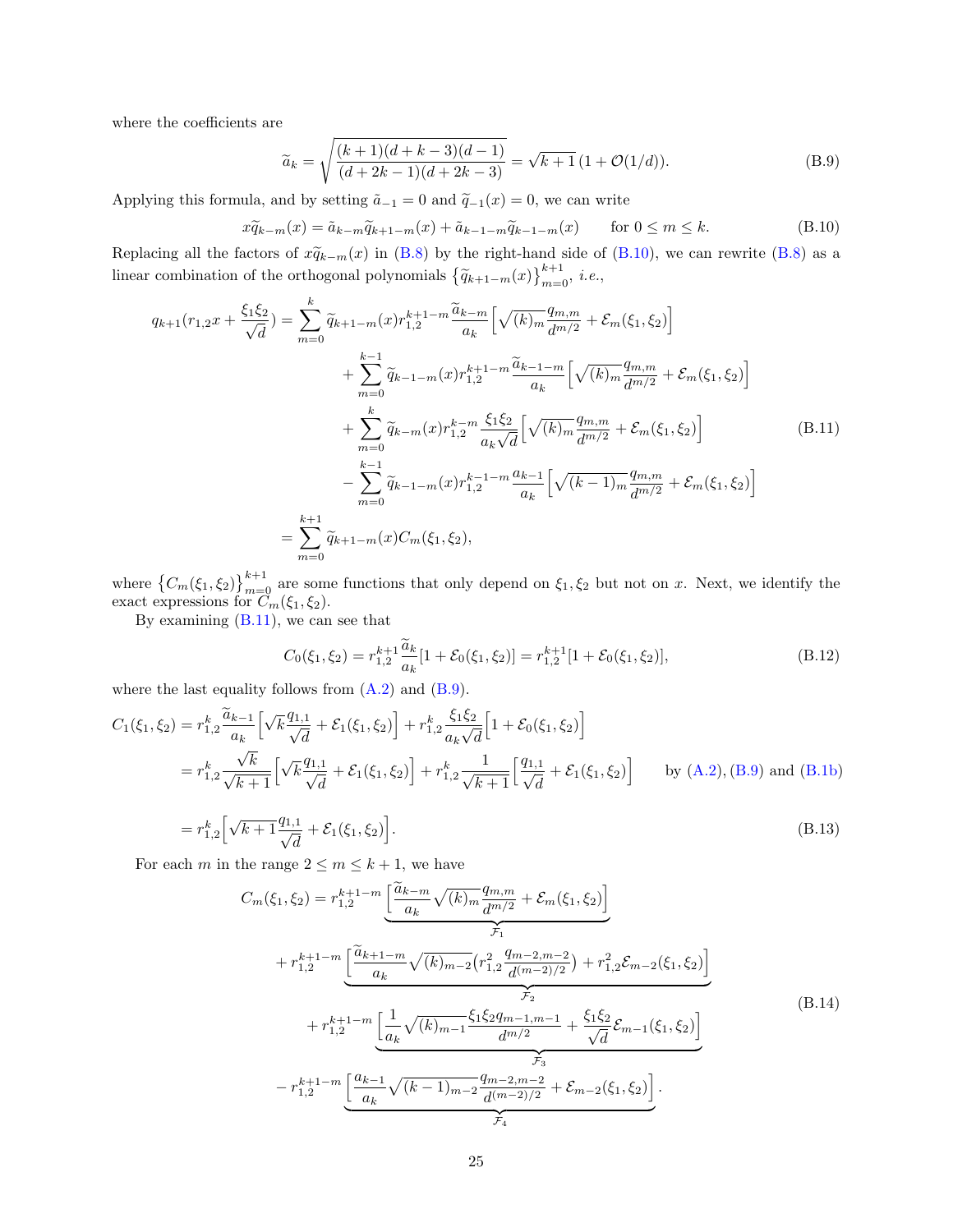where the coefficients are

$$\widetilde{a}_k = \sqrt{\frac{(k+1)(d+k-3)(d-1)}{(d+2k-1)(d+2k-3)}} = \sqrt{k+1}\,(1+\mathcal{O}(1/d)). \tag{B.9}$$

Applying this formula, and by setting $\tilde{a}_{-1}=0$ and $\widetilde{q}_{-1}(x)=0$, we can write

$$x\widetilde{q}_{k-m}(x) = \tilde{a}_{k-m}\widetilde{q}_{k+1-m}(x) + \tilde{a}_{k-1-m}\widetilde{q}_{k-1-m}(x) \qquad \text{for } 0 \le m \le k. \tag{B.10}$$

Replacing all the factors of $x\widetilde{q}_{k-m}(x)$ in (B.8) by the right-hand side of (B.10), we can rewrite (B.8) as a linear combination of the orthogonal polynomials $\left\{\widetilde{q}_{k+1-m}(x)\right\}_{m=0}^{k+1}$, *i.e.*,

$$\begin{aligned}
q_{k+1}(r_{1,2}x + \frac{\xi_1\xi_2}{\sqrt{d}}) &= \sum_{m=0}^{k} \widetilde{q}_{k+1-m}(x) r_{1,2}^{k+1-m} \frac{\widetilde{a}_{k-m}}{a_k}\Big[\sqrt{(k)_m}\frac{q_{m,m}}{d^{m/2}} + \mathcal{E}_m(\xi_1,\xi_2)\Big] \\
&\quad + \sum_{m=0}^{k-1} \widetilde{q}_{k-1-m}(x) r_{1,2}^{k+1-m} \frac{\widetilde{a}_{k-1-m}}{a_k}\Big[\sqrt{(k)_m}\frac{q_{m,m}}{d^{m/2}} + \mathcal{E}_m(\xi_1,\xi_2)\Big] \\
&\quad + \sum_{m=0}^{k} \widetilde{q}_{k-m}(x) r_{1,2}^{k-m} \frac{\xi_1\xi_2}{a_k\sqrt{d}}\Big[\sqrt{(k)_m}\frac{q_{m,m}}{d^{m/2}} + \mathcal{E}_m(\xi_1,\xi_2)\Big] \\
&\quad - \sum_{m=0}^{k-1} \widetilde{q}_{k-1-m}(x) r_{1,2}^{k-1-m} \frac{a_{k-1}}{a_k}\Big[\sqrt{(k-1)_m}\frac{q_{m,m}}{d^{m/2}} + \mathcal{E}_m(\xi_1,\xi_2)\Big] \\
&= \sum_{m=0}^{k+1} \widetilde{q}_{k+1-m}(x) C_m(\xi_1,\xi_2),
\end{aligned} \tag{B.11}$$

where $\left\{C_m(\xi_1,\xi_2)\right\}_{m=0}^{k+1}$ are some functions that only depend on $\xi_1,\xi_2$ but not on $x$. Next, we identify the exact expressions for $C_m(\xi_1,\xi_2)$.

By examining (B.11), we can see that

$$C_0(\xi_1,\xi_2) = r_{1,2}^{k+1}\frac{\widetilde{a}_k}{a_k}[1+\mathcal{E}_0(\xi_1,\xi_2)] = r_{1,2}^{k+1}[1+\mathcal{E}_0(\xi_1,\xi_2)], \tag{B.12}$$

where the last equality follows from (A.2) and (B.9).

$$\begin{aligned}
C_1(\xi_1,\xi_2) &= r_{1,2}^{k}\frac{\widetilde{a}_{k-1}}{a_k}\Big[\sqrt{k}\frac{q_{1,1}}{\sqrt{d}} + \mathcal{E}_1(\xi_1,\xi_2)\Big] + r_{1,2}^{k}\frac{\xi_1\xi_2}{a_k\sqrt{d}}\Big[1+\mathcal{E}_0(\xi_1,\xi_2)\Big] \\
&= r_{1,2}^{k}\frac{\sqrt{k}}{\sqrt{k+1}}\Big[\sqrt{k}\frac{q_{1,1}}{\sqrt{d}} + \mathcal{E}_1(\xi_1,\xi_2)\Big] + r_{1,2}^{k}\frac{1}{\sqrt{k+1}}\Big[\frac{q_{1,1}}{\sqrt{d}} + \mathcal{E}_1(\xi_1,\xi_2)\Big] \qquad \text{by (A.2), (B.9) and (B.1b)} \\
&= r_{1,2}^{k}\Big[\sqrt{k+1}\frac{q_{1,1}}{\sqrt{d}} + \mathcal{E}_1(\xi_1,\xi_2)\Big].
\end{aligned} \tag{B.13}$$

For each $m$ in the range $2 \le m \le k+1$, we have

$$\begin{aligned}
C_m(\xi_1,\xi_2) &= r_{1,2}^{k+1-m}\underbrace{\Big[\frac{\widetilde{a}_{k-m}}{a_k}\sqrt{(k)_m}\frac{q_{m,m}}{d^{m/2}} + \mathcal{E}_m(\xi_1,\xi_2)\Big]}_{\mathcal{F}_1} \\
&\quad + r_{1,2}^{k+1-m}\underbrace{\Big[\frac{\widetilde{a}_{k+1-m}}{a_k}\sqrt{(k)_{m-2}}\big(r_{1,2}^2\frac{q_{m-2,m-2}}{d^{(m-2)/2}}\big) + r_{1,2}^2\mathcal{E}_{m-2}(\xi_1,\xi_2)\Big]}_{\mathcal{F}_2} \\
&\quad + r_{1,2}^{k+1-m}\underbrace{\Big[\frac{1}{a_k}\sqrt{(k)_{m-1}}\frac{\xi_1\xi_2 q_{m-1,m-1}}{d^{m/2}} + \frac{\xi_1\xi_2}{\sqrt{d}}\mathcal{E}_{m-1}(\xi_1,\xi_2)\Big]}_{\mathcal{F}_3} \\
&\quad - r_{1,2}^{k+1-m}\underbrace{\Big[\frac{a_{k-1}}{a_k}\sqrt{(k-1)_{m-2}}\frac{q_{m-2,m-2}}{d^{(m-2)/2}} + \mathcal{E}_{m-2}(\xi_1,\xi_2)\Big]}_{\mathcal{F}_4}.
\end{aligned} \tag{B.14}$$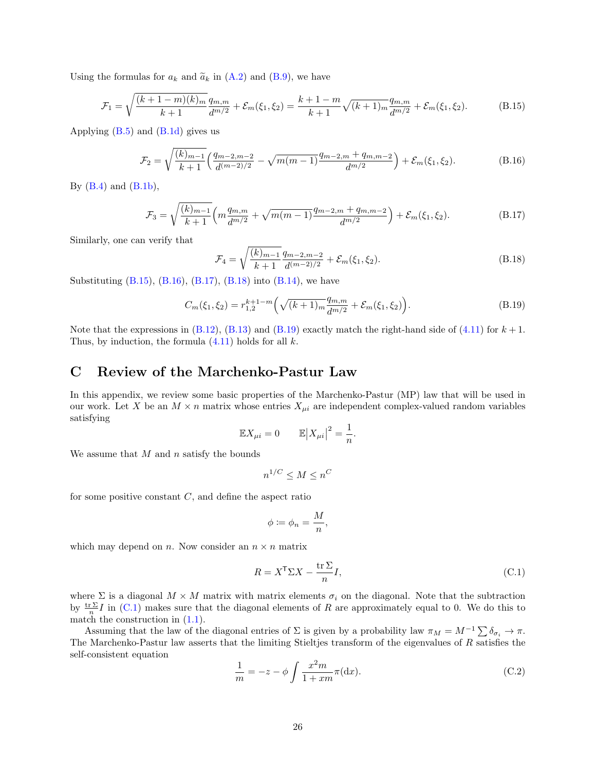Using the formulas for $a_k$ and $\widetilde{a}_k$ in (A.2) and (B.9), we have

$$\mathcal{F}_1 = \sqrt{\frac{(k+1-m)(k)_m}{k+1}}\frac{q_{m,m}}{d^{m/2}} + \mathcal{E}_m(\xi_1,\xi_2) = \frac{k+1-m}{k+1}\sqrt{(k+1)_m}\frac{q_{m,m}}{d^{m/2}} + \mathcal{E}_m(\xi_1,\xi_2). \tag{B.15}$$

Applying (B.5) and (B.1d) gives us

$$\mathcal{F}_2 = \sqrt{\frac{(k)_{m-1}}{k+1}}\Big(\frac{q_{m-2,m-2}}{d^{(m-2)/2}} - \sqrt{m(m-1)}\frac{q_{m-2,m}+q_{m,m-2}}{d^{m/2}}\Big) + \mathcal{E}_m(\xi_1,\xi_2). \tag{B.16}$$

By (B.4) and (B.1b),

$$\mathcal{F}_3 = \sqrt{\frac{(k)_{m-1}}{k+1}}\Big(m\frac{q_{m,m}}{d^{m/2}} + \sqrt{m(m-1)}\frac{q_{m-2,m}+q_{m,m-2}}{d^{m/2}}\Big) + \mathcal{E}_m(\xi_1,\xi_2). \tag{B.17}$$

Similarly, one can verify that

$$\mathcal{F}_4 = \sqrt{\frac{(k)_{m-1}}{k+1}}\frac{q_{m-2,m-2}}{d^{(m-2)/2}} + \mathcal{E}_m(\xi_1,\xi_2). \tag{B.18}$$

Substituting (B.15), (B.16), (B.17), (B.18) into (B.14), we have

$$C_m(\xi_1,\xi_2) = r_{1,2}^{k+1-m}\Big(\sqrt{(k+1)_m}\frac{q_{m,m}}{d^{m/2}} + \mathcal{E}_m(\xi_1,\xi_2)\Big). \tag{B.19}$$

Note that the expressions in (B.12), (B.13) and (B.19) exactly match the right-hand side of (4.11) for $k+1$. Thus, by induction, the formula (4.11) holds for all $k$.

# C Review of the Marchenko-Pastur Law

In this appendix, we review some basic properties of the Marchenko-Pastur (MP) law that will be used in our work. Let $X$ be an $M \times n$ matrix whose entries $X_{\mu i}$ are independent complex-valued random variables satisfying

$$\mathbb{E}X_{\mu i} = 0 \qquad \mathbb{E}\big|X_{\mu i}\big|^2 = \frac{1}{n}.$$

We assume that $M$ and $n$ satisfy the bounds

$$n^{1/C} \le M \le n^C$$

for some positive constant $C$, and define the aspect ratio

$$\phi \coloneqq \phi_n = \frac{M}{n},$$

which may depend on $n$. Now consider an $n \times n$ matrix

$$R = X^{\mathsf{T}}\Sigma X - \frac{\operatorname{tr}\Sigma}{n}I, \tag{C.1}$$

where $\Sigma$ is a diagonal $M \times M$ matrix with matrix elements $\sigma_i$ on the diagonal. Note that the subtraction by $\frac{\operatorname{tr}\Sigma}{n}I$ in (C.1) makes sure that the diagonal elements of $R$ are approximately equal to 0. We do this to match the construction in (1.1).

Assuming that the law of the diagonal entries of $\Sigma$ is given by a probability law $\pi_M = M^{-1}\sum \delta_{\sigma_i} \to \pi$. The Marchenko-Pastur law asserts that the limiting Stieltjes transform of the eigenvalues of $R$ satisfies the self-consistent equation

$$\frac{1}{m} = -z - \phi\int \frac{x^2 m}{1+xm}\pi(\mathrm{d}x). \tag{C.2}$$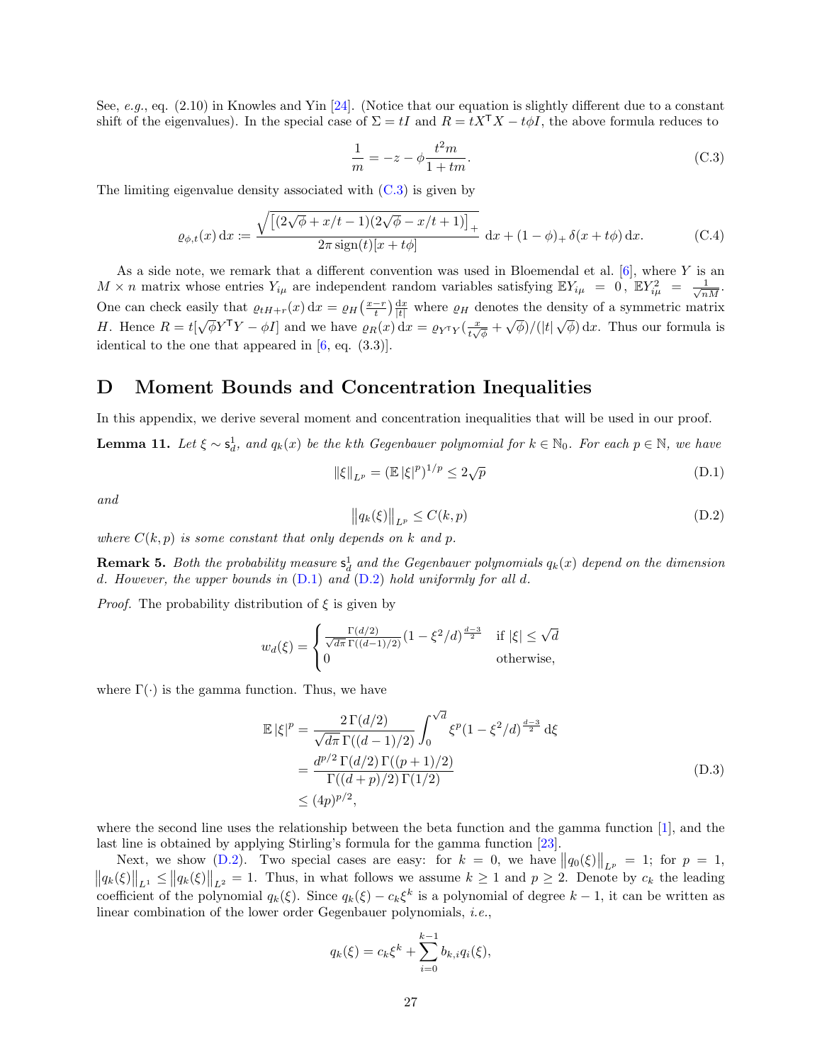See, *e.g.*, eq. (2.10) in Knowles and Yin [24]. (Notice that our equation is slightly different due to a constant shift of the eigenvalues). In the special case of $\Sigma = tI$ and $R = tX^\mathsf{T}X - t\phi I$, the above formula reduces to

$$\frac{1}{m} = -z - \phi \frac{t^2 m}{1 + tm}. \tag{C.3}$$

The limiting eigenvalue density associated with (C.3) is given by

$$\varrho_{\phi,t}(x)\,\mathrm{d}x := \frac{\sqrt{\left[(2\sqrt{\phi} + x/t - 1)(2\sqrt{\phi} - x/t + 1)\right]_+}}{2\pi\,\mathrm{sign}(t)[x + t\phi]}\,\mathrm{d}x + (1-\phi)_+\,\delta(x + t\phi)\,\mathrm{d}x. \tag{C.4}$$

As a side note, we remark that a different convention was used in Bloemendal et al. [6], where $Y$ is an $M \times n$ matrix whose entries $Y_{i\mu}$ are independent random variables satisfying $\mathbb{E}Y_{i\mu} = 0$, $\mathbb{E}Y_{i\mu}^2 = \frac{1}{\sqrt{nM}}$. One can check easily that $\varrho_{tH+r}(x)\,\mathrm{d}x = \varrho_H\big(\frac{x-r}{t}\big)\frac{\mathrm{d}x}{|t|}$ where $\varrho_H$ denotes the density of a symmetric matrix $H$. Hence $R = t[\sqrt{\phi}Y^\mathsf{T}Y - \phi I]$ and we have $\varrho_R(x)\,\mathrm{d}x = \varrho_{Y^\mathsf{T}Y}(\frac{x}{t\sqrt{\phi}} + \sqrt{\phi})/(|t|\sqrt{\phi})\,\mathrm{d}x$. Thus our formula is identical to the one that appeared in [6, eq. (3.3)].

# D Moment Bounds and Concentration Inequalities

In this appendix, we derive several moment and concentration inequalities that will be used in our proof.

**Lemma 11.** *Let $\xi \sim \mathsf{s}_d^1$, and $q_k(x)$ be the kth Gegenbauer polynomial for $k \in \mathbb{N}_0$. For each $p \in \mathbb{N}$, we have*

$$\|\xi\|_{L^p} = (\mathbb{E}\,|\xi|^p)^{1/p} \leq 2\sqrt{p} \tag{D.1}$$

*and*

$$\|q_k(\xi)\|_{L^p} \leq C(k,p) \tag{D.2}$$

*where $C(k,p)$ is some constant that only depends on $k$ and $p$.*

**Remark 5.** *Both the probability measure $\mathsf{s}_d^1$ and the Gegenbauer polynomials $q_k(x)$ depend on the dimension $d$. However, the upper bounds in (D.1) and (D.2) hold uniformly for all $d$.*

*Proof.* The probability distribution of $\xi$ is given by

$$w_d(\xi) = \begin{cases} \frac{\Gamma(d/2)}{\sqrt{d\pi}\,\Gamma((d-1)/2)}(1 - \xi^2/d)^{\frac{d-3}{2}} & \text{if } |\xi| \leq \sqrt{d} \\ 0 & \text{otherwise,} \end{cases}$$

where $\Gamma(\cdot)$ is the gamma function. Thus, we have

$$\begin{aligned}
\mathbb{E}\,|\xi|^p &= \frac{2\,\Gamma(d/2)}{\sqrt{d\pi}\,\Gamma((d-1)/2)} \int_0^{\sqrt{d}} \xi^p (1 - \xi^2/d)^{\frac{d-3}{2}}\,\mathrm{d}\xi \\
&= \frac{d^{p/2}\,\Gamma(d/2)\,\Gamma((p+1)/2)}{\Gamma((d+p)/2)\,\Gamma(1/2)} \\
&\leq (4p)^{p/2},
\end{aligned} \tag{D.3}$$

where the second line uses the relationship between the beta function and the gamma function [1], and the last line is obtained by applying Stirling's formula for the gamma function [23].

Next, we show (D.2). Two special cases are easy: for $k = 0$, we have $\|q_0(\xi)\|_{L^p} = 1$; for $p = 1$, $\|q_k(\xi)\|_{L^1} \leq \|q_k(\xi)\|_{L^2} = 1$. Thus, in what follows we assume $k \geq 1$ and $p \geq 2$. Denote by $c_k$ the leading coefficient of the polynomial $q_k(\xi)$. Since $q_k(\xi) - c_k\xi^k$ is a polynomial of degree $k-1$, it can be written as linear combination of the lower order Gegenbauer polynomials, *i.e.*,

$$q_k(\xi) = c_k\xi^k + \sum_{i=0}^{k-1} b_{k,i}\,q_i(\xi),$$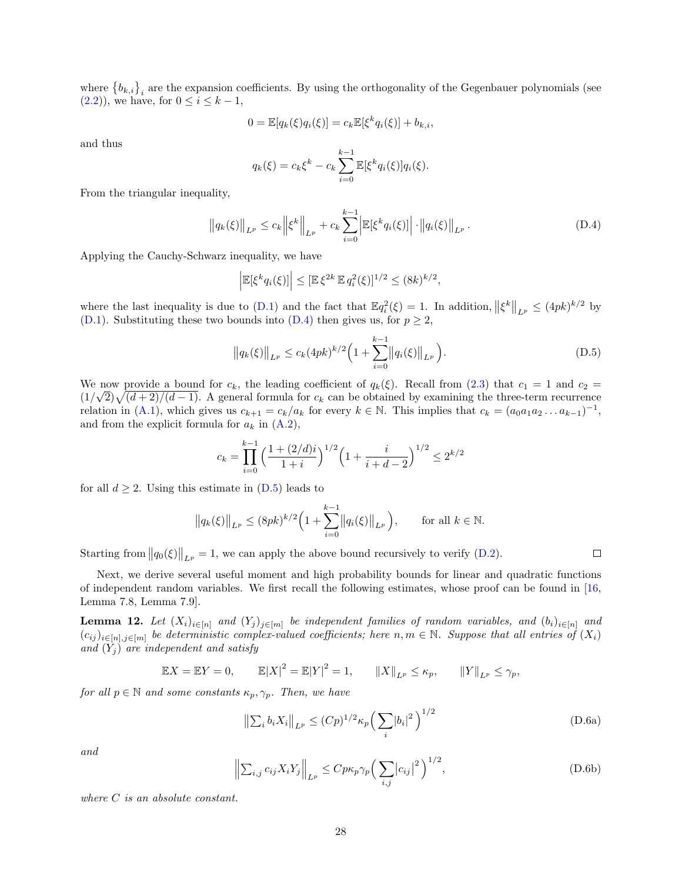where $\{b_{k,i}\}_i$ are the expansion coefficients. By using the orthogonality of the Gegenbauer polynomials (see (2.2)), we have, for $0 \le i \le k-1$,

$$0 = \mathbb{E}[q_k(\xi) q_i(\xi)] = c_k \mathbb{E}[\xi^k q_i(\xi)] + b_{k,i},$$

and thus

$$q_k(\xi) = c_k \xi^k - c_k \sum_{i=0}^{k-1} \mathbb{E}[\xi^k q_i(\xi)] q_i(\xi).$$

From the triangular inequality,

$$\left\| q_k(\xi) \right\|_{L^p} \le c_k \left\| \xi^k \right\|_{L^p} + c_k \sum_{i=0}^{k-1} \left| \mathbb{E}[\xi^k q_i(\xi)] \right| \cdot \left\| q_i(\xi) \right\|_{L^p}. \tag{D.4}$$

Applying the Cauchy-Schwarz inequality, we have

$$\left| \mathbb{E}[\xi^k q_i(\xi)] \right| \le [\mathbb{E}\, \xi^{2k}\, \mathbb{E}\, q_i^2(\xi)]^{1/2} \le (8k)^{k/2},$$

where the last inequality is due to (D.1) and the fact that $\mathbb{E} q_i^2(\xi) = 1$. In addition, $\left\| \xi^k \right\|_{L^p} \le (4pk)^{k/2}$ by (D.1). Substituting these two bounds into (D.4) then gives us, for $p \ge 2$,

$$\left\| q_k(\xi) \right\|_{L^p} \le c_k (4pk)^{k/2} \Big( 1 + \sum_{i=0}^{k-1} \left\| q_i(\xi) \right\|_{L^p} \Big). \tag{D.5}$$

We now provide a bound for $c_k$, the leading coefficient of $q_k(\xi)$. Recall from (2.3) that $c_1 = 1$ and $c_2 = (1/\sqrt{2})\sqrt{(d+2)/(d-1)}$. A general formula for $c_k$ can be obtained by examining the three-term recurrence relation in (A.1), which gives us $c_{k+1} = c_k / a_k$ for every $k \in \mathbb{N}$. This implies that $c_k = (a_0 a_1 a_2 \dots a_{k-1})^{-1}$, and from the explicit formula for $a_k$ in (A.2),

$$c_k = \prod_{i=0}^{k-1} \Big( \frac{1 + (2/d) i}{1 + i} \Big)^{1/2} \Big( 1 + \frac{i}{i + d - 2} \Big)^{1/2} \le 2^{k/2}$$

for all $d \ge 2$. Using this estimate in (D.5) leads to

$$\left\| q_k(\xi) \right\|_{L^p} \le (8pk)^{k/2} \Big( 1 + \sum_{i=0}^{k-1} \left\| q_i(\xi) \right\|_{L^p} \Big), \qquad \text{for all } k \in \mathbb{N}.$$

Starting from $\left\| q_0(\xi) \right\|_{L^p} = 1$, we can apply the above bound recursively to verify (D.2). $\square$

Next, we derive several useful moment and high probability bounds for linear and quadratic functions of independent random variables. We first recall the following estimates, whose proof can be found in [16, Lemma 7.8, Lemma 7.9].

**Lemma 12.** *Let $(X_i)_{i \in [n]}$ and $(Y_j)_{j \in [m]}$ be independent families of random variables, and $(b_i)_{i \in [n]}$ and $(c_{ij})_{i \in [n], j \in [m]}$ be deterministic complex-valued coefficients; here $n, m \in \mathbb{N}$. Suppose that all entries of $(X_i)$ and $(Y_j)$ are independent and satisfy*

$$\mathbb{E} X = \mathbb{E} Y = 0, \qquad \mathbb{E} |X|^2 = \mathbb{E} |Y|^2 = 1, \qquad \left\| X \right\|_{L^p} \le \kappa_p, \qquad \left\| Y \right\|_{L^p} \le \gamma_p,$$

*for all $p \in \mathbb{N}$ and some constants $\kappa_p, \gamma_p$. Then, we have*

$$\left\| \textstyle\sum_i b_i X_i \right\|_{L^p} \le (Cp)^{1/2} \kappa_p \Big( \sum_i |b_i|^2 \Big)^{1/2} \tag{D.6a}$$

*and*

$$\left\| \textstyle\sum_{i,j} c_{ij} X_i Y_j \right\|_{L^p} \le C p \kappa_p \gamma_p \Big( \sum_{i,j} |c_{ij}|^2 \Big)^{1/2}, \tag{D.6b}$$

*where $C$ is an absolute constant.*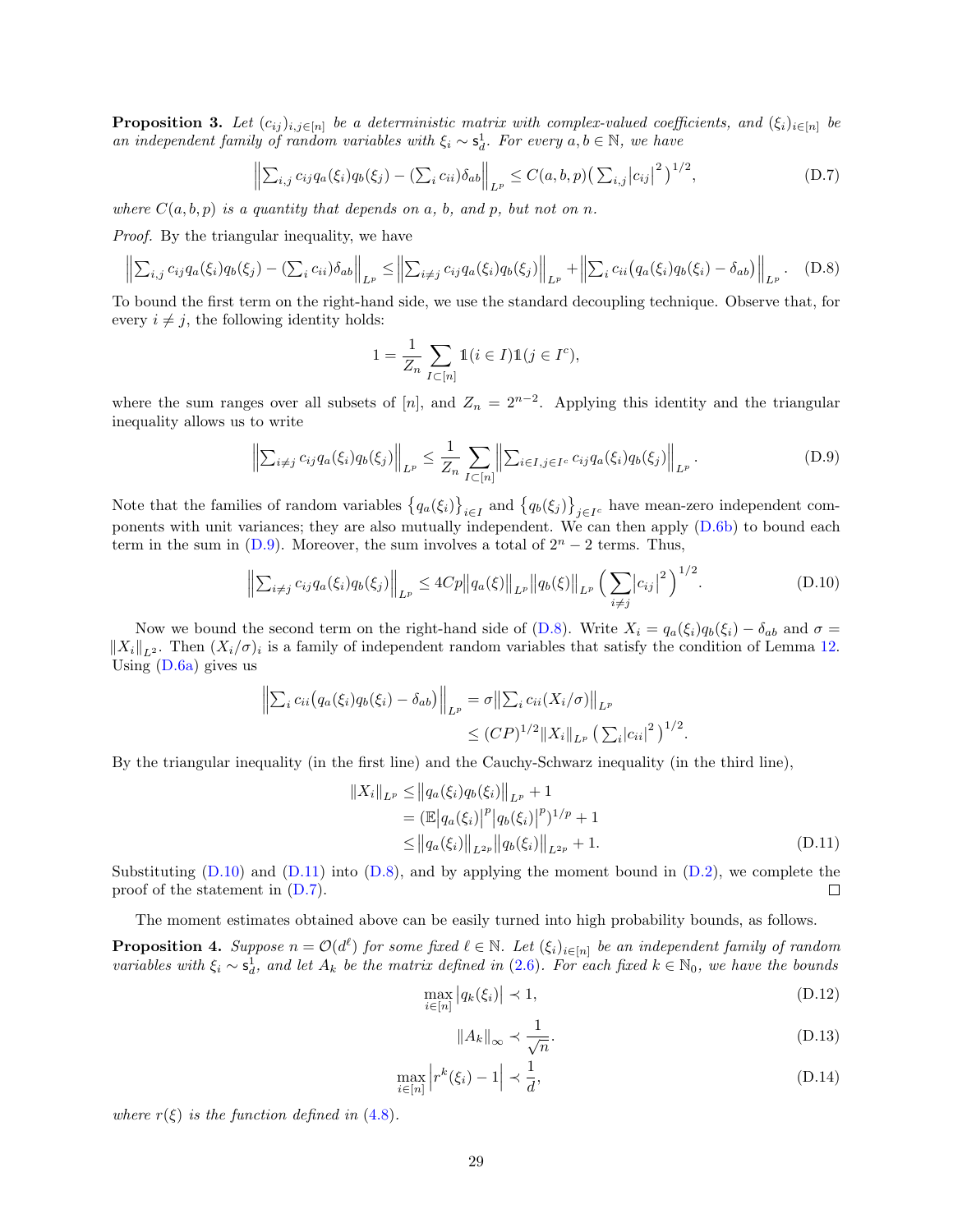**Proposition 3.** *Let $(c_{ij})_{i,j\in[n]}$ be a deterministic matrix with complex-valued coefficients, and $(\xi_i)_{i\in[n]}$ be an independent family of random variables with $\xi_i \sim \mathsf{s}^1_d$. For every $a, b \in \mathbb{N}$, we have*

$$
\left\| \sum_{i,j} c_{ij} q_a(\xi_i) q_b(\xi_j) - \left(\sum_i c_{ii}\right)\delta_{ab} \right\|_{L^p} \le C(a,b,p)\left(\sum_{i,j} |c_{ij}|^2\right)^{1/2}, \tag{D.7}
$$

*where $C(a, b, p)$ is a quantity that depends on $a$, $b$, and $p$, but not on $n$.*

*Proof.* By the triangular inequality, we have

$$
\left\| \sum_{i,j} c_{ij} q_a(\xi_i) q_b(\xi_j) - \left(\sum_i c_{ii}\right)\delta_{ab} \right\|_{L^p} \le \left\| \sum_{i\neq j} c_{ij} q_a(\xi_i) q_b(\xi_j) \right\|_{L^p} + \left\| \sum_i c_{ii}\big(q_a(\xi_i)q_b(\xi_i) - \delta_{ab}\big) \right\|_{L^p}. \tag{D.8}
$$

To bound the first term on the right-hand side, we use the standard decoupling technique. Observe that, for every $i \neq j$, the following identity holds:

$$
1 = \frac{1}{Z_n} \sum_{I \subset [n]} \mathbb{1}(i \in I)\mathbb{1}(j \in I^c),
$$

where the sum ranges over all subsets of $[n]$, and $Z_n = 2^{n-2}$. Applying this identity and the triangular inequality allows us to write

$$
\left\| \sum_{i\neq j} c_{ij} q_a(\xi_i) q_b(\xi_j) \right\|_{L^p} \le \frac{1}{Z_n} \sum_{I\subset[n]} \left\| \sum_{i\in I, j\in I^c} c_{ij} q_a(\xi_i) q_b(\xi_j) \right\|_{L^p}. \tag{D.9}
$$

Note that the families of random variables $\{q_a(\xi_i)\}_{i\in I}$ and $\{q_b(\xi_j)\}_{j\in I^c}$ have mean-zero independent components with unit variances; they are also mutually independent. We can then apply (D.6b) to bound each term in the sum in (D.9). Moreover, the sum involves a total of $2^n - 2$ terms. Thus,

$$
\left\| \sum_{i\neq j} c_{ij} q_a(\xi_i) q_b(\xi_j) \right\|_{L^p} \le 4Cp \left\| q_a(\xi) \right\|_{L^p} \left\| q_b(\xi) \right\|_{L^p} \left( \sum_{i\neq j} |c_{ij}|^2 \right)^{1/2}. \tag{D.10}
$$

Now we bound the second term on the right-hand side of (D.8). Write $X_i = q_a(\xi_i)q_b(\xi_i) - \delta_{ab}$ and $\sigma = \|X_i\|_{L^2}$. Then $(X_i/\sigma)_i$ is a family of independent random variables that satisfy the condition of Lemma 12. Using (D.6a) gives us

$$
\begin{aligned}
\left\| \sum_i c_{ii}\big(q_a(\xi_i)q_b(\xi_i) - \delta_{ab}\big) \right\|_{L^p} &= \sigma \left\| \sum_i c_{ii}(X_i/\sigma) \right\|_{L^p} \\
&\le (CP)^{1/2} \|X_i\|_{L^p} \left( \sum_i |c_{ii}|^2 \right)^{1/2}.
\end{aligned}
$$

By the triangular inequality (in the first line) and the Cauchy-Schwarz inequality (in the third line),

$$
\begin{aligned}
\|X_i\|_{L^p} &\le \left\| q_a(\xi_i) q_b(\xi_i) \right\|_{L^p} + 1 \\
&= \left(\mathbb{E}|q_a(\xi_i)|^p |q_b(\xi_i)|^p\right)^{1/p} + 1 \\
&\le \left\| q_a(\xi_i) \right\|_{L^{2p}} \left\| q_b(\xi_i) \right\|_{L^{2p}} + 1.
\end{aligned} \tag{D.11}
$$

Substituting (D.10) and (D.11) into (D.8), and by applying the moment bound in (D.2), we complete the proof of the statement in (D.7). $\square$

The moment estimates obtained above can be easily turned into high probability bounds, as follows.

**Proposition 4.** *Suppose $n = \mathcal{O}(d^\ell)$ for some fixed $\ell \in \mathbb{N}$. Let $(\xi_i)_{i\in[n]}$ be an independent family of random variables with $\xi_i \sim \mathsf{s}^1_d$, and let $A_k$ be the matrix defined in (2.6). For each fixed $k \in \mathbb{N}_0$, we have the bounds*

$$
\max_{i\in[n]} |q_k(\xi_i)| \prec 1, \tag{D.12}
$$

$$
\|A_k\|_\infty \prec \frac{1}{\sqrt{n}}. \tag{D.13}
$$

$$
\max_{i\in[n]} \left| r^k(\xi_i) - 1 \right| \prec \frac{1}{d}, \tag{D.14}
$$

*where $r(\xi)$ is the function defined in (4.8).*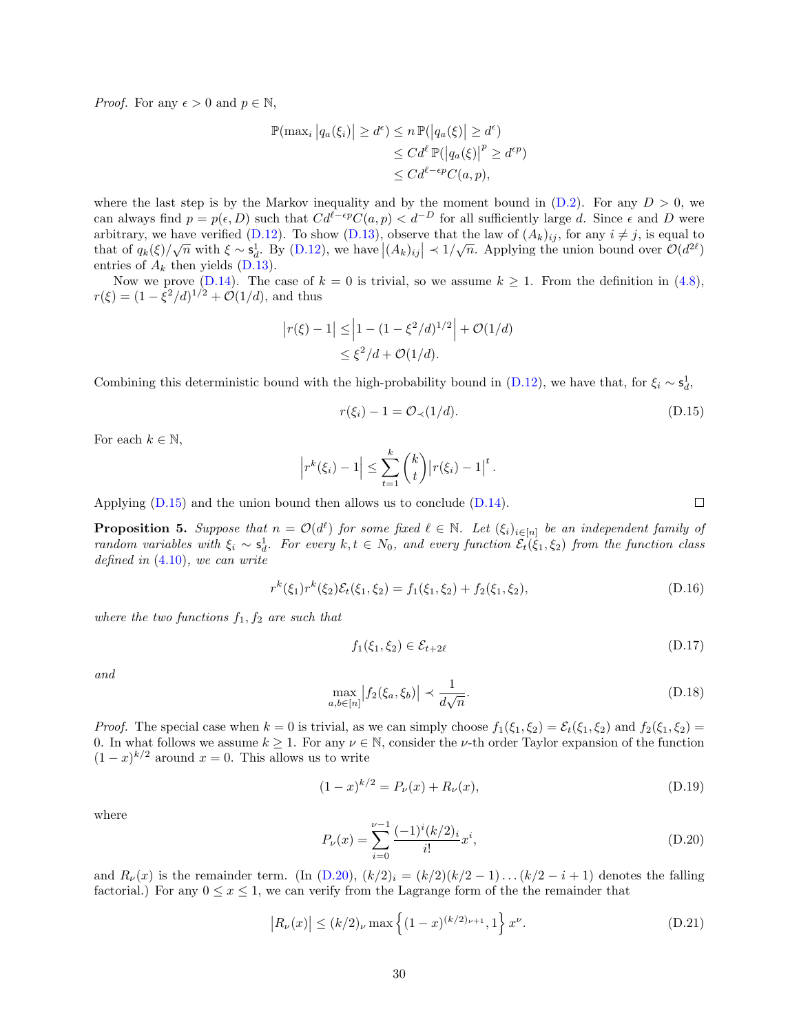*Proof.* For any $\epsilon > 0$ and $p \in \mathbb{N}$,

$$
\begin{aligned}
\mathbb{P}(\max_i \left|q_a(\xi_i)\right| \geq d^{\epsilon}) &\leq n\,\mathbb{P}(\left|q_a(\xi)\right| \geq d^{\epsilon}) \\
&\leq C d^{\ell}\,\mathbb{P}(\left|q_a(\xi)\right|^p \geq d^{\epsilon p}) \\
&\leq C d^{\ell - \epsilon p} C(a, p),
\end{aligned}
$$

where the last step is by the Markov inequality and by the moment bound in (D.2). For any $D > 0$, we can always find $p = p(\epsilon, D)$ such that $C d^{\ell - \epsilon p} C(a, p) < d^{-D}$ for all sufficiently large $d$. Since $\epsilon$ and $D$ were arbitrary, we have verified (D.12). To show (D.13), observe that the law of $(A_k)_{ij}$, for any $i \neq j$, is equal to that of $q_k(\xi)/\sqrt{n}$ with $\xi \sim \mathsf{s}_d^1$. By (D.12), we have $\left|(A_k)_{ij}\right| \prec 1/\sqrt{n}$. Applying the union bound over $\mathcal{O}(d^{2\ell})$ entries of $A_k$ then yields (D.13).

Now we prove (D.14). The case of $k = 0$ is trivial, so we assume $k \geq 1$. From the definition in (4.8), $r(\xi) = (1 - \xi^2/d)^{1/2} + \mathcal{O}(1/d)$, and thus

$$
\begin{aligned}
\left|r(\xi) - 1\right| &\leq \left|1 - (1 - \xi^2/d)^{1/2}\right| + \mathcal{O}(1/d) \\
&\leq \xi^2/d + \mathcal{O}(1/d).
\end{aligned}
$$

Combining this deterministic bound with the high-probability bound in (D.12), we have that, for $\xi_i \sim \mathsf{s}_d^1$,

$$
r(\xi_i) - 1 = \mathcal{O}_{\prec}(1/d). \tag{D.15}
$$

For each $k \in \mathbb{N}$,

$$
\left|r^k(\xi_i) - 1\right| \leq \sum_{t=1}^{k} \binom{k}{t} \left|r(\xi_i) - 1\right|^t.
$$

Applying (D.15) and the union bound then allows us to conclude (D.14). $\square$

**Proposition 5.** *Suppose that $n = \mathcal{O}(d^{\ell})$ for some fixed $\ell \in \mathbb{N}$. Let $(\xi_i)_{i \in [n]}$ be an independent family of random variables with $\xi_i \sim \mathsf{s}_d^1$. For every $k, t \in N_0$, and every function $\mathcal{E}_t(\xi_1, \xi_2)$ from the function class defined in (4.10), we can write*

$$
r^k(\xi_1) r^k(\xi_2) \mathcal{E}_t(\xi_1, \xi_2) = f_1(\xi_1, \xi_2) + f_2(\xi_1, \xi_2), \tag{D.16}
$$

*where the two functions $f_1, f_2$ are such that*

$$
f_1(\xi_1, \xi_2) \in \mathcal{E}_{t + 2\ell} \tag{D.17}
$$

*and*

$$
\max_{a, b \in [n]} \left|f_2(\xi_a, \xi_b)\right| \prec \frac{1}{d\sqrt{n}}. \tag{D.18}
$$

*Proof.* The special case when $k = 0$ is trivial, as we can simply choose $f_1(\xi_1, \xi_2) = \mathcal{E}_t(\xi_1, \xi_2)$ and $f_2(\xi_1, \xi_2) = 0$. In what follows we assume $k \geq 1$. For any $\nu \in \mathbb{N}$, consider the $\nu$-th order Taylor expansion of the function $(1 - x)^{k/2}$ around $x = 0$. This allows us to write

$$
(1 - x)^{k/2} = P_\nu(x) + R_\nu(x), \tag{D.19}
$$

where

$$
P_\nu(x) = \sum_{i=0}^{\nu - 1} \frac{(-1)^i (k/2)_i}{i!} x^i, \tag{D.20}
$$

and $R_\nu(x)$ is the remainder term. (In (D.20), $(k/2)_i = (k/2)(k/2 - 1) \ldots (k/2 - i + 1)$ denotes the falling factorial.) For any $0 \leq x \leq 1$, we can verify from the Lagrange form of the the remainder that

$$
\left|R_\nu(x)\right| \leq (k/2)_\nu \max\left\{(1 - x)^{(k/2)_{\nu+1}}, 1\right\} x^\nu. \tag{D.21}
$$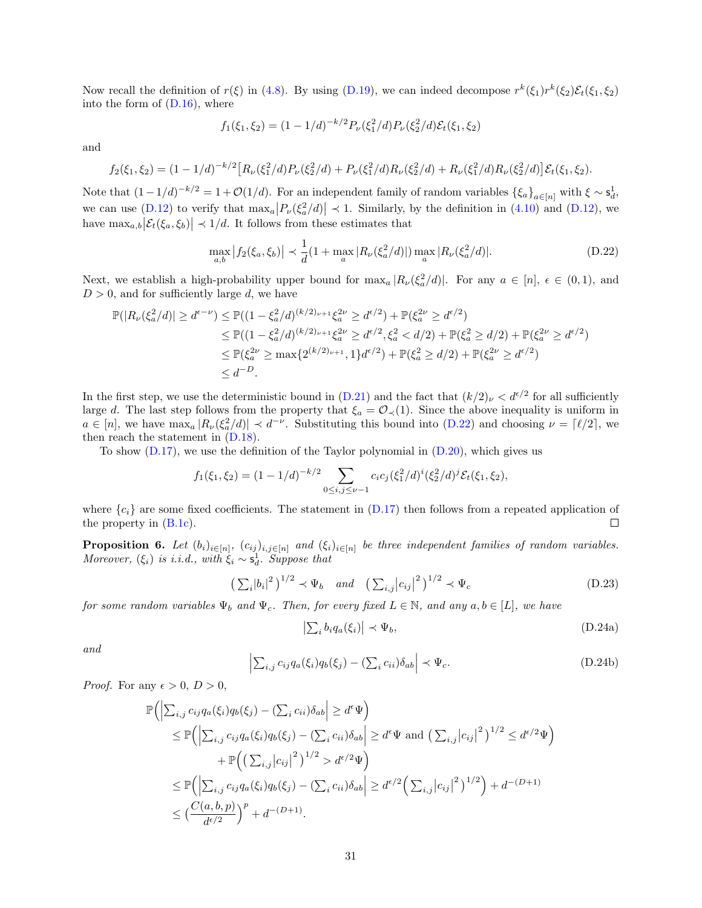Now recall the definition of $r(\xi)$ in (4.8). By using (D.19), we can indeed decompose $r^k(\xi_1)r^k(\xi_2)\mathcal{E}_t(\xi_1,\xi_2)$ into the form of (D.16), where

$$f_1(\xi_1,\xi_2) = (1-1/d)^{-k/2} P_\nu(\xi_1^2/d) P_\nu(\xi_2^2/d)\mathcal{E}_t(\xi_1,\xi_2)$$

and

$$f_2(\xi_1,\xi_2) = (1-1/d)^{-k/2}\big[R_\nu(\xi_1^2/d)P_\nu(\xi_2^2/d) + P_\nu(\xi_1^2/d)R_\nu(\xi_2^2/d) + R_\nu(\xi_1^2/d)R_\nu(\xi_2^2/d)\big]\mathcal{E}_t(\xi_1,\xi_2).$$

Note that $(1-1/d)^{-k/2} = 1+\mathcal{O}(1/d)$. For an independent family of random variables $\{\xi_a\}_{a\in[n]}$ with $\xi\sim\mathsf{s}_d^1$, we can use (D.12) to verify that $\max_a\big|P_\nu(\xi_a^2/d)\big| \prec 1$. Similarly, by the definition in (4.10) and (D.12), we have $\max_{a,b}\big|\mathcal{E}_t(\xi_a,\xi_b)\big| \prec 1/d$. It follows from these estimates that

$$\max_{a,b}\big|f_2(\xi_a,\xi_b)\big| \prec \frac{1}{d}(1+\max_a|R_\nu(\xi_a^2/d)|)\max_a|R_\nu(\xi_a^2/d)|. \tag{D.22}$$

Next, we establish a high-probability upper bound for $\max_a|R_\nu(\xi_a^2/d)|$. For any $a\in[n]$, $\epsilon\in(0,1)$, and $D>0$, and for sufficiently large $d$, we have

$$\begin{aligned}
\mathbb{P}(|R_\nu(\xi_a^2/d)| \geq d^{\epsilon-\nu}) &\leq \mathbb{P}((1-\xi_a^2/d)^{(k/2)_\nu+1}\xi_a^{2\nu} \geq d^{\epsilon/2}) + \mathbb{P}(\xi_a^{2\nu}\geq d^{\epsilon/2})\\
&\leq \mathbb{P}((1-\xi_a^2/d)^{(k/2)_\nu+1}\xi_a^{2\nu} \geq d^{\epsilon/2}, \xi_a^2 < d/2) + \mathbb{P}(\xi_a^2\geq d/2) + \mathbb{P}(\xi_a^{2\nu}\geq d^{\epsilon/2})\\
&\leq \mathbb{P}(\xi_a^{2\nu}\geq \max\{2^{(k/2)_\nu+1},1\}d^{\epsilon/2}) + \mathbb{P}(\xi_a^2\geq d/2) + \mathbb{P}(\xi_a^{2\nu}\geq d^{\epsilon/2})\\
&\leq d^{-D}.
\end{aligned}$$

In the first step, we use the deterministic bound in (D.21) and the fact that $(k/2)_\nu < d^{\epsilon/2}$ for all sufficiently large $d$. The last step follows from the property that $\xi_a = \mathcal{O}_\prec(1)$. Since the above inequality is uniform in $a\in[n]$, we have $\max_a|R_\nu(\xi_a^2/d)| \prec d^{-\nu}$. Substituting this bound into (D.22) and choosing $\nu = \lceil \ell/2\rceil$, we then reach the statement in (D.18).

To show (D.17), we use the definition of the Taylor polynomial in (D.20), which gives us

$$f_1(\xi_1,\xi_2) = (1-1/d)^{-k/2}\sum_{0\leq i,j\leq \nu-1} c_i c_j (\xi_1^2/d)^i(\xi_2^2/d)^j\mathcal{E}_t(\xi_1,\xi_2),$$

where $\{c_i\}$ are some fixed coefficients. The statement in (D.17) then follows from a repeated application of the property in (B.1c). ◻

**Proposition 6.** *Let $(b_i)_{i\in[n]}$, $(c_{ij})_{i,j\in[n]}$ and $(\xi_i)_{i\in[n]}$ be three independent families of random variables. Moreover, $(\xi_i)$ is i.i.d., with $\xi_i\sim\mathsf{s}_d^1$. Suppose that*

$$\big(\textstyle\sum_i|b_i|^2\big)^{1/2} \prec \Psi_b \quad\text{and}\quad \big(\textstyle\sum_{i,j}|c_{ij}|^2\big)^{1/2} \prec \Psi_c \tag{D.23}$$

*for some random variables $\Psi_b$ and $\Psi_c$. Then, for every fixed $L\in\mathbb{N}$, and any $a,b\in[L]$, we have*

$$\big|\textstyle\sum_i b_i q_a(\xi_i)\big| \prec \Psi_b, \tag{D.24a}$$

*and*

$$\Big|\textstyle\sum_{i,j} c_{ij}q_a(\xi_i)q_b(\xi_j) - (\sum_i c_{ii})\delta_{ab}\Big| \prec \Psi_c. \tag{D.24b}$$

*Proof.* For any $\epsilon>0$, $D>0$,

$$\begin{aligned}
&\mathbb{P}\Big(\Big|\textstyle\sum_{i,j} c_{ij}q_a(\xi_i)q_b(\xi_j) - (\sum_i c_{ii})\delta_{ab}\Big| \geq d^\epsilon\Psi\Big)\\
&\leq \mathbb{P}\Big(\Big|\textstyle\sum_{i,j} c_{ij}q_a(\xi_i)q_b(\xi_j) - (\sum_i c_{ii})\delta_{ab}\Big| \geq d^\epsilon\Psi \text{ and } \big(\sum_{i,j}|c_{ij}|^2\big)^{1/2}\leq d^{\epsilon/2}\Psi\Big)\\
&\qquad + \mathbb{P}\Big(\big(\textstyle\sum_{i,j}|c_{ij}|^2\big)^{1/2} > d^{\epsilon/2}\Psi\Big)\\
&\leq \mathbb{P}\Big(\Big|\textstyle\sum_{i,j} c_{ij}q_a(\xi_i)q_b(\xi_j) - (\sum_i c_{ii})\delta_{ab}\Big| \geq d^{\epsilon/2}\Big(\sum_{i,j}|c_{ij}|^2\Big)^{1/2}\Big) + d^{-(D+1)}\\
&\leq \Big(\frac{C(a,b,p)}{d^{\epsilon/2}}\Big)^p + d^{-(D+1)}.
\end{aligned}$$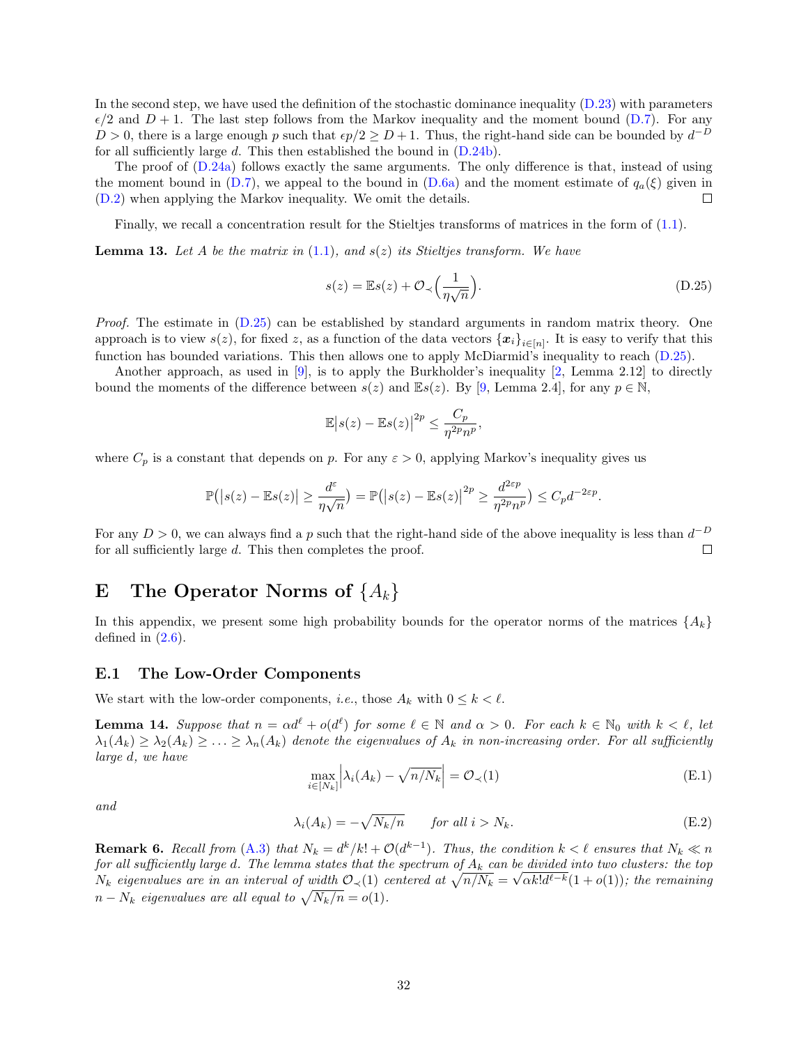In the second step, we have used the definition of the stochastic dominance inequality (D.23) with parameters $\epsilon/2$ and $D+1$. The last step follows from the Markov inequality and the moment bound (D.7). For any $D > 0$, there is a large enough $p$ such that $\epsilon p/2 \geq D+1$. Thus, the right-hand side can be bounded by $d^{-D}$ for all sufficiently large $d$. This then established the bound in (D.24b).

The proof of (D.24a) follows exactly the same arguments. The only difference is that, instead of using the moment bound in (D.7), we appeal to the bound in (D.6a) and the moment estimate of $q_a(\xi)$ given in (D.2) when applying the Markov inequality. We omit the details. ☐

Finally, we recall a concentration result for the Stieltjes transforms of matrices in the form of (1.1).

**Lemma 13.** *Let $A$ be the matrix in (1.1), and $s(z)$ its Stieltjes transform. We have*

$$s(z) = \mathbb{E}s(z) + \mathcal{O}_{\prec}\Big(\frac{1}{\eta\sqrt{n}}\Big). \tag{D.25}$$

*Proof.* The estimate in (D.25) can be established by standard arguments in random matrix theory. One approach is to view $s(z)$, for fixed $z$, as a function of the data vectors $\{\boldsymbol{x}_i\}_{i\in[n]}$. It is easy to verify that this function has bounded variations. This then allows one to apply McDiarmid's inequality to reach (D.25).

Another approach, as used in [9], is to apply the Burkholder's inequality [2, Lemma 2.12] to directly bound the moments of the difference between $s(z)$ and $\mathbb{E}s(z)$. By [9, Lemma 2.4], for any $p \in \mathbb{N}$,

$$\mathbb{E}\big|s(z) - \mathbb{E}s(z)\big|^{2p} \leq \frac{C_p}{\eta^{2p}n^p},$$

where $C_p$ is a constant that depends on $p$. For any $\varepsilon > 0$, applying Markov's inequality gives us

$$\mathbb{P}\big(\big|s(z) - \mathbb{E}s(z)\big| \geq \frac{d^{\varepsilon}}{\eta\sqrt{n}}\big) = \mathbb{P}\big(\big|s(z) - \mathbb{E}s(z)\big|^{2p} \geq \frac{d^{2\varepsilon p}}{\eta^{2p}n^p}\big) \leq C_p d^{-2\varepsilon p}.$$

For any $D > 0$, we can always find a $p$ such that the right-hand side of the above inequality is less than $d^{-D}$ for all sufficiently large $d$. This then completes the proof. ☐

# E The Operator Norms of $\{A_k\}$

In this appendix, we present some high probability bounds for the operator norms of the matrices $\{A_k\}$ defined in (2.6).

## E.1 The Low-Order Components

We start with the low-order components, *i.e.*, those $A_k$ with $0 \leq k < \ell$.

**Lemma 14.** *Suppose that $n = \alpha d^{\ell} + o(d^{\ell})$ for some $\ell \in \mathbb{N}$ and $\alpha > 0$. For each $k \in \mathbb{N}_0$ with $k < \ell$, let $\lambda_1(A_k) \geq \lambda_2(A_k) \geq \ldots \geq \lambda_n(A_k)$ denote the eigenvalues of $A_k$ in non-increasing order. For all sufficiently large $d$, we have*

$$\max_{i\in[N_k]}\Big|\lambda_i(A_k) - \sqrt{n/N_k}\Big| = \mathcal{O}_{\prec}(1) \tag{E.1}$$

*and*

$$\lambda_i(A_k) = -\sqrt{N_k/n} \qquad \textit{for all } i > N_k. \tag{E.2}$$

**Remark 6.** *Recall from (A.3) that $N_k = d^k/k! + \mathcal{O}(d^{k-1})$. Thus, the condition $k < \ell$ ensures that $N_k \ll n$ for all sufficiently large $d$. The lemma states that the spectrum of $A_k$ can be divided into two clusters: the top $N_k$ eigenvalues are in an interval of width $\mathcal{O}_{\prec}(1)$ centered at $\sqrt{n/N_k} = \sqrt{\alpha k! d^{\ell-k}}(1+o(1))$; the remaining $n - N_k$ eigenvalues are all equal to $\sqrt{N_k/n} = o(1)$.*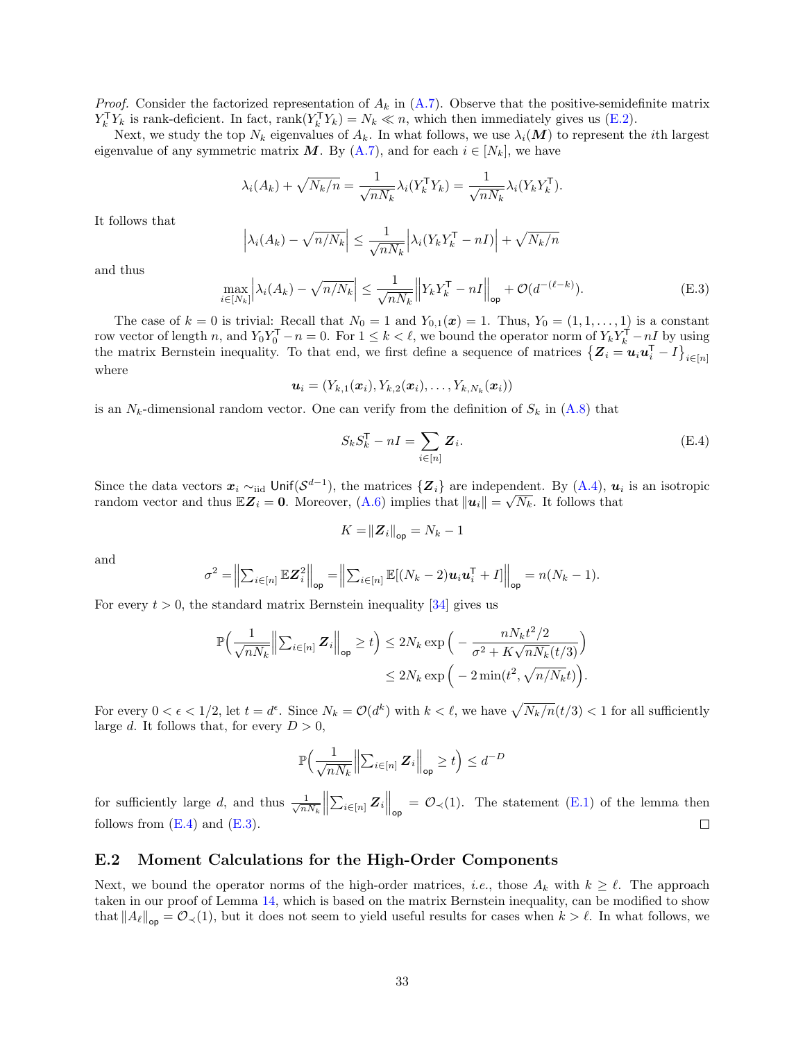*Proof.* Consider the factorized representation of $A_k$ in (A.7). Observe that the positive-semidefinite matrix $Y_k^\mathsf{T} Y_k$ is rank-deficient. In fact, $\operatorname{rank}(Y_k^\mathsf{T} Y_k) = N_k \ll n$, which then immediately gives us (E.2).

Next, we study the top $N_k$ eigenvalues of $A_k$. In what follows, we use $\lambda_i(\boldsymbol{M})$ to represent the $i$th largest eigenvalue of any symmetric matrix $\boldsymbol{M}$. By (A.7), and for each $i \in [N_k]$, we have

$$\lambda_i(A_k) + \sqrt{N_k/n} = \frac{1}{\sqrt{nN_k}} \lambda_i(Y_k^\mathsf{T} Y_k) = \frac{1}{\sqrt{nN_k}} \lambda_i(Y_k Y_k^\mathsf{T}).$$

It follows that

$$\left|\lambda_i(A_k) - \sqrt{n/N_k}\right| \le \frac{1}{\sqrt{nN_k}} \left|\lambda_i(Y_k Y_k^\mathsf{T} - nI)\right| + \sqrt{N_k/n}$$

and thus

$$\max_{i\in[N_k]} \left|\lambda_i(A_k) - \sqrt{n/N_k}\right| \le \frac{1}{\sqrt{nN_k}} \left\|Y_k Y_k^\mathsf{T} - nI\right\|_{\mathsf{op}} + \mathcal{O}(d^{-(\ell-k)}). \tag{E.3}$$

The case of $k = 0$ is trivial: Recall that $N_0 = 1$ and $Y_{0,1}(\boldsymbol{x}) = 1$. Thus, $Y_0 = (1, 1, \dots, 1)$ is a constant row vector of length $n$, and $Y_0 Y_0^\mathsf{T} - n = 0$. For $1 \le k < \ell$, we bound the operator norm of $Y_k Y_k^\mathsf{T} - nI$ by using the matrix Bernstein inequality. To that end, we first define a sequence of matrices $\left\{\boldsymbol{Z}_i = \boldsymbol{u}_i \boldsymbol{u}_i^\mathsf{T} - I\right\}_{i\in[n]}$ where

$$\boldsymbol{u}_i = (Y_{k,1}(\boldsymbol{x}_i), Y_{k,2}(\boldsymbol{x}_i), \dots, Y_{k,N_k}(\boldsymbol{x}_i))$$

is an $N_k$-dimensional random vector. One can verify from the definition of $S_k$ in (A.8) that

$$S_k S_k^\mathsf{T} - nI = \sum_{i\in[n]} \boldsymbol{Z}_i. \tag{E.4}$$

Since the data vectors $\boldsymbol{x}_i \sim_{\text{iid}} \mathsf{Unif}(\mathcal{S}^{d-1})$, the matrices $\{\boldsymbol{Z}_i\}$ are independent. By (A.4), $\boldsymbol{u}_i$ is an isotropic random vector and thus $\mathbb{E}\boldsymbol{Z}_i = \boldsymbol{0}$. Moreover, (A.6) implies that $\|\boldsymbol{u}_i\| = \sqrt{N_k}$. It follows that

$$K = \|\boldsymbol{Z}_i\|_{\mathsf{op}} = N_k - 1$$

and

$$\sigma^2 = \left\|\textstyle\sum_{i\in[n]} \mathbb{E}\boldsymbol{Z}_i^2\right\|_{\mathsf{op}} = \left\|\textstyle\sum_{i\in[n]} \mathbb{E}[(N_k - 2)\boldsymbol{u}_i \boldsymbol{u}_i^\mathsf{T} + I]\right\|_{\mathsf{op}} = n(N_k - 1).$$

For every $t > 0$, the standard matrix Bernstein inequality [34] gives us

$$\begin{aligned}
\mathbb{P}\Big(\frac{1}{\sqrt{nN_k}} \left\|\textstyle\sum_{i\in[n]} \boldsymbol{Z}_i\right\|_{\mathsf{op}} \ge t\Big) &\le 2N_k \exp\Big(-\frac{nN_k t^2/2}{\sigma^2 + K\sqrt{nN_k}(t/3)}\Big) \\
&\le 2N_k \exp\Big(-2\min(t^2, \sqrt{n/N_k}\,t)\Big).
\end{aligned}$$

For every $0 < \epsilon < 1/2$, let $t = d^\epsilon$. Since $N_k = \mathcal{O}(d^k)$ with $k < \ell$, we have $\sqrt{N_k/n}(t/3) < 1$ for all sufficiently large $d$. It follows that, for every $D > 0$,

$$\mathbb{P}\Big(\frac{1}{\sqrt{nN_k}} \left\|\textstyle\sum_{i\in[n]} \boldsymbol{Z}_i\right\|_{\mathsf{op}} \ge t\Big) \le d^{-D}$$

for sufficiently large $d$, and thus $\frac{1}{\sqrt{nN_k}} \left\|\sum_{i\in[n]} \boldsymbol{Z}_i\right\|_{\mathsf{op}} = \mathcal{O}_\prec(1)$. The statement (E.1) of the lemma then follows from (E.4) and (E.3). ∎

## E.2 Moment Calculations for the High-Order Components

Next, we bound the operator norms of the high-order matrices, *i.e.*, those $A_k$ with $k \ge \ell$. The approach taken in our proof of Lemma 14, which is based on the matrix Bernstein inequality, can be modified to show that $\|A_\ell\|_{\mathsf{op}} = \mathcal{O}_\prec(1)$, but it does not seem to yield useful results for cases when $k > \ell$. In what follows, we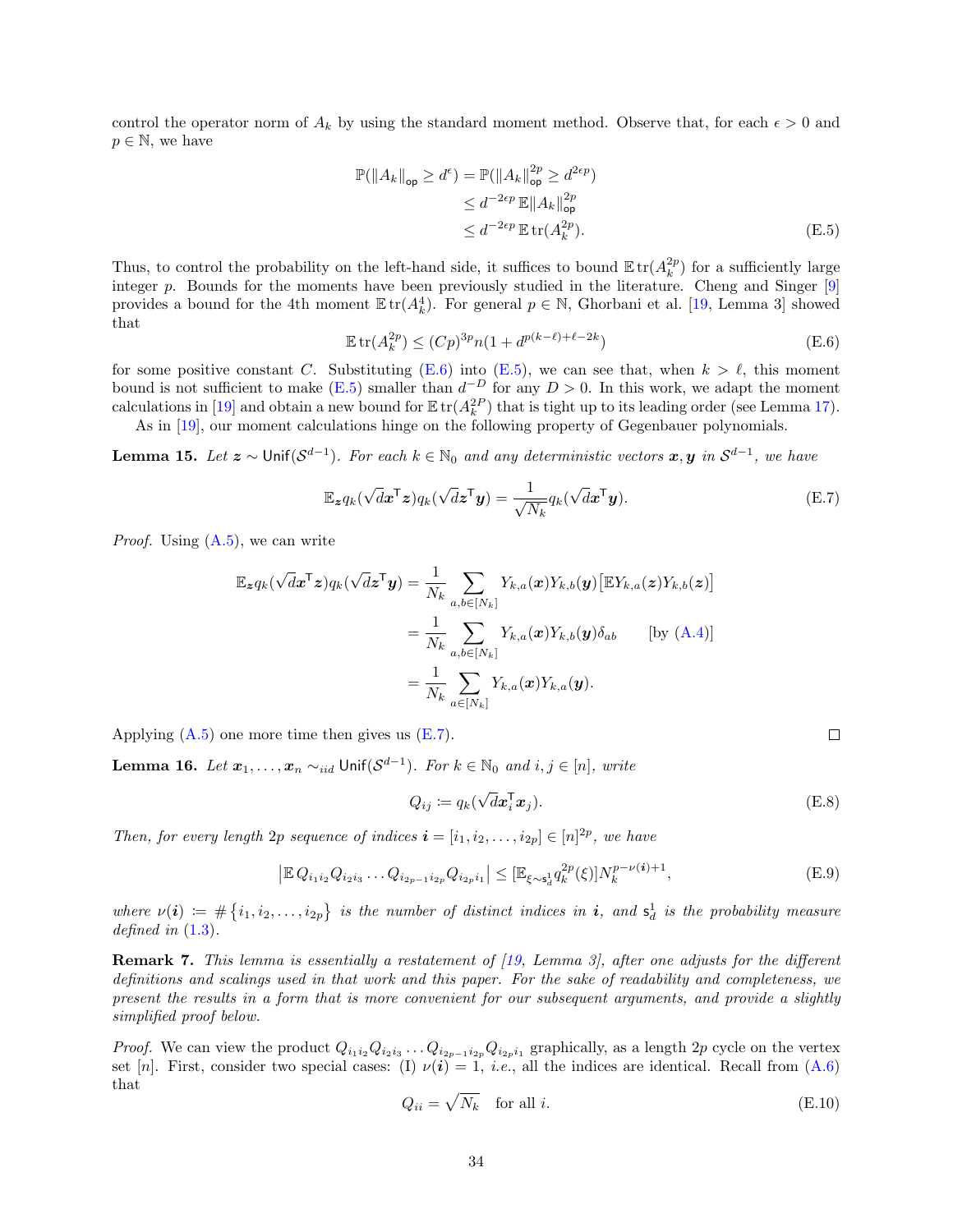control the operator norm of $A_k$ by using the standard moment method. Observe that, for each $\epsilon > 0$ and $p \in \mathbb{N}$, we have

$$\begin{aligned}
\mathbb{P}(\|A_k\|_{\mathsf{op}} \geq d^{\epsilon}) &= \mathbb{P}(\|A_k\|_{\mathsf{op}}^{2p} \geq d^{2\epsilon p}) \\
&\leq d^{-2\epsilon p}\, \mathbb{E}\|A_k\|_{\mathsf{op}}^{2p} \\
&\leq d^{-2\epsilon p}\, \mathbb{E}\operatorname{tr}(A_k^{2p}).
\end{aligned} \tag{E.5}$$

Thus, to control the probability on the left-hand side, it suffices to bound $\mathbb{E}\operatorname{tr}(A_k^{2p})$ for a sufficiently large integer $p$. Bounds for the moments have been previously studied in the literature. Cheng and Singer [9] provides a bound for the 4th moment $\mathbb{E}\operatorname{tr}(A_k^4)$. For general $p \in \mathbb{N}$, Ghorbani et al. [19, Lemma 3] showed that

$$\mathbb{E}\operatorname{tr}(A_k^{2p}) \leq (Cp)^{3p} n(1 + d^{p(k-\ell)+\ell-2k}) \tag{E.6}$$

for some positive constant $C$. Substituting (E.6) into (E.5), we can see that, when $k > \ell$, this moment bound is not sufficient to make (E.5) smaller than $d^{-D}$ for any $D > 0$. In this work, we adapt the moment calculations in [19] and obtain a new bound for $\mathbb{E}\operatorname{tr}(A_k^{2P})$ that is tight up to its leading order (see Lemma 17).

As in [19], our moment calculations hinge on the following property of Gegenbauer polynomials.

**Lemma 15.** *Let $\boldsymbol{z} \sim \mathsf{Unif}(\mathcal{S}^{d-1})$. For each $k \in \mathbb{N}_0$ and any deterministic vectors $\boldsymbol{x}, \boldsymbol{y}$ in $\mathcal{S}^{d-1}$, we have*

$$\mathbb{E}_{\boldsymbol{z}} q_k(\sqrt{d}\boldsymbol{x}^\mathsf{T}\boldsymbol{z}) q_k(\sqrt{d}\boldsymbol{z}^\mathsf{T}\boldsymbol{y}) = \frac{1}{\sqrt{N_k}} q_k(\sqrt{d}\boldsymbol{x}^\mathsf{T}\boldsymbol{y}). \tag{E.7}$$

*Proof.* Using (A.5), we can write

$$\begin{aligned}
\mathbb{E}_{\boldsymbol{z}} q_k(\sqrt{d}\boldsymbol{x}^\mathsf{T}\boldsymbol{z}) q_k(\sqrt{d}\boldsymbol{z}^\mathsf{T}\boldsymbol{y}) &= \frac{1}{N_k}\sum_{a,b\in[N_k]} Y_{k,a}(\boldsymbol{x})Y_{k,b}(\boldsymbol{y})\big[\mathbb{E}Y_{k,a}(\boldsymbol{z})Y_{k,b}(\boldsymbol{z})\big] \\
&= \frac{1}{N_k}\sum_{a,b\in[N_k]} Y_{k,a}(\boldsymbol{x})Y_{k,b}(\boldsymbol{y})\delta_{ab} \qquad \text{[by (A.4)]} \\
&= \frac{1}{N_k}\sum_{a\in[N_k]} Y_{k,a}(\boldsymbol{x})Y_{k,a}(\boldsymbol{y}).
\end{aligned}$$

Applying (A.5) one more time then gives us (E.7). $\square$

**Lemma 16.** *Let $\boldsymbol{x}_1, \ldots, \boldsymbol{x}_n \sim_{iid} \mathsf{Unif}(\mathcal{S}^{d-1})$. For $k \in \mathbb{N}_0$ and $i, j \in [n]$, write*

$$Q_{ij} \coloneqq q_k(\sqrt{d}\boldsymbol{x}_i^\mathsf{T}\boldsymbol{x}_j). \tag{E.8}$$

*Then, for every length $2p$ sequence of indices $\boldsymbol{i} = [i_1, i_2, \ldots, i_{2p}] \in [n]^{2p}$, we have*

$$\left|\mathbb{E}\, Q_{i_1 i_2} Q_{i_2 i_3} \ldots Q_{i_{2p-1} i_{2p}} Q_{i_{2p} i_1}\right| \leq [\mathbb{E}_{\xi\sim \mathsf{s}_d^1} q_k^{2p}(\xi)] N_k^{p-\nu(\boldsymbol{i})+1}, \tag{E.9}$$

*where $\nu(\boldsymbol{i}) \coloneqq \#\{i_1, i_2, \ldots, i_{2p}\}$ is the number of distinct indices in $\boldsymbol{i}$, and $\mathsf{s}_d^1$ is the probability measure defined in (1.3).*

**Remark 7.** *This lemma is essentially a restatement of [19, Lemma 3], after one adjusts for the different definitions and scalings used in that work and this paper. For the sake of readability and completeness, we present the results in a form that is more convenient for our subsequent arguments, and provide a slightly simplified proof below.*

*Proof.* We can view the product $Q_{i_1 i_2} Q_{i_2 i_3} \ldots Q_{i_{2p-1} i_{2p}} Q_{i_{2p} i_1}$ graphically, as a length $2p$ cycle on the vertex set $[n]$. First, consider two special cases: (I) $\nu(\boldsymbol{i}) = 1$, *i.e.*, all the indices are identical. Recall from (A.6) that

$$Q_{ii} = \sqrt{N_k} \quad \text{for all } i. \tag{E.10}$$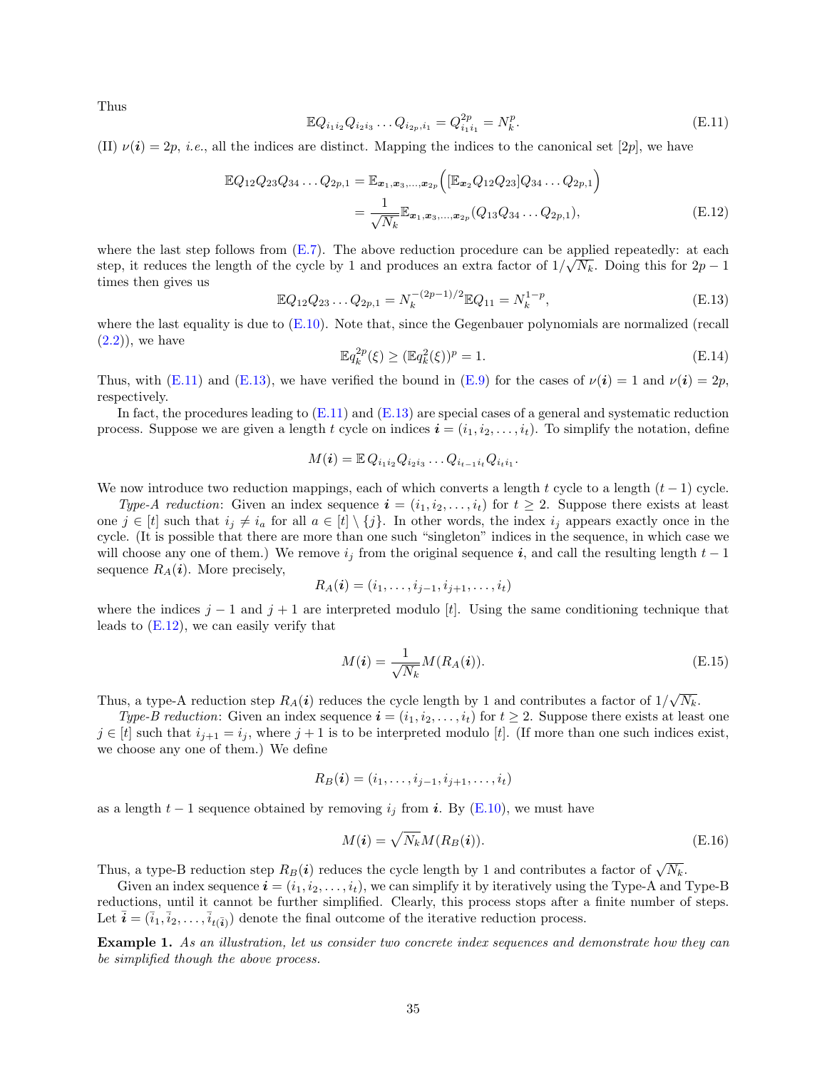Thus

$$\mathbb{E}Q_{i_1 i_2} Q_{i_2 i_3} \ldots Q_{i_{2p}, i_1} = Q_{i_1 i_1}^{2p} = N_k^p. \tag{E.11}$$

(II) $\nu(\boldsymbol{i}) = 2p$, *i.e.*, all the indices are distinct. Mapping the indices to the canonical set $[2p]$, we have

$$\begin{aligned}
\mathbb{E}Q_{12}Q_{23}Q_{34}\ldots Q_{2p,1} &= \mathbb{E}_{\boldsymbol{x}_1, \boldsymbol{x}_3, \ldots, \boldsymbol{x}_{2p}} \Big( [\mathbb{E}_{\boldsymbol{x}_2} Q_{12} Q_{23}] Q_{34} \ldots Q_{2p,1} \Big) \\
&= \frac{1}{\sqrt{N_k}} \mathbb{E}_{\boldsymbol{x}_1, \boldsymbol{x}_3, \ldots, \boldsymbol{x}_{2p}} (Q_{13} Q_{34} \ldots Q_{2p,1}),
\end{aligned} \tag{E.12}$$

where the last step follows from (E.7). The above reduction procedure can be applied repeatedly: at each step, it reduces the length of the cycle by 1 and produces an extra factor of $1/\sqrt{N_k}$. Doing this for $2p-1$ times then gives us

$$\mathbb{E}Q_{12}Q_{23}\ldots Q_{2p,1} = N_k^{-(2p-1)/2} \mathbb{E}Q_{11} = N_k^{1-p}, \tag{E.13}$$

where the last equality is due to (E.10). Note that, since the Gegenbauer polynomials are normalized (recall (2.2)), we have

$$\mathbb{E}q_k^{2p}(\xi) \geq (\mathbb{E}q_k^2(\xi))^p = 1. \tag{E.14}$$

Thus, with (E.11) and (E.13), we have verified the bound in (E.9) for the cases of $\nu(\boldsymbol{i}) = 1$ and $\nu(\boldsymbol{i}) = 2p$, respectively.

In fact, the procedures leading to (E.11) and (E.13) are special cases of a general and systematic reduction process. Suppose we are given a length $t$ cycle on indices $\boldsymbol{i} = (i_1, i_2, \ldots, i_t)$. To simplify the notation, define

$$M(\boldsymbol{i}) = \mathbb{E}\, Q_{i_1 i_2} Q_{i_2 i_3} \ldots Q_{i_{t-1} i_t} Q_{i_t i_1}.$$

We now introduce two reduction mappings, each of which converts a length $t$ cycle to a length $(t-1)$ cycle.

*Type-A reduction*: Given an index sequence $\boldsymbol{i} = (i_1, i_2, \ldots, i_t)$ for $t \geq 2$. Suppose there exists at least one $j \in [t]$ such that $i_j \neq i_a$ for all $a \in [t] \setminus \{j\}$. In other words, the index $i_j$ appears exactly once in the cycle. (It is possible that there are more than one such "singleton" indices in the sequence, in which case we will choose any one of them.) We remove $i_j$ from the original sequence $\boldsymbol{i}$, and call the resulting length $t-1$ sequence $R_A(\boldsymbol{i})$. More precisely,

$$R_A(\boldsymbol{i}) = (i_1, \ldots, i_{j-1}, i_{j+1}, \ldots, i_t)$$

where the indices $j-1$ and $j+1$ are interpreted modulo $[t]$. Using the same conditioning technique that leads to (E.12), we can easily verify that

$$M(\boldsymbol{i}) = \frac{1}{\sqrt{N_k}} M(R_A(\boldsymbol{i})). \tag{E.15}$$

Thus, a type-A reduction step $R_A(\boldsymbol{i})$ reduces the cycle length by 1 and contributes a factor of $1/\sqrt{N_k}$.

*Type-B reduction*: Given an index sequence $\boldsymbol{i} = (i_1, i_2, \ldots, i_t)$ for $t \geq 2$. Suppose there exists at least one $j \in [t]$ such that $i_{j+1} = i_j$, where $j+1$ is to be interpreted modulo $[t]$. (If more than one such indices exist, we choose any one of them.) We define

$$R_B(\boldsymbol{i}) = (i_1, \ldots, i_{j-1}, i_{j+1}, \ldots, i_t)$$

as a length $t-1$ sequence obtained by removing $i_j$ from $\boldsymbol{i}$. By (E.10), we must have

$$M(\boldsymbol{i}) = \sqrt{N_k} M(R_B(\boldsymbol{i})). \tag{E.16}$$

Thus, a type-B reduction step $R_B(\boldsymbol{i})$ reduces the cycle length by 1 and contributes a factor of $\sqrt{N_k}$.

Given an index sequence $\boldsymbol{i} = (i_1, i_2, \ldots, i_t)$, we can simplify it by iteratively using the Type-A and Type-B reductions, until it cannot be further simplified. Clearly, this process stops after a finite number of steps. Let $\bar{\boldsymbol{i}} = (\bar{i}_1, \bar{i}_2, \ldots, \bar{i}_{t(\bar{\boldsymbol{i}})})$ denote the final outcome of the iterative reduction process.

**Example 1.** *As an illustration, let us consider two concrete index sequences and demonstrate how they can be simplified though the above process.*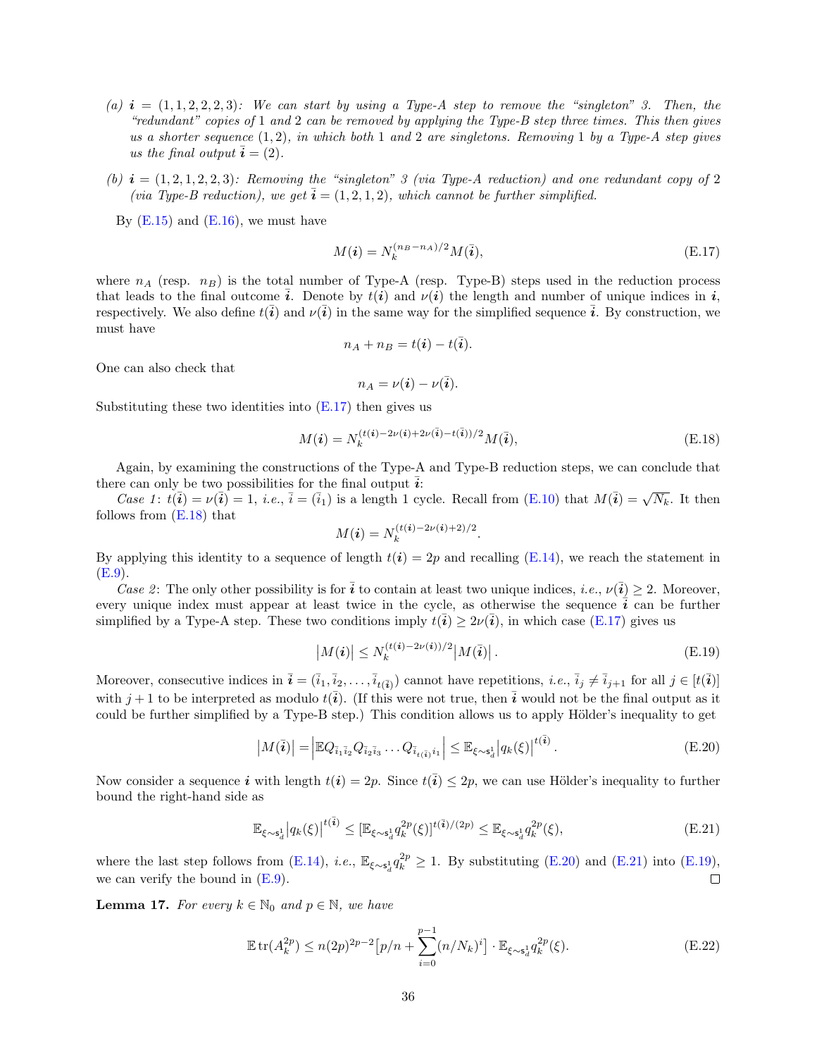*(a)* $\boldsymbol{i} = (1, 1, 2, 2, 2, 3)$*: We can start by using a Type-A step to remove the "singleton" 3. Then, the "redundant" copies of 1 and 2 can be removed by applying the Type-B step three times. This then gives us a shorter sequence (1, 2), in which both 1 and 2 are singletons. Removing 1 by a Type-A step gives us the final output* $\bar{\boldsymbol{i}} = (2)$.

*(b)* $\boldsymbol{i} = (1, 2, 1, 2, 2, 3)$*: Removing the "singleton" 3 (via Type-A reduction) and one redundant copy of 2 (via Type-B reduction), we get* $\bar{\boldsymbol{i}} = (1, 2, 1, 2)$*, which cannot be further simplified.*

By (E.15) and (E.16), we must have

$$M(\boldsymbol{i}) = N_k^{(n_B - n_A)/2} M(\bar{\boldsymbol{i}}), \tag{E.17}$$

where $n_A$ (resp. $n_B$) is the total number of Type-A (resp. Type-B) steps used in the reduction process that leads to the final outcome $\bar{\boldsymbol{i}}$. Denote by $t(\boldsymbol{i})$ and $\nu(\boldsymbol{i})$ the length and number of unique indices in $\boldsymbol{i}$, respectively. We also define $t(\bar{\boldsymbol{i}})$ and $\nu(\bar{\boldsymbol{i}})$ in the same way for the simplified sequence $\bar{\boldsymbol{i}}$. By construction, we must have

$$n_A + n_B = t(\boldsymbol{i}) - t(\bar{\boldsymbol{i}}).$$

One can also check that

$$n_A = \nu(\boldsymbol{i}) - \nu(\bar{\boldsymbol{i}}).$$

Substituting these two identities into (E.17) then gives us

$$M(\boldsymbol{i}) = N_k^{(t(\boldsymbol{i}) - 2\nu(\boldsymbol{i}) + 2\nu(\bar{\boldsymbol{i}}) - t(\bar{\boldsymbol{i}}))/2} M(\bar{\boldsymbol{i}}), \tag{E.18}$$

Again, by examining the constructions of the Type-A and Type-B reduction steps, we can conclude that there can only be two possibilities for the final output $\bar{\boldsymbol{i}}$:

*Case 1*: $t(\bar{\boldsymbol{i}}) = \nu(\bar{\boldsymbol{i}}) = 1$, *i.e.*, $\bar{i} = (\bar{i}_1)$ is a length 1 cycle. Recall from (E.10) that $M(\bar{\boldsymbol{i}}) = \sqrt{N_k}$. It then follows from (E.18) that

$$M(\boldsymbol{i}) = N_k^{(t(\boldsymbol{i}) - 2\nu(\boldsymbol{i}) + 2)/2}.$$

By applying this identity to a sequence of length $t(\boldsymbol{i}) = 2p$ and recalling (E.14), we reach the statement in (E.9).

*Case 2*: The only other possibility is for $\bar{\boldsymbol{i}}$ to contain at least two unique indices, *i.e.*, $\nu(\bar{\boldsymbol{i}}) \geq 2$. Moreover, every unique index must appear at least twice in the cycle, as otherwise the sequence $\bar{\boldsymbol{i}}$ can be further simplified by a Type-A step. These two conditions imply $t(\bar{\boldsymbol{i}}) \geq 2\nu(\bar{\boldsymbol{i}})$, in which case (E.17) gives us

$$\left|M(\boldsymbol{i})\right| \leq N_k^{(t(\boldsymbol{i}) - 2\nu(\boldsymbol{i}))/2} \left|M(\bar{\boldsymbol{i}})\right|. \tag{E.19}$$

Moreover, consecutive indices in $\bar{\boldsymbol{i}} = (\bar{i}_1, \bar{i}_2, \ldots, \bar{i}_{t(\bar{\boldsymbol{i}})})$ cannot have repetitions, *i.e.*, $\bar{i}_j \neq \bar{i}_{j+1}$ for all $j \in [t(\bar{\boldsymbol{i}})]$ with $j+1$ to be interpreted as modulo $t(\bar{\boldsymbol{i}})$. (If this were not true, then $\bar{\boldsymbol{i}}$ would not be the final output as it could be further simplified by a Type-B step.) This condition allows us to apply Hölder's inequality to get

$$\left|M(\bar{\boldsymbol{i}})\right| = \left|\mathbb{E} Q_{\bar{i}_1 \bar{i}_2} Q_{\bar{i}_2 \bar{i}_3} \ldots Q_{\bar{i}_{t(\bar{\boldsymbol{i}})} i_1}\right| \leq \mathbb{E}_{\xi \sim \mathsf{s}_d^1} \left|q_k(\xi)\right|^{t(\bar{\boldsymbol{i}})}. \tag{E.20}$$

Now consider a sequence $\boldsymbol{i}$ with length $t(\boldsymbol{i}) = 2p$. Since $t(\bar{\boldsymbol{i}}) \leq 2p$, we can use Hölder's inequality to further bound the right-hand side as

$$\mathbb{E}_{\xi \sim \mathsf{s}_d^1} \left|q_k(\xi)\right|^{t(\bar{\boldsymbol{i}})} \leq [\mathbb{E}_{\xi \sim \mathsf{s}_d^1} q_k^{2p}(\xi)]^{t(\bar{\boldsymbol{i}})/(2p)} \leq \mathbb{E}_{\xi \sim \mathsf{s}_d^1} q_k^{2p}(\xi), \tag{E.21}$$

where the last step follows from (E.14), *i.e.*, $\mathbb{E}_{\xi \sim \mathsf{s}_d^1} q_k^{2p} \geq 1$. By substituting (E.20) and (E.21) into (E.19), we can verify the bound in (E.9). $\square$

**Lemma 17.** *For every $k \in \mathbb{N}_0$ and $p \in \mathbb{N}$, we have*

$$\mathbb{E} \operatorname{tr}(A_k^{2p}) \leq n(2p)^{2p-2} \big[p/n + \sum_{i=0}^{p-1} (n/N_k)^i\big] \cdot \mathbb{E}_{\xi \sim \mathsf{s}_d^1} q_k^{2p}(\xi). \tag{E.22}$$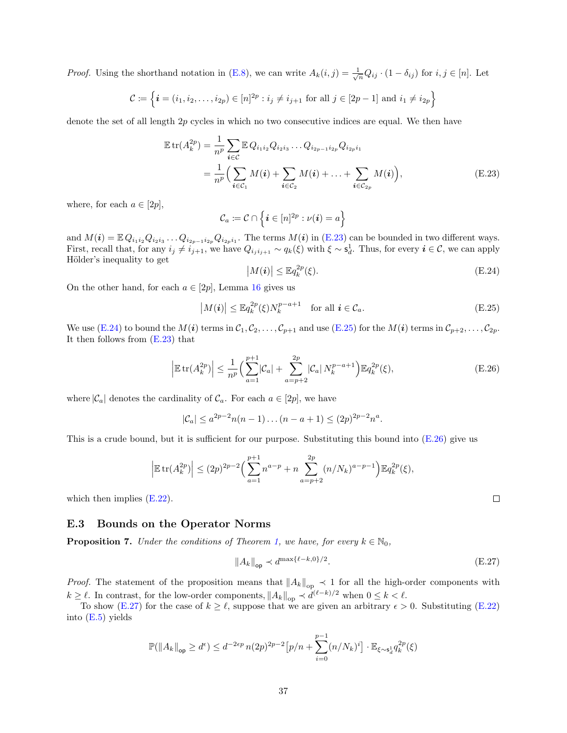*Proof.* Using the shorthand notation in (E.8), we can write $A_k(i,j) = \frac{1}{\sqrt{n}} Q_{ij} \cdot (1 - \delta_{ij})$ for $i, j \in [n]$. Let

$$\mathcal{C} := \Big\{ \boldsymbol{i} = (i_1, i_2, \ldots, i_{2p}) \in [n]^{2p} : i_j \neq i_{j+1} \text{ for all } j \in [2p-1] \text{ and } i_1 \neq i_{2p} \Big\}$$

denote the set of all length $2p$ cycles in which no two consecutive indices are equal. We then have

$$\begin{aligned}
\mathbb{E}\, \mathrm{tr}(A_k^{2p}) &= \frac{1}{n^p} \sum_{\boldsymbol{i} \in \mathcal{C}} \mathbb{E}\, Q_{i_1 i_2} Q_{i_2 i_3} \ldots Q_{i_{2p-1} i_{2p}} Q_{i_{2p} i_1} \\
&= \frac{1}{n^p} \Big( \sum_{\boldsymbol{i} \in \mathcal{C}_1} M(\boldsymbol{i}) + \sum_{\boldsymbol{i} \in \mathcal{C}_2} M(\boldsymbol{i}) + \ldots + \sum_{\boldsymbol{i} \in \mathcal{C}_{2p}} M(\boldsymbol{i}) \Big),
\end{aligned} \tag{E.23}$$

where, for each $a \in [2p]$,

$$\mathcal{C}_a := \mathcal{C} \cap \Big\{ \boldsymbol{i} \in [n]^{2p} : \nu(\boldsymbol{i}) = a \Big\}$$

and $M(\boldsymbol{i}) = \mathbb{E}\, Q_{i_1 i_2} Q_{i_2 i_3} \ldots Q_{i_{2p-1} i_{2p}} Q_{i_{2p} i_1}$. The terms $M(\boldsymbol{i})$ in (E.23) can be bounded in two different ways. First, recall that, for any $i_j \neq i_{j+1}$, we have $Q_{i_j i_{j+1}} \sim q_k(\xi)$ with $\xi \sim \mathsf{s}_d^1$. Thus, for every $\boldsymbol{i} \in \mathcal{C}$, we can apply Hölder's inequality to get

$$\big| M(\boldsymbol{i}) \big| \leq \mathbb{E} q_k^{2p}(\xi). \tag{E.24}$$

On the other hand, for each $a \in [2p]$, Lemma 16 gives us

$$\big| M(\boldsymbol{i}) \big| \leq \mathbb{E} q_k^{2p}(\xi) N_k^{p-a+1} \quad \text{for all } \boldsymbol{i} \in \mathcal{C}_a. \tag{E.25}$$

We use (E.24) to bound the $M(\boldsymbol{i})$ terms in $\mathcal{C}_1, \mathcal{C}_2, \ldots, \mathcal{C}_{p+1}$ and use (E.25) for the $M(\boldsymbol{i})$ terms in $\mathcal{C}_{p+2}, \ldots, \mathcal{C}_{2p}$. It then follows from (E.23) that

$$\Big| \mathbb{E}\, \mathrm{tr}(A_k^{2p}) \Big| \leq \frac{1}{n^p} \Big( \sum_{a=1}^{p+1} |\mathcal{C}_a| + \sum_{a=p+2}^{2p} |\mathcal{C}_a|\, N_k^{p-a+1} \Big) \mathbb{E} q_k^{2p}(\xi), \tag{E.26}$$

where $|\mathcal{C}_a|$ denotes the cardinality of $\mathcal{C}_a$. For each $a \in [2p]$, we have

$$|\mathcal{C}_a| \leq a^{2p-2} n(n-1)\ldots(n-a+1) \leq (2p)^{2p-2} n^a.$$

This is a crude bound, but it is sufficient for our purpose. Substituting this bound into (E.26) give us

$$\Big| \mathbb{E}\, \mathrm{tr}(A_k^{2p}) \Big| \leq (2p)^{2p-2} \Big( \sum_{a=1}^{p+1} n^{a-p} + n \sum_{a=p+2}^{2p} (n/N_k)^{a-p-1} \Big) \mathbb{E} q_k^{2p}(\xi),$$

which then implies (E.22). $\square$

## E.3 Bounds on the Operator Norms

**Proposition 7.** *Under the conditions of Theorem 1, we have, for every $k \in \mathbb{N}_0$,*

$$\| A_k \|_{\mathsf{op}} \prec d^{\max\{\ell - k, 0\}/2}. \tag{E.27}$$

*Proof.* The statement of the proposition means that $\|A_k\|_{\mathsf{op}} \prec 1$ for all the high-order components with $k \geq \ell$. In contrast, for the low-order components, $\|A_k\|_{\mathsf{op}} \prec d^{(\ell-k)/2}$ when $0 \leq k < \ell$.

To show (E.27) for the case of $k \geq \ell$, suppose that we are given an arbitrary $\epsilon > 0$. Substituting (E.22) into (E.5) yields

$$\mathbb{P}(\|A_k\|_{\mathsf{op}} \geq d^{\epsilon}) \leq d^{-2\epsilon p}\, n (2p)^{2p-2} \big[ p/n + \sum_{i=0}^{p-1} (n/N_k)^i \big] \cdot \mathbb{E}_{\xi \sim \mathsf{s}_d^1} q_k^{2p}(\xi)$$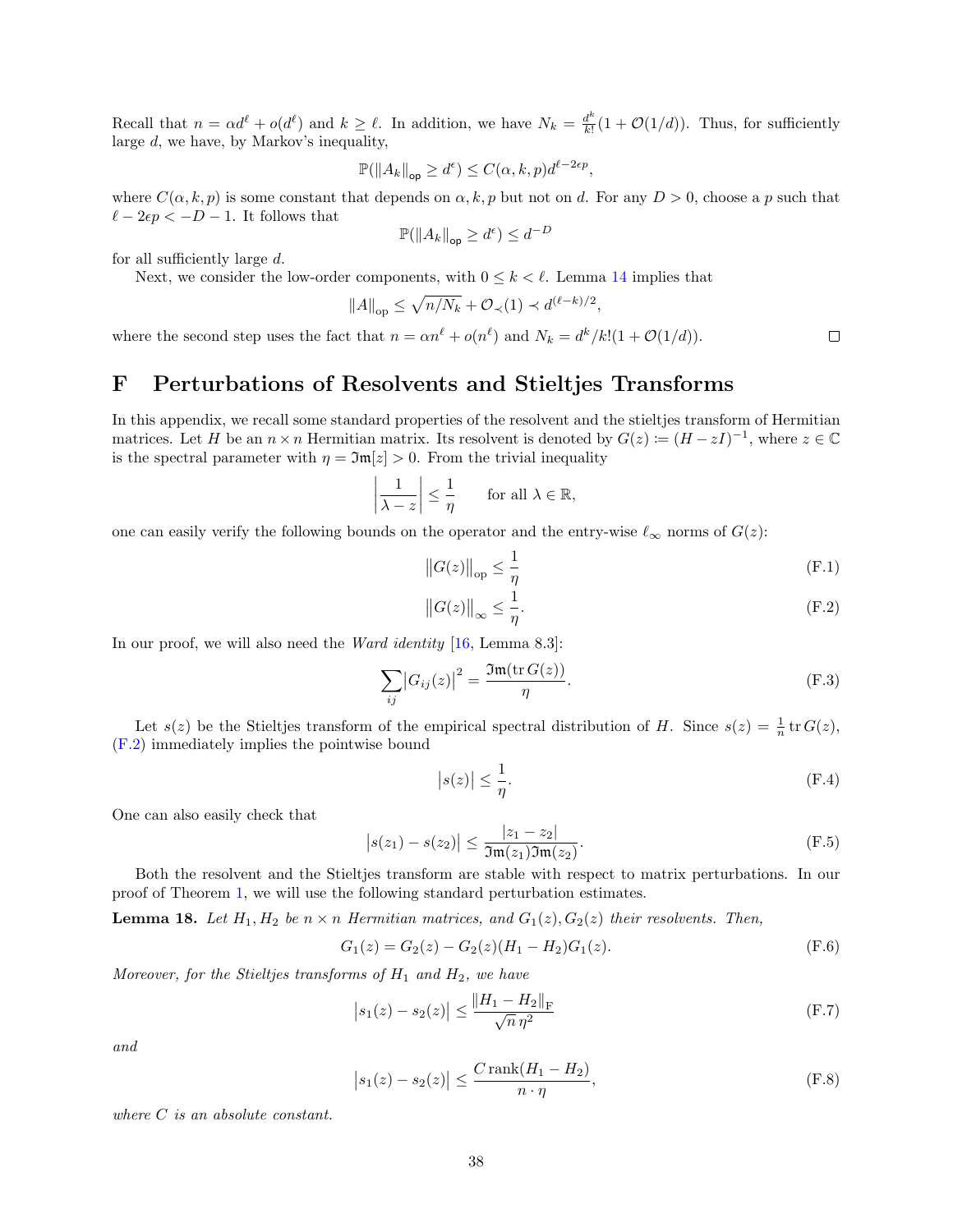Recall that $n = \alpha d^\ell + o(d^\ell)$ and $k \geq \ell$. In addition, we have $N_k = \frac{d^k}{k!}(1 + \mathcal{O}(1/d))$. Thus, for sufficiently large $d$, we have, by Markov's inequality,

$$\mathbb{P}(\|A_k\|_{\mathsf{op}} \geq d^\epsilon) \leq C(\alpha, k, p) d^{\ell - 2\epsilon p},$$

where $C(\alpha, k, p)$ is some constant that depends on $\alpha, k, p$ but not on $d$. For any $D > 0$, choose a $p$ such that $\ell - 2\epsilon p < -D - 1$. It follows that

$$\mathbb{P}(\|A_k\|_{\mathsf{op}} \geq d^\epsilon) \leq d^{-D}$$

for all sufficiently large $d$.

Next, we consider the low-order components, with $0 \leq k < \ell$. Lemma 14 implies that

$$\|A\|_{\mathrm{op}} \leq \sqrt{n/N_k} + \mathcal{O}_\prec(1) \prec d^{(\ell-k)/2},$$

where the second step uses the fact that $n = \alpha n^\ell + o(n^\ell)$ and $N_k = d^k/k!(1 + \mathcal{O}(1/d))$. $\square$

# F Perturbations of Resolvents and Stieltjes Transforms

In this appendix, we recall some standard properties of the resolvent and the stieltjes transform of Hermitian matrices. Let $H$ be an $n \times n$ Hermitian matrix. Its resolvent is denoted by $G(z) \coloneqq (H - zI)^{-1}$, where $z \in \mathbb{C}$ is the spectral parameter with $\eta = \mathfrak{Im}[z] > 0$. From the trivial inequality

$$\left|\frac{1}{\lambda - z}\right| \leq \frac{1}{\eta} \qquad \text{for all } \lambda \in \mathbb{R},$$

one can easily verify the following bounds on the operator and the entry-wise $\ell_\infty$ norms of $G(z)$:

$$\|G(z)\|_{\mathrm{op}} \leq \frac{1}{\eta} \tag{F.1}$$

$$\|G(z)\|_\infty \leq \frac{1}{\eta}. \tag{F.2}$$

In our proof, we will also need the *Ward identity* [16, Lemma 8.3]:

$$\sum_{ij} |G_{ij}(z)|^2 = \frac{\mathfrak{Im}(\operatorname{tr} G(z))}{\eta}. \tag{F.3}$$

Let $s(z)$ be the Stieltjes transform of the empirical spectral distribution of $H$. Since $s(z) = \frac{1}{n} \operatorname{tr} G(z)$, (F.2) immediately implies the pointwise bound

$$|s(z)| \leq \frac{1}{\eta}. \tag{F.4}$$

One can also easily check that

$$|s(z_1) - s(z_2)| \leq \frac{|z_1 - z_2|}{\mathfrak{Im}(z_1)\mathfrak{Im}(z_2)}. \tag{F.5}$$

Both the resolvent and the Stieltjes transform are stable with respect to matrix perturbations. In our proof of Theorem 1, we will use the following standard perturbation estimates.

**Lemma 18.** *Let $H_1, H_2$ be $n \times n$ Hermitian matrices, and $G_1(z), G_2(z)$ their resolvents. Then,*

$$G_1(z) = G_2(z) - G_2(z)(H_1 - H_2)G_1(z). \tag{F.6}$$

*Moreover, for the Stieltjes transforms of $H_1$ and $H_2$, we have*

$$|s_1(z) - s_2(z)| \leq \frac{\|H_1 - H_2\|_{\mathrm{F}}}{\sqrt{n}\, \eta^2} \tag{F.7}$$

*and*

$$|s_1(z) - s_2(z)| \leq \frac{C \operatorname{rank}(H_1 - H_2)}{n \cdot \eta}, \tag{F.8}$$

*where $C$ is an absolute constant.*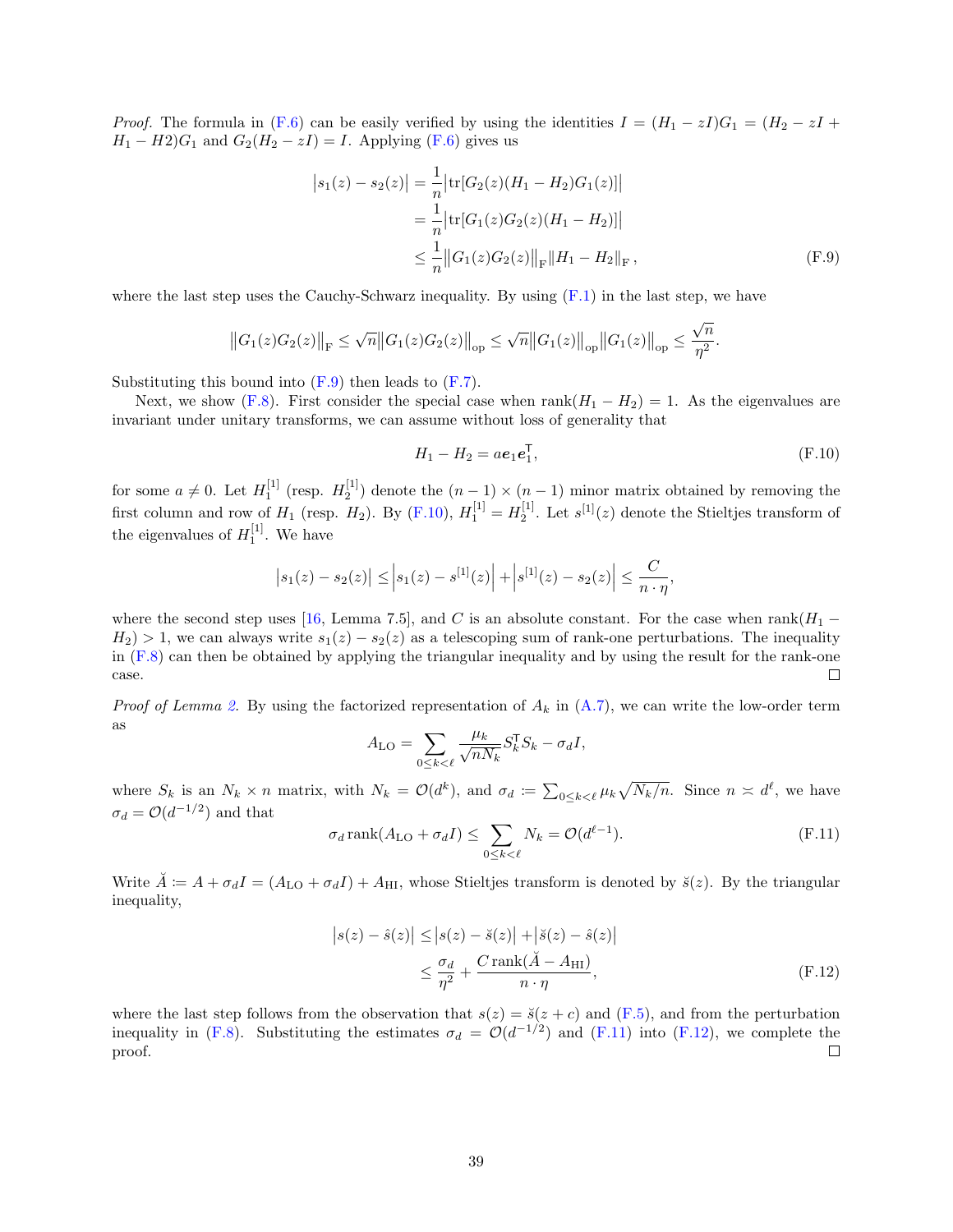*Proof.* The formula in (F.6) can be easily verified by using the identities $I = (H_1 - zI)G_1 = (H_2 - zI + H_1 - H2)G_1$ and $G_2(H_2 - zI) = I$. Applying (F.6) gives us

$$
\begin{aligned}
\left|s_1(z) - s_2(z)\right| &= \frac{1}{n}\left|\operatorname{tr}[G_2(z)(H_1 - H_2)G_1(z)]\right| \\
&= \frac{1}{n}\left|\operatorname{tr}[G_1(z)G_2(z)(H_1 - H_2)]\right| \\
&\leq \frac{1}{n}\left\|G_1(z)G_2(z)\right\|_{\mathrm{F}}\left\|H_1 - H_2\right\|_{\mathrm{F}}, 
\end{aligned} \tag{F.9}
$$

where the last step uses the Cauchy-Schwarz inequality. By using (F.1) in the last step, we have

$$
\left\|G_1(z)G_2(z)\right\|_{\mathrm{F}} \leq \sqrt{n}\left\|G_1(z)G_2(z)\right\|_{\mathrm{op}} \leq \sqrt{n}\left\|G_1(z)\right\|_{\mathrm{op}}\left\|G_1(z)\right\|_{\mathrm{op}} \leq \frac{\sqrt{n}}{\eta^2}.
$$

Substituting this bound into (F.9) then leads to (F.7).

Next, we show (F.8). First consider the special case when $\operatorname{rank}(H_1 - H_2) = 1$. As the eigenvalues are invariant under unitary transforms, we can assume without loss of generality that

$$
H_1 - H_2 = a\boldsymbol{e}_1\boldsymbol{e}_1^{\mathsf{T}}, \tag{F.10}
$$

for some $a \neq 0$. Let $H_1^{[1]}$ (resp. $H_2^{[1]}$) denote the $(n-1) \times (n-1)$ minor matrix obtained by removing the first column and row of $H_1$ (resp. $H_2$). By (F.10), $H_1^{[1]} = H_2^{[1]}$. Let $s^{[1]}(z)$ denote the Stieltjes transform of the eigenvalues of $H_1^{[1]}$. We have

$$
\left|s_1(z) - s_2(z)\right| \leq \left|s_1(z) - s^{[1]}(z)\right| + \left|s^{[1]}(z) - s_2(z)\right| \leq \frac{C}{n \cdot \eta},
$$

where the second step uses [16, Lemma 7.5], and $C$ is an absolute constant. For the case when $\operatorname{rank}(H_1 - H_2) > 1$, we can always write $s_1(z) - s_2(z)$ as a telescoping sum of rank-one perturbations. The inequality in (F.8) can then be obtained by applying the triangular inequality and by using the result for the rank-one case. ◻

*Proof of Lemma 2.* By using the factorized representation of $A_k$ in (A.7), we can write the low-order term as

$$
A_{\mathrm{LO}} = \sum_{0 \leq k < \ell} \frac{\mu_k}{\sqrt{nN_k}} S_k^{\mathsf{T}} S_k - \sigma_d I,
$$

where $S_k$ is an $N_k \times n$ matrix, with $N_k = \mathcal{O}(d^k)$, and $\sigma_d \coloneqq \sum_{0 \leq k < \ell} \mu_k \sqrt{N_k/n}$. Since $n \asymp d^\ell$, we have $\sigma_d = \mathcal{O}(d^{-1/2})$ and that

$$
\sigma_d \operatorname{rank}(A_{\mathrm{LO}} + \sigma_d I) \leq \sum_{0 \leq k < \ell} N_k = \mathcal{O}(d^{\ell - 1}). \tag{F.11}
$$

Write $\breve{A} \coloneqq A + \sigma_d I = (A_{\mathrm{LO}} + \sigma_d I) + A_{\mathrm{HI}}$, whose Stieltjes transform is denoted by $\breve{s}(z)$. By the triangular inequality,

$$
\begin{aligned}
\left|s(z) - \hat{s}(z)\right| &\leq \left|s(z) - \breve{s}(z)\right| + \left|\breve{s}(z) - \hat{s}(z)\right| \\
&\leq \frac{\sigma_d}{\eta^2} + \frac{C \operatorname{rank}(\breve{A} - A_{\mathrm{HI}})}{n \cdot \eta}, 
\end{aligned} \tag{F.12}
$$

where the last step follows from the observation that $s(z) = \breve{s}(z + c)$ and (F.5), and from the perturbation inequality in (F.8). Substituting the estimates $\sigma_d = \mathcal{O}(d^{-1/2})$ and (F.11) into (F.12), we complete the proof. ◻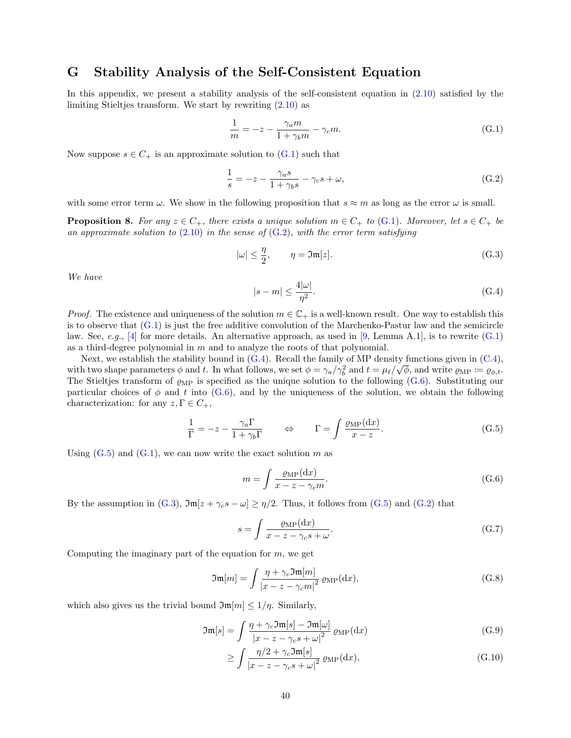# G Stability Analysis of the Self-Consistent Equation

In this appendix, we present a stability analysis of the self-consistent equation in (2.10) satisfied by the limiting Stieltjes transform. We start by rewriting (2.10) as

$$\frac{1}{m} = -z - \frac{\gamma_a m}{1 + \gamma_b m} - \gamma_c m. \tag{G.1}$$

Now suppose $s \in C_+$ is an approximate solution to (G.1) such that

$$\frac{1}{s} = -z - \frac{\gamma_a s}{1 + \gamma_b s} - \gamma_c s + \omega, \tag{G.2}$$

with some error term $\omega$. We show in the following proposition that $s \approx m$ as long as the error $\omega$ is small.

**Proposition 8.** *For any $z \in C_+$, there exists a unique solution $m \in C_+$ to (G.1). Moreover, let $s \in C_+$ be an approximate solution to (2.10) in the sense of (G.2), with the error term satisfying*

$$|\omega| \leq \frac{\eta}{2}, \qquad \eta = \mathfrak{Im}[z]. \tag{G.3}$$

*We have*

$$|s - m| \leq \frac{4|\omega|}{\eta^2}. \tag{G.4}$$

*Proof.* The existence and uniqueness of the solution $m \in \mathbb{C}_+$ is a well-known result. One way to establish this is to observe that (G.1) is just the free additive convolution of the Marchenko-Pastur law and the semicircle law. See, *e.g.*, [4] for more details. An alternative approach, as used in [9, Lemma A.1], is to rewrite (G.1) as a third-degree polynomial in $m$ and to analyze the roots of that polynomial.

Next, we establish the stability bound in (G.4). Recall the family of MP density functions given in (C.4), with two shape parameters $\phi$ and $t$. In what follows, we set $\phi = \gamma_a/\gamma_b^2$ and $t = \mu_\ell/\sqrt{\phi}$, and write $\varrho_{\text{MP}} := \varrho_{\phi,t}$. The Stieltjes transform of $\varrho_{\text{MP}}$ is specified as the unique solution to the following (G.6). Substituting our particular choices of $\phi$ and $t$ into (G.6), and by the uniqueness of the solution, we obtain the following characterization: for any $z, \Gamma \in C_+$,

$$\frac{1}{\Gamma} = -z - \frac{\gamma_a \Gamma}{1 + \gamma_b \Gamma} \qquad \Leftrightarrow \qquad \Gamma = \int \frac{\varrho_{\text{MP}}(\mathrm{d}x)}{x - z}. \tag{G.5}$$

Using (G.5) and (G.1), we can now write the exact solution $m$ as

$$m = \int \frac{\varrho_{\text{MP}}(\mathrm{d}x)}{x - z - \gamma_c m}. \tag{G.6}$$

By the assumption in (G.3), $\mathfrak{Im}[z + \gamma_c s - \omega] \geq \eta/2$. Thus, it follows from (G.5) and (G.2) that

$$s = \int \frac{\varrho_{\text{MP}}(\mathrm{d}x)}{x - z - \gamma_c s + \omega}. \tag{G.7}$$

Computing the imaginary part of the equation for $m$, we get

$$\mathfrak{Im}[m] = \int \frac{\eta + \gamma_c \mathfrak{Im}[m]}{|x - z - \gamma_c m|^2} \, \varrho_{\text{MP}}(\mathrm{d}x), \tag{G.8}$$

which also gives us the trivial bound $\mathfrak{Im}[m] \leq 1/\eta$. Similarly,

$$\mathfrak{Im}[s] = \int \frac{\eta + \gamma_c \mathfrak{Im}[s] - \mathfrak{Im}[\omega]}{|x - z - \gamma_c s + \omega|^2} \, \varrho_{\text{MP}}(\mathrm{d}x) \tag{G.9}$$

$$\geq \int \frac{\eta/2 + \gamma_c \mathfrak{Im}[s]}{|x - z - \gamma_c s + \omega|^2} \, \varrho_{\text{MP}}(\mathrm{d}x), \tag{G.10}$$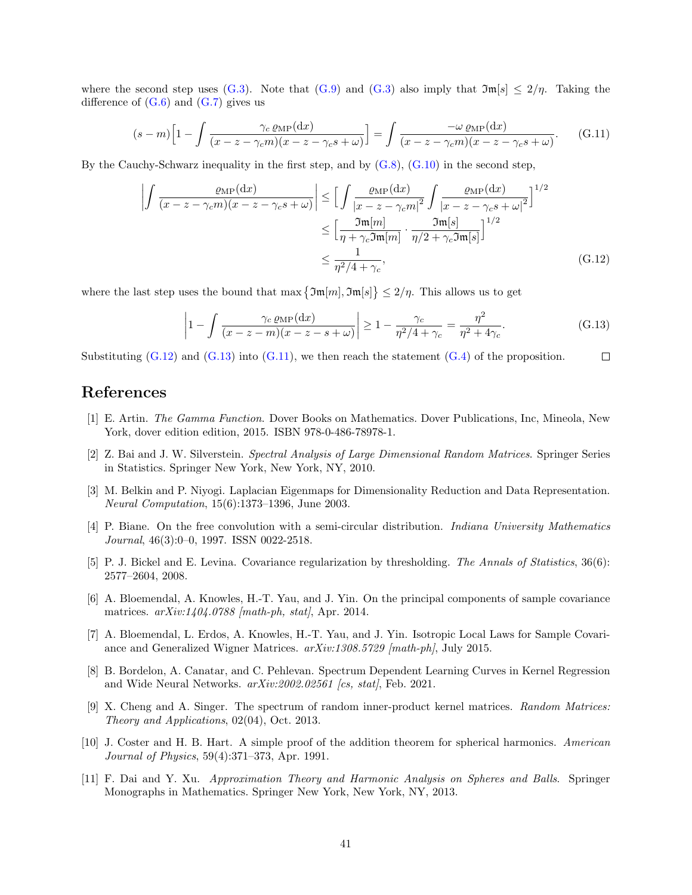where the second step uses (G.3). Note that (G.9) and (G.3) also imply that $\mathfrak{Im}[s] \le 2/\eta$. Taking the difference of (G.6) and (G.7) gives us

$$
(s-m)\Big[1 - \int \frac{\gamma_c\, \varrho_{\mathrm{MP}}(\mathrm{d}x)}{(x-z-\gamma_c m)(x-z-\gamma_c s+\omega)}\Big] = \int \frac{-\omega\, \varrho_{\mathrm{MP}}(\mathrm{d}x)}{(x-z-\gamma_c m)(x-z-\gamma_c s+\omega)}. \tag{G.11}
$$

By the Cauchy-Schwarz inequality in the first step, and by (G.8), (G.10) in the second step,

$$
\begin{aligned}
\Big| \int \frac{\varrho_{\mathrm{MP}}(\mathrm{d}x)}{(x-z-\gamma_c m)(x-z-\gamma_c s+\omega)} \Big| &\le \Big[ \int \frac{\varrho_{\mathrm{MP}}(\mathrm{d}x)}{|x-z-\gamma_c m|^2} \int \frac{\varrho_{\mathrm{MP}}(\mathrm{d}x)}{|x-z-\gamma_c s+\omega|^2} \Big]^{1/2} \\
&\le \Big[ \frac{\mathfrak{Im}[m]}{\eta + \gamma_c \mathfrak{Im}[m]} \cdot \frac{\mathfrak{Im}[s]}{\eta/2 + \gamma_c \mathfrak{Im}[s]} \Big]^{1/2} \\
&\le \frac{1}{\eta^2/4 + \gamma_c},
\end{aligned} \tag{G.12}
$$

where the last step uses the bound that $\max\big\{\mathfrak{Im}[m], \mathfrak{Im}[s]\big\} \le 2/\eta$. This allows us to get

$$
\Big| 1 - \int \frac{\gamma_c\, \varrho_{\mathrm{MP}}(\mathrm{d}x)}{(x-z-m)(x-z-s+\omega)} \Big| \ge 1 - \frac{\gamma_c}{\eta^2/4+\gamma_c} = \frac{\eta^2}{\eta^2 + 4\gamma_c}. \tag{G.13}
$$

Substituting (G.12) and (G.13) into (G.11), we then reach the statement (G.4) of the proposition. □

# References

[1] E. Artin. *The Gamma Function*. Dover Books on Mathematics. Dover Publications, Inc, Mineola, New York, dover edition edition, 2015. ISBN 978-0-486-78978-1.

[2] Z. Bai and J. W. Silverstein. *Spectral Analysis of Large Dimensional Random Matrices*. Springer Series in Statistics. Springer New York, New York, NY, 2010.

[3] M. Belkin and P. Niyogi. Laplacian Eigenmaps for Dimensionality Reduction and Data Representation. *Neural Computation*, 15(6):1373–1396, June 2003.

[4] P. Biane. On the free convolution with a semi-circular distribution. *Indiana University Mathematics Journal*, 46(3):0–0, 1997. ISSN 0022-2518.

[5] P. J. Bickel and E. Levina. Covariance regularization by thresholding. *The Annals of Statistics*, 36(6): 2577–2604, 2008.

[6] A. Bloemendal, A. Knowles, H.-T. Yau, and J. Yin. On the principal components of sample covariance matrices. *arXiv:1404.0788 [math-ph, stat]*, Apr. 2014.

[7] A. Bloemendal, L. Erdos, A. Knowles, H.-T. Yau, and J. Yin. Isotropic Local Laws for Sample Covariance and Generalized Wigner Matrices. *arXiv:1308.5729 [math-ph]*, July 2015.

[8] B. Bordelon, A. Canatar, and C. Pehlevan. Spectrum Dependent Learning Curves in Kernel Regression and Wide Neural Networks. *arXiv:2002.02561 [cs, stat]*, Feb. 2021.

[9] X. Cheng and A. Singer. The spectrum of random inner-product kernel matrices. *Random Matrices: Theory and Applications*, 02(04), Oct. 2013.

[10] J. Coster and H. B. Hart. A simple proof of the addition theorem for spherical harmonics. *American Journal of Physics*, 59(4):371–373, Apr. 1991.

[11] F. Dai and Y. Xu. *Approximation Theory and Harmonic Analysis on Spheres and Balls*. Springer Monographs in Mathematics. Springer New York, New York, NY, 2013.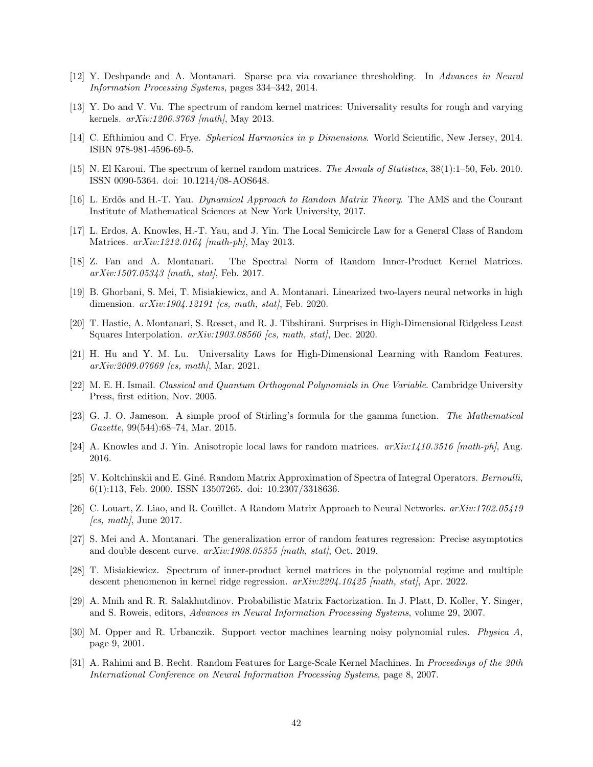[12] Y. Deshpande and A. Montanari. Sparse pca via covariance thresholding. In *Advances in Neural Information Processing Systems*, pages 334–342, 2014.

[13] Y. Do and V. Vu. The spectrum of random kernel matrices: Universality results for rough and varying kernels. *arXiv:1206.3763 [math]*, May 2013.

[14] C. Efthimiou and C. Frye. *Spherical Harmonics in p Dimensions*. World Scientific, New Jersey, 2014. ISBN 978-981-4596-69-5.

[15] N. El Karoui. The spectrum of kernel random matrices. *The Annals of Statistics*, 38(1):1–50, Feb. 2010. ISSN 0090-5364. doi: 10.1214/08-AOS648.

[16] L. Erdős and H.-T. Yau. *Dynamical Approach to Random Matrix Theory*. The AMS and the Courant Institute of Mathematical Sciences at New York University, 2017.

[17] L. Erdos, A. Knowles, H.-T. Yau, and J. Yin. The Local Semicircle Law for a General Class of Random Matrices. *arXiv:1212.0164 [math-ph]*, May 2013.

[18] Z. Fan and A. Montanari. The Spectral Norm of Random Inner-Product Kernel Matrices. *arXiv:1507.05343 [math, stat]*, Feb. 2017.

[19] B. Ghorbani, S. Mei, T. Misiakiewicz, and A. Montanari. Linearized two-layers neural networks in high dimension. *arXiv:1904.12191 [cs, math, stat]*, Feb. 2020.

[20] T. Hastie, A. Montanari, S. Rosset, and R. J. Tibshirani. Surprises in High-Dimensional Ridgeless Least Squares Interpolation. *arXiv:1903.08560 [cs, math, stat]*, Dec. 2020.

[21] H. Hu and Y. M. Lu. Universality Laws for High-Dimensional Learning with Random Features. *arXiv:2009.07669 [cs, math]*, Mar. 2021.

[22] M. E. H. Ismail. *Classical and Quantum Orthogonal Polynomials in One Variable*. Cambridge University Press, first edition, Nov. 2005.

[23] G. J. O. Jameson. A simple proof of Stirling's formula for the gamma function. *The Mathematical Gazette*, 99(544):68–74, Mar. 2015.

[24] A. Knowles and J. Yin. Anisotropic local laws for random matrices. *arXiv:1410.3516 [math-ph]*, Aug. 2016.

[25] V. Koltchinskii and E. Giné. Random Matrix Approximation of Spectra of Integral Operators. *Bernoulli*, 6(1):113, Feb. 2000. ISSN 13507265. doi: 10.2307/3318636.

[26] C. Louart, Z. Liao, and R. Couillet. A Random Matrix Approach to Neural Networks. *arXiv:1702.05419 [cs, math]*, June 2017.

[27] S. Mei and A. Montanari. The generalization error of random features regression: Precise asymptotics and double descent curve. *arXiv:1908.05355 [math, stat]*, Oct. 2019.

[28] T. Misiakiewicz. Spectrum of inner-product kernel matrices in the polynomial regime and multiple descent phenomenon in kernel ridge regression. *arXiv:2204.10425 [math, stat]*, Apr. 2022.

[29] A. Mnih and R. R. Salakhutdinov. Probabilistic Matrix Factorization. In J. Platt, D. Koller, Y. Singer, and S. Roweis, editors, *Advances in Neural Information Processing Systems*, volume 29, 2007.

[30] M. Opper and R. Urbanczik. Support vector machines learning noisy polynomial rules. *Physica A*, page 9, 2001.

[31] A. Rahimi and B. Recht. Random Features for Large-Scale Kernel Machines. In *Proceedings of the 20th International Conference on Neural Information Processing Systems*, page 8, 2007.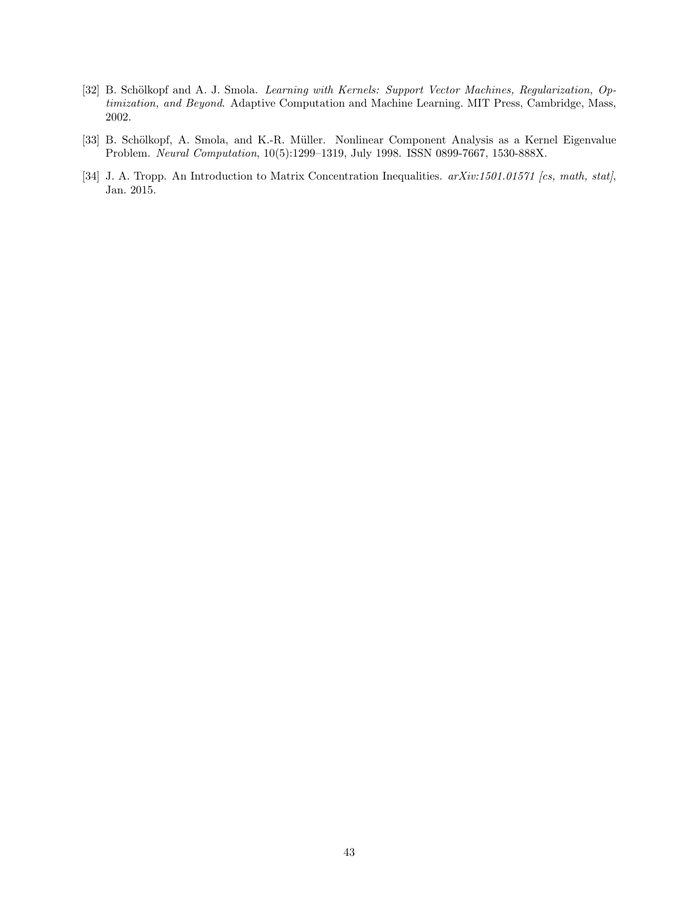[32] B. Schölkopf and A. J. Smola. *Learning with Kernels: Support Vector Machines, Regularization, Optimization, and Beyond*. Adaptive Computation and Machine Learning. MIT Press, Cambridge, Mass, 2002.

[33] B. Schölkopf, A. Smola, and K.-R. Müller. Nonlinear Component Analysis as a Kernel Eigenvalue Problem. *Neural Computation*, 10(5):1299–1319, July 1998. ISSN 0899-7667, 1530-888X.

[34] J. A. Tropp. An Introduction to Matrix Concentration Inequalities. *arXiv:1501.01571 [cs, math, stat]*, Jan. 2015.